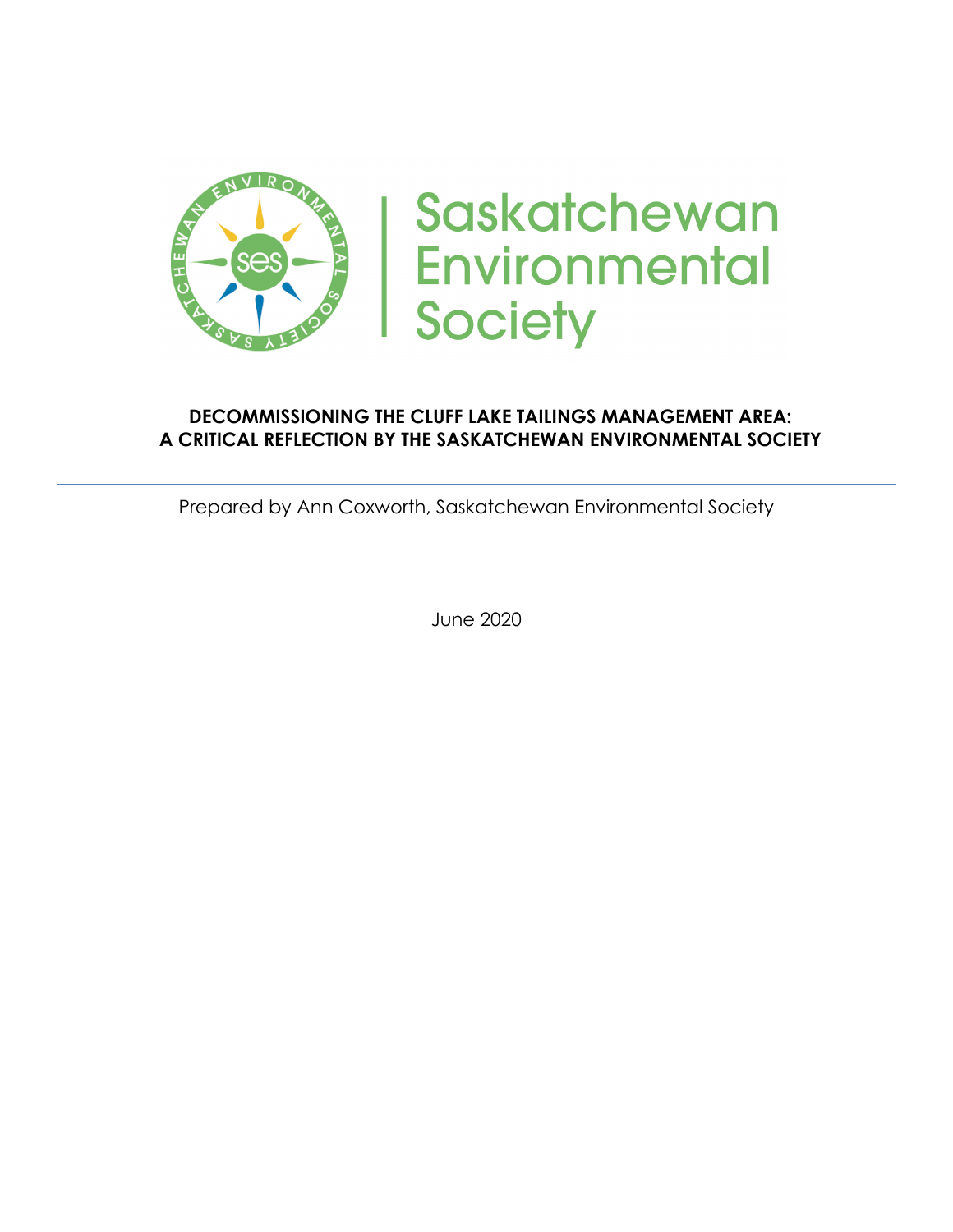Saskatchewan Environmental Society

# DECOMMISSIONING THE CLUFF LAKE TAILINGS MANAGEMENT AREA: A CRITICAL REFLECTION BY THE SASKATCHEWAN ENVIRONMENTAL SOCIETY

---

Prepared by Ann Coxworth, Saskatchewan Environmental Society

June 2020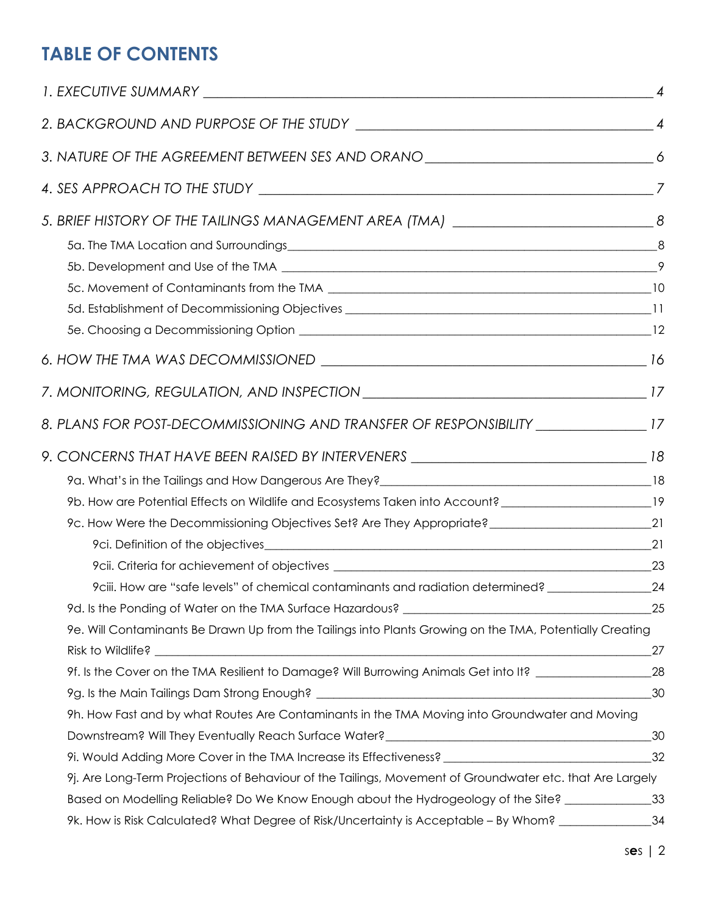# TABLE OF CONTENTS

*1. EXECUTIVE SUMMARY* ... 4

*2. BACKGROUND AND PURPOSE OF THE STUDY* ... 4

*3. NATURE OF THE AGREEMENT BETWEEN SES AND ORANO* ... 6

*4. SES APPROACH TO THE STUDY* ... 7

*5. BRIEF HISTORY OF THE TAILINGS MANAGEMENT AREA (TMA)* ... 8

- 5a. The TMA Location and Surroundings ... 8
- 5b. Development and Use of the TMA ... 9
- 5c. Movement of Contaminants from the TMA ... 10
- 5d. Establishment of Decommissioning Objectives ... 11
- 5e. Choosing a Decommissioning Option ... 12

*6. HOW THE TMA WAS DECOMMISSIONED* ... 16

*7. MONITORING, REGULATION, AND INSPECTION* ... 17

*8. PLANS FOR POST-DECOMMISSIONING AND TRANSFER OF RESPONSIBILITY* ... 17

*9. CONCERNS THAT HAVE BEEN RAISED BY INTERVENERS* ... 18

- 9a. What's in the Tailings and How Dangerous Are They? ... 18
- 9b. How are Potential Effects on Wildlife and Ecosystems Taken into Account? ... 19
- 9c. How Were the Decommissioning Objectives Set? Are They Appropriate? ... 21
  - 9ci. Definition of the objectives ... 21
  - 9cii. Criteria for achievement of objectives ... 23
  - 9ciii. How are "safe levels" of chemical contaminants and radiation determined? ... 24
- 9d. Is the Ponding of Water on the TMA Surface Hazardous? ... 25
- 9e. Will Contaminants Be Drawn Up from the Tailings into Plants Growing on the TMA, Potentially Creating Risk to Wildlife? ... 27
- 9f. Is the Cover on the TMA Resilient to Damage? Will Burrowing Animals Get into It? ... 28
- 9g. Is the Main Tailings Dam Strong Enough? ... 30
- 9h. How Fast and by what Routes Are Contaminants in the TMA Moving into Groundwater and Moving Downstream? Will They Eventually Reach Surface Water? ... 30
- 9i. Would Adding More Cover in the TMA Increase its Effectiveness? ... 32
- 9j. Are Long-Term Projections of Behaviour of the Tailings, Movement of Groundwater etc. that Are Largely Based on Modelling Reliable? Do We Know Enough about the Hydrogeology of the Site? ... 33
- 9k. How is Risk Calculated? What Degree of Risk/Uncertainty is Acceptable – By Whom? ... 34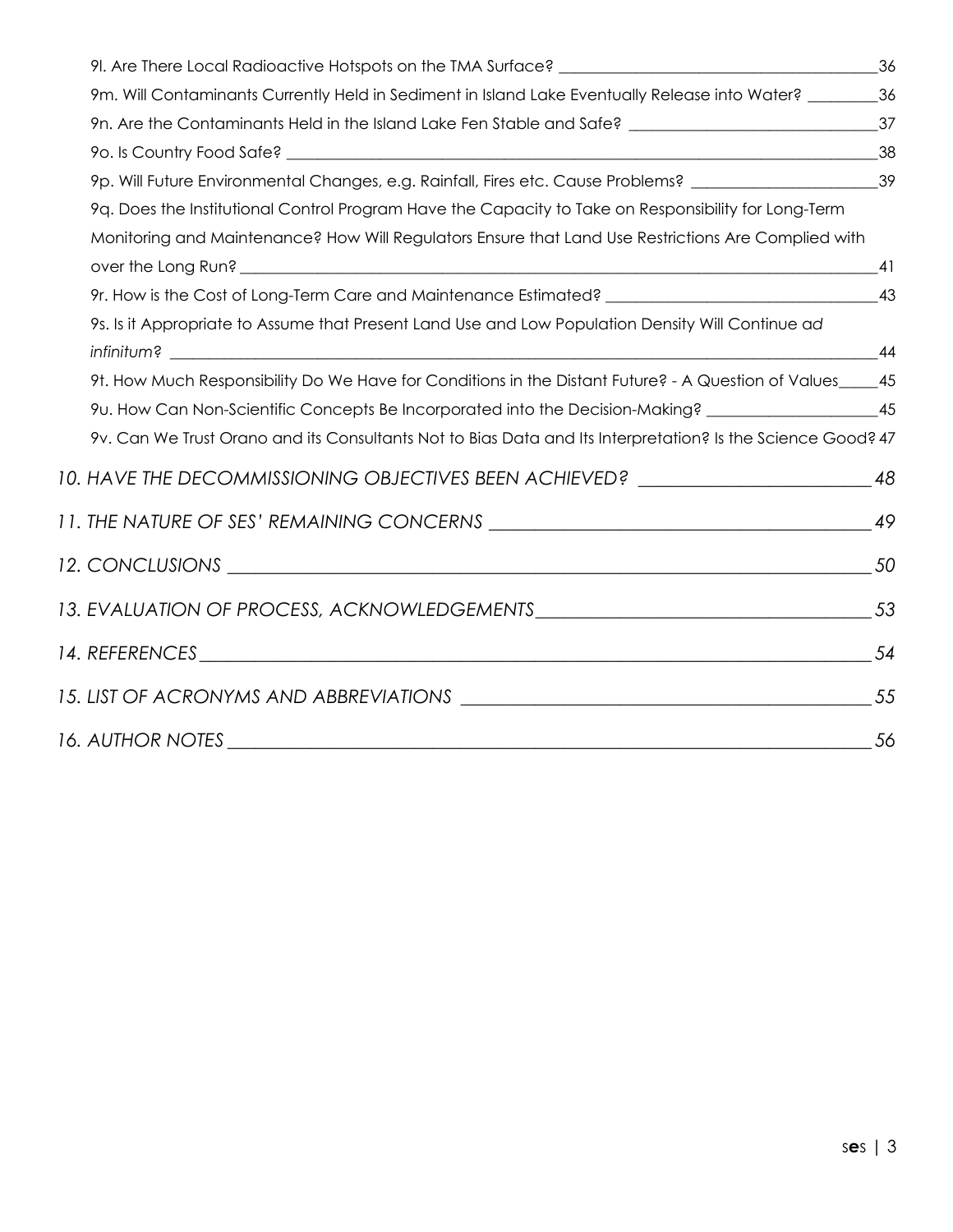9l. Are There Local Radioactive Hotspots on the TMA Surface? 36

9m. Will Contaminants Currently Held in Sediment in Island Lake Eventually Release into Water? 36

9n. Are the Contaminants Held in the Island Lake Fen Stable and Safe? 37

9o. Is Country Food Safe? 38

9p. Will Future Environmental Changes, e.g. Rainfall, Fires etc. Cause Problems? 39

9q. Does the Institutional Control Program Have the Capacity to Take on Responsibility for Long-Term Monitoring and Maintenance? How Will Regulators Ensure that Land Use Restrictions Are Complied with over the Long Run? 41

9r. How is the Cost of Long-Term Care and Maintenance Estimated? 43

9s. Is it Appropriate to Assume that Present Land Use and Low Population Density Will Continue *ad infinitum*? 44

9t. How Much Responsibility Do We Have for Conditions in the Distant Future? - A Question of Values 45

9u. How Can Non-Scientific Concepts Be Incorporated into the Decision-Making? 45

9v. Can We Trust Orano and its Consultants Not to Bias Data and Its Interpretation? Is the Science Good? 47

*10. HAVE THE DECOMMISSIONING OBJECTIVES BEEN ACHIEVED?* 48

*11. THE NATURE OF SES' REMAINING CONCERNS* 49

*12. CONCLUSIONS* 50

*13. EVALUATION OF PROCESS, ACKNOWLEDGEMENTS* 53

*14. REFERENCES* 54

*15. LIST OF ACRONYMS AND ABBREVIATIONS* 55

*16. AUTHOR NOTES* 56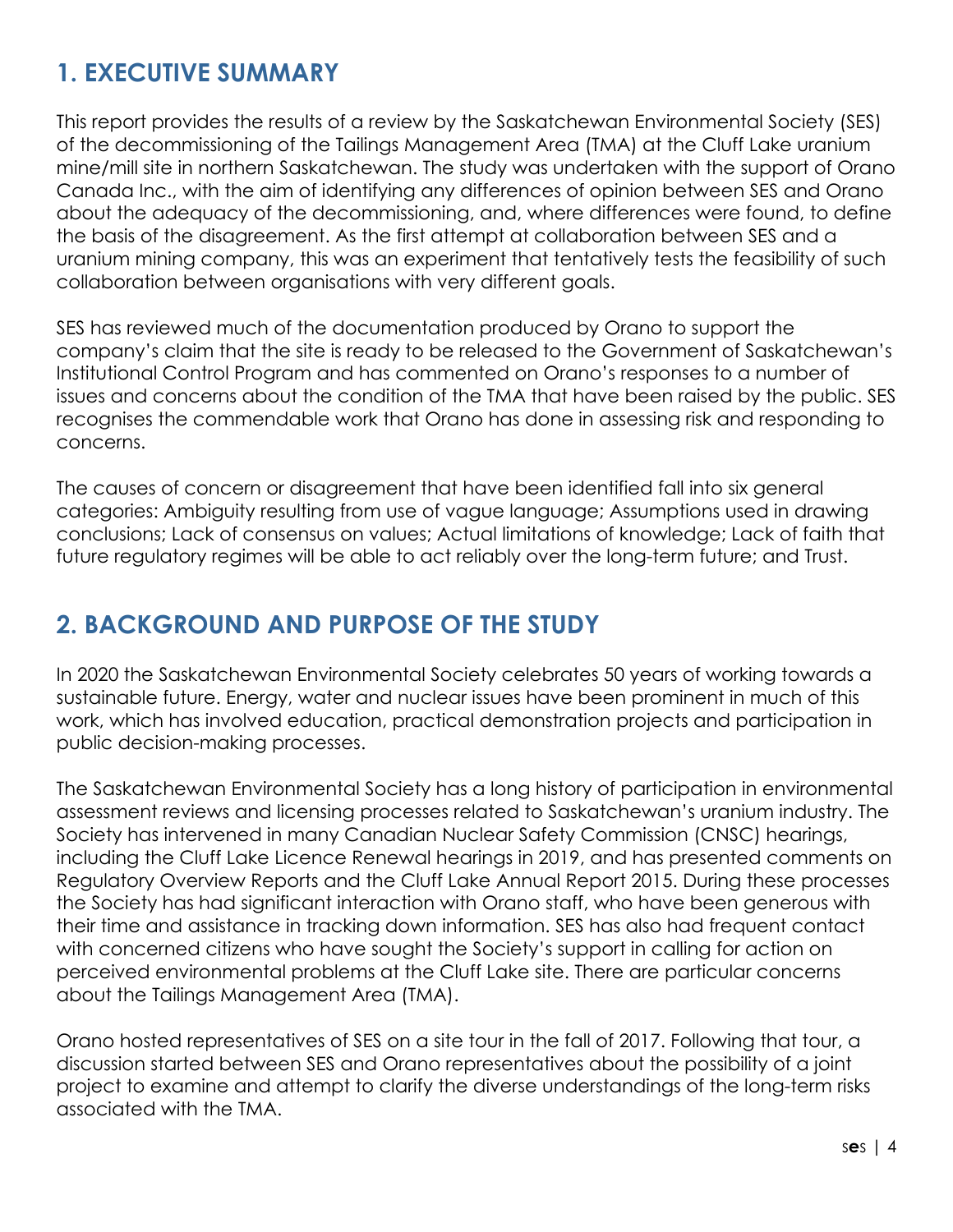## 1. EXECUTIVE SUMMARY

This report provides the results of a review by the Saskatchewan Environmental Society (SES) of the decommissioning of the Tailings Management Area (TMA) at the Cluff Lake uranium mine/mill site in northern Saskatchewan. The study was undertaken with the support of Orano Canada Inc., with the aim of identifying any differences of opinion between SES and Orano about the adequacy of the decommissioning, and, where differences were found, to define the basis of the disagreement. As the first attempt at collaboration between SES and a uranium mining company, this was an experiment that tentatively tests the feasibility of such collaboration between organisations with very different goals.

SES has reviewed much of the documentation produced by Orano to support the company's claim that the site is ready to be released to the Government of Saskatchewan's Institutional Control Program and has commented on Orano's responses to a number of issues and concerns about the condition of the TMA that have been raised by the public. SES recognises the commendable work that Orano has done in assessing risk and responding to concerns.

The causes of concern or disagreement that have been identified fall into six general categories: Ambiguity resulting from use of vague language; Assumptions used in drawing conclusions; Lack of consensus on values; Actual limitations of knowledge; Lack of faith that future regulatory regimes will be able to act reliably over the long-term future; and Trust.

## 2. BACKGROUND AND PURPOSE OF THE STUDY

In 2020 the Saskatchewan Environmental Society celebrates 50 years of working towards a sustainable future. Energy, water and nuclear issues have been prominent in much of this work, which has involved education, practical demonstration projects and participation in public decision-making processes.

The Saskatchewan Environmental Society has a long history of participation in environmental assessment reviews and licensing processes related to Saskatchewan's uranium industry. The Society has intervened in many Canadian Nuclear Safety Commission (CNSC) hearings, including the Cluff Lake Licence Renewal hearings in 2019, and has presented comments on Regulatory Overview Reports and the Cluff Lake Annual Report 2015. During these processes the Society has had significant interaction with Orano staff, who have been generous with their time and assistance in tracking down information. SES has also had frequent contact with concerned citizens who have sought the Society's support in calling for action on perceived environmental problems at the Cluff Lake site. There are particular concerns about the Tailings Management Area (TMA).

Orano hosted representatives of SES on a site tour in the fall of 2017. Following that tour, a discussion started between SES and Orano representatives about the possibility of a joint project to examine and attempt to clarify the diverse understandings of the long-term risks associated with the TMA.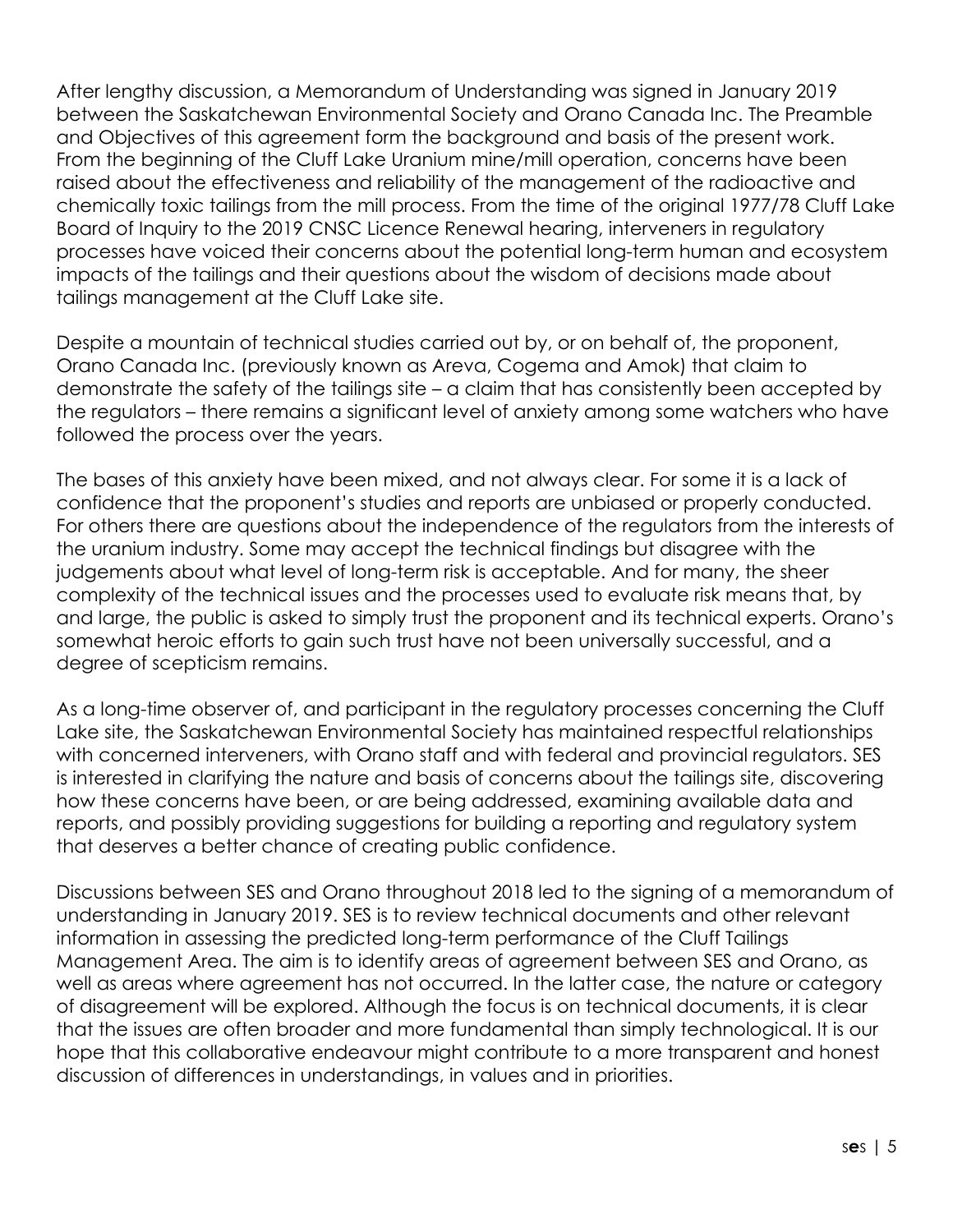After lengthy discussion, a Memorandum of Understanding was signed in January 2019 between the Saskatchewan Environmental Society and Orano Canada Inc. The Preamble and Objectives of this agreement form the background and basis of the present work. From the beginning of the Cluff Lake Uranium mine/mill operation, concerns have been raised about the effectiveness and reliability of the management of the radioactive and chemically toxic tailings from the mill process. From the time of the original 1977/78 Cluff Lake Board of Inquiry to the 2019 CNSC Licence Renewal hearing, interveners in regulatory processes have voiced their concerns about the potential long-term human and ecosystem impacts of the tailings and their questions about the wisdom of decisions made about tailings management at the Cluff Lake site.

Despite a mountain of technical studies carried out by, or on behalf of, the proponent, Orano Canada Inc. (previously known as Areva, Cogema and Amok) that claim to demonstrate the safety of the tailings site – a claim that has consistently been accepted by the regulators – there remains a significant level of anxiety among some watchers who have followed the process over the years.

The bases of this anxiety have been mixed, and not always clear. For some it is a lack of confidence that the proponent's studies and reports are unbiased or properly conducted. For others there are questions about the independence of the regulators from the interests of the uranium industry. Some may accept the technical findings but disagree with the judgements about what level of long-term risk is acceptable. And for many, the sheer complexity of the technical issues and the processes used to evaluate risk means that, by and large, the public is asked to simply trust the proponent and its technical experts. Orano's somewhat heroic efforts to gain such trust have not been universally successful, and a degree of scepticism remains.

As a long-time observer of, and participant in the regulatory processes concerning the Cluff Lake site, the Saskatchewan Environmental Society has maintained respectful relationships with concerned interveners, with Orano staff and with federal and provincial regulators. SES is interested in clarifying the nature and basis of concerns about the tailings site, discovering how these concerns have been, or are being addressed, examining available data and reports, and possibly providing suggestions for building a reporting and regulatory system that deserves a better chance of creating public confidence.

Discussions between SES and Orano throughout 2018 led to the signing of a memorandum of understanding in January 2019. SES is to review technical documents and other relevant information in assessing the predicted long-term performance of the Cluff Tailings Management Area. The aim is to identify areas of agreement between SES and Orano, as well as areas where agreement has not occurred. In the latter case, the nature or category of disagreement will be explored. Although the focus is on technical documents, it is clear that the issues are often broader and more fundamental than simply technological. It is our hope that this collaborative endeavour might contribute to a more transparent and honest discussion of differences in understandings, in values and in priorities.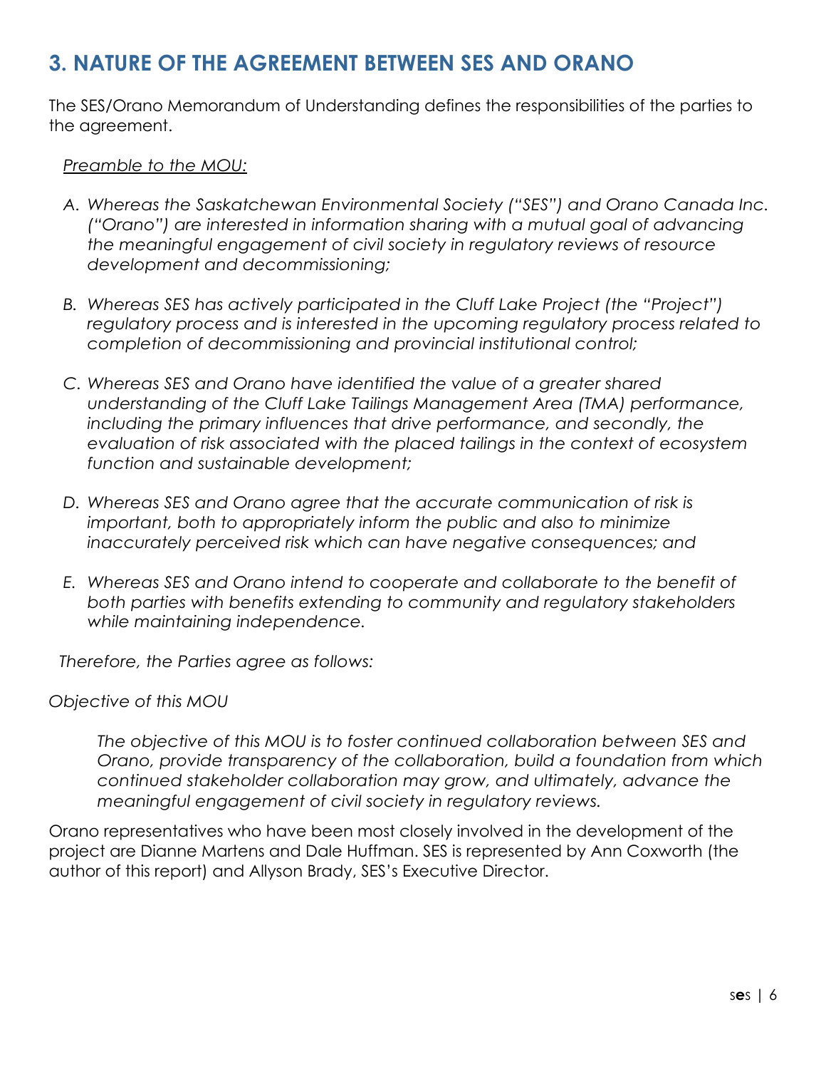## 3. NATURE OF THE AGREEMENT BETWEEN SES AND ORANO

The SES/Orano Memorandum of Understanding defines the responsibilities of the parties to the agreement.

*Preamble to the MOU:*

A. *Whereas the Saskatchewan Environmental Society ("SES") and Orano Canada Inc. ("Orano") are interested in information sharing with a mutual goal of advancing the meaningful engagement of civil society in regulatory reviews of resource development and decommissioning;*

B. *Whereas SES has actively participated in the Cluff Lake Project (the "Project") regulatory process and is interested in the upcoming regulatory process related to completion of decommissioning and provincial institutional control;*

C. *Whereas SES and Orano have identified the value of a greater shared understanding of the Cluff Lake Tailings Management Area (TMA) performance, including the primary influences that drive performance, and secondly, the evaluation of risk associated with the placed tailings in the context of ecosystem function and sustainable development;*

D. *Whereas SES and Orano agree that the accurate communication of risk is important, both to appropriately inform the public and also to minimize inaccurately perceived risk which can have negative consequences; and*

E. *Whereas SES and Orano intend to cooperate and collaborate to the benefit of both parties with benefits extending to community and regulatory stakeholders while maintaining independence.*

*Therefore, the Parties agree as follows:*

*Objective of this MOU*

> *The objective of this MOU is to foster continued collaboration between SES and Orano, provide transparency of the collaboration, build a foundation from which continued stakeholder collaboration may grow, and ultimately, advance the meaningful engagement of civil society in regulatory reviews.*

Orano representatives who have been most closely involved in the development of the project are Dianne Martens and Dale Huffman. SES is represented by Ann Coxworth (the author of this report) and Allyson Brady, SES's Executive Director.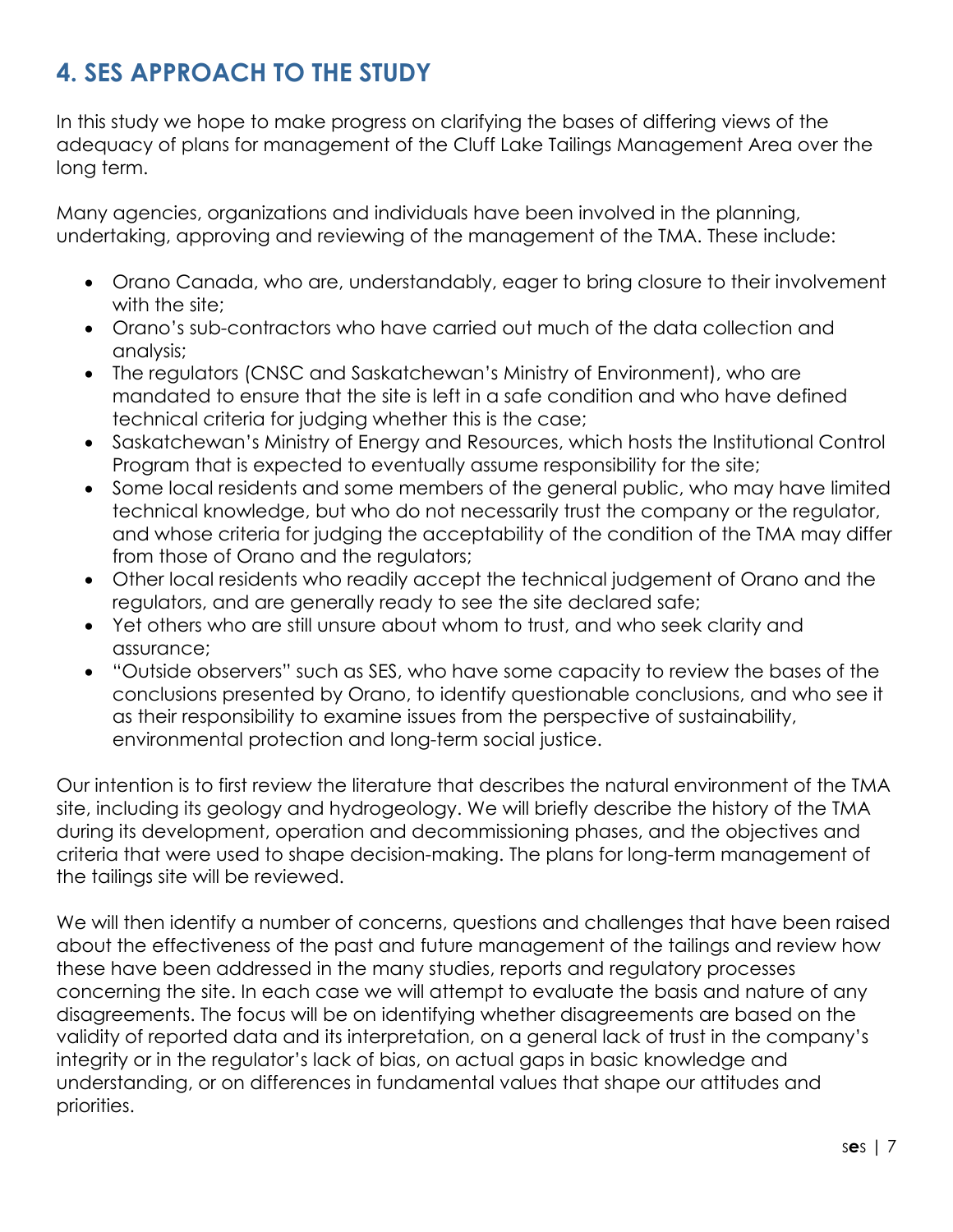# 4. SES APPROACH TO THE STUDY

In this study we hope to make progress on clarifying the bases of differing views of the adequacy of plans for management of the Cluff Lake Tailings Management Area over the long term.

Many agencies, organizations and individuals have been involved in the planning, undertaking, approving and reviewing of the management of the TMA. These include:

- Orano Canada, who are, understandably, eager to bring closure to their involvement with the site;
- Orano's sub-contractors who have carried out much of the data collection and analysis;
- The regulators (CNSC and Saskatchewan's Ministry of Environment), who are mandated to ensure that the site is left in a safe condition and who have defined technical criteria for judging whether this is the case;
- Saskatchewan's Ministry of Energy and Resources, which hosts the Institutional Control Program that is expected to eventually assume responsibility for the site;
- Some local residents and some members of the general public, who may have limited technical knowledge, but who do not necessarily trust the company or the regulator, and whose criteria for judging the acceptability of the condition of the TMA may differ from those of Orano and the regulators;
- Other local residents who readily accept the technical judgement of Orano and the regulators, and are generally ready to see the site declared safe;
- Yet others who are still unsure about whom to trust, and who seek clarity and assurance;
- "Outside observers" such as SES, who have some capacity to review the bases of the conclusions presented by Orano, to identify questionable conclusions, and who see it as their responsibility to examine issues from the perspective of sustainability, environmental protection and long-term social justice.

Our intention is to first review the literature that describes the natural environment of the TMA site, including its geology and hydrogeology. We will briefly describe the history of the TMA during its development, operation and decommissioning phases, and the objectives and criteria that were used to shape decision-making. The plans for long-term management of the tailings site will be reviewed.

We will then identify a number of concerns, questions and challenges that have been raised about the effectiveness of the past and future management of the tailings and review how these have been addressed in the many studies, reports and regulatory processes concerning the site. In each case we will attempt to evaluate the basis and nature of any disagreements. The focus will be on identifying whether disagreements are based on the validity of reported data and its interpretation, on a general lack of trust in the company's integrity or in the regulator's lack of bias, on actual gaps in basic knowledge and understanding, or on differences in fundamental values that shape our attitudes and priorities.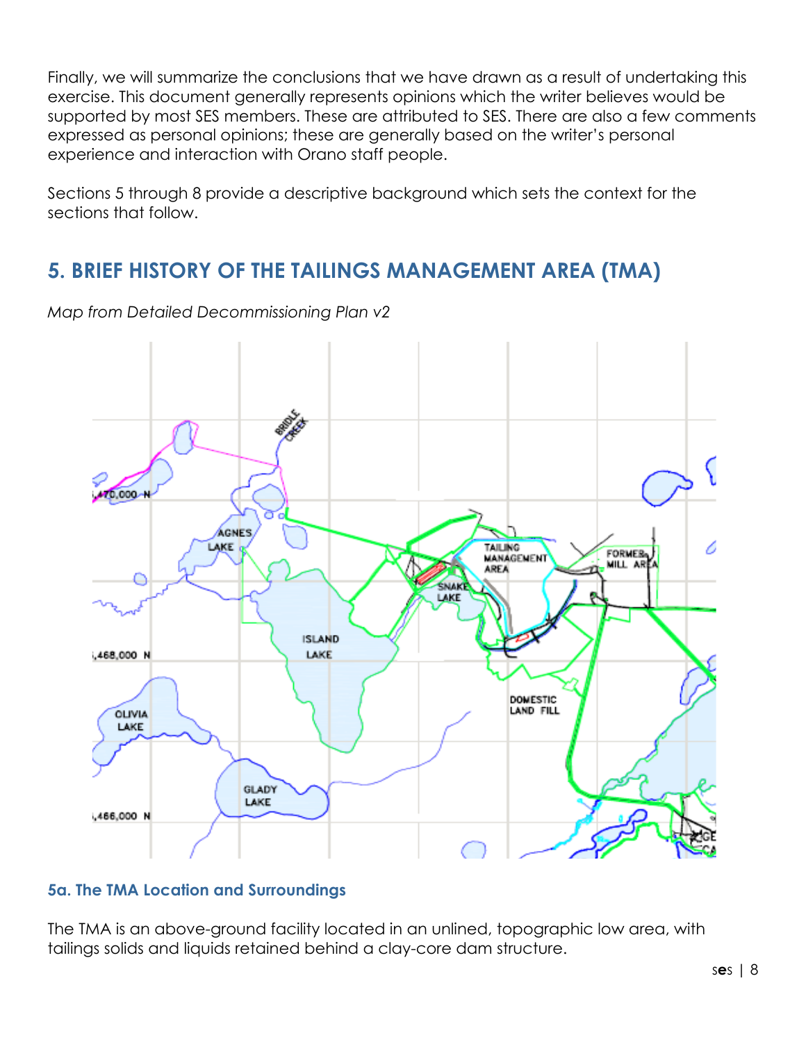Finally, we will summarize the conclusions that we have drawn as a result of undertaking this exercise. This document generally represents opinions which the writer believes would be supported by most SES members. These are attributed to SES. There are also a few comments expressed as personal opinions; these are generally based on the writer's personal experience and interaction with Orano staff people.

Sections 5 through 8 provide a descriptive background which sets the context for the sections that follow.

## 5. BRIEF HISTORY OF THE TAILINGS MANAGEMENT AREA (TMA)

*Map from Detailed Decommissioning Plan v2*

### 5a. The TMA Location and Surroundings

The TMA is an above-ground facility located in an unlined, topographic low area, with tailings solids and liquids retained behind a clay-core dam structure.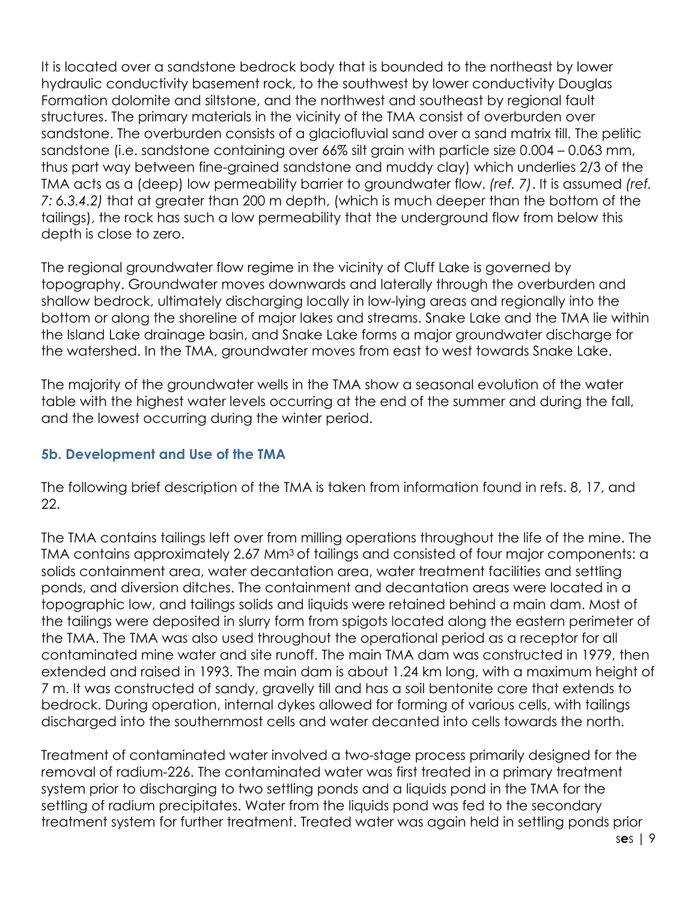It is located over a sandstone bedrock body that is bounded to the northeast by lower hydraulic conductivity basement rock, to the southwest by lower conductivity Douglas Formation dolomite and siltstone, and the northwest and southeast by regional fault structures. The primary materials in the vicinity of the TMA consist of overburden over sandstone. The overburden consists of a glaciofluvial sand over a sand matrix till. The pelitic sandstone (i.e. sandstone containing over 66% silt grain with particle size 0.004 – 0.063 mm, thus part way between fine-grained sandstone and muddy clay) which underlies 2/3 of the TMA acts as a (deep) low permeability barrier to groundwater flow. *(ref. 7)*. It is assumed *(ref. 7: 6.3.4.2)* that at greater than 200 m depth, (which is much deeper than the bottom of the tailings), the rock has such a low permeability that the underground flow from below this depth is close to zero.

The regional groundwater flow regime in the vicinity of Cluff Lake is governed by topography. Groundwater moves downwards and laterally through the overburden and shallow bedrock, ultimately discharging locally in low-lying areas and regionally into the bottom or along the shoreline of major lakes and streams. Snake Lake and the TMA lie within the Island Lake drainage basin, and Snake Lake forms a major groundwater discharge for the watershed. In the TMA, groundwater moves from east to west towards Snake Lake.

The majority of the groundwater wells in the TMA show a seasonal evolution of the water table with the highest water levels occurring at the end of the summer and during the fall, and the lowest occurring during the winter period.

### 5b. Development and Use of the TMA

The following brief description of the TMA is taken from information found in refs. 8, 17, and 22.

The TMA contains tailings left over from milling operations throughout the life of the mine. The TMA contains approximately 2.67 $Mm^3$ of tailings and consisted of four major components: a solids containment area, water decantation area, water treatment facilities and settling ponds, and diversion ditches. The containment and decantation areas were located in a topographic low, and tailings solids and liquids were retained behind a main dam. Most of the tailings were deposited in slurry form from spigots located along the eastern perimeter of the TMA. The TMA was also used throughout the operational period as a receptor for all contaminated mine water and site runoff. The main TMA dam was constructed in 1979, then extended and raised in 1993. The main dam is about 1.24 km long, with a maximum height of 7 m. It was constructed of sandy, gravelly till and has a soil bentonite core that extends to bedrock. During operation, internal dykes allowed for forming of various cells, with tailings discharged into the southernmost cells and water decanted into cells towards the north.

Treatment of contaminated water involved a two-stage process primarily designed for the removal of radium-226. The contaminated water was first treated in a primary treatment system prior to discharging to two settling ponds and a liquids pond in the TMA for the settling of radium precipitates. Water from the liquids pond was fed to the secondary treatment system for further treatment. Treated water was again held in settling ponds prior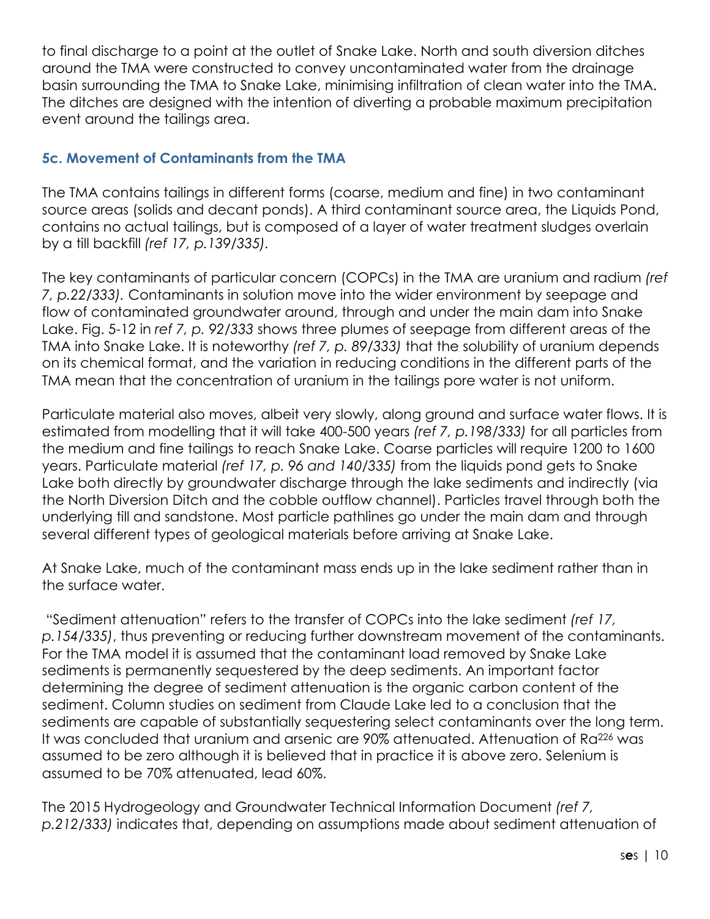to final discharge to a point at the outlet of Snake Lake. North and south diversion ditches around the TMA were constructed to convey uncontaminated water from the drainage basin surrounding the TMA to Snake Lake, minimising infiltration of clean water into the TMA. The ditches are designed with the intention of diverting a probable maximum precipitation event around the tailings area.

### 5c. Movement of Contaminants from the TMA

The TMA contains tailings in different forms (coarse, medium and fine) in two contaminant source areas (solids and decant ponds). A third contaminant source area, the Liquids Pond, contains no actual tailings, but is composed of a layer of water treatment sludges overlain by a till backfill *(ref 17, p.139/335)*.

The key contaminants of particular concern (COPCs) in the TMA are uranium and radium *(ref 7, p.22/333).* Contaminants in solution move into the wider environment by seepage and flow of contaminated groundwater around, through and under the main dam into Snake Lake. Fig. 5-12 in *ref 7, p. 92/333* shows three plumes of seepage from different areas of the TMA into Snake Lake. It is noteworthy *(ref 7, p. 89/333)* that the solubility of uranium depends on its chemical format, and the variation in reducing conditions in the different parts of the TMA mean that the concentration of uranium in the tailings pore water is not uniform.

Particulate material also moves, albeit very slowly, along ground and surface water flows. It is estimated from modelling that it will take 400-500 years *(ref 7, p.198/333)* for all particles from the medium and fine tailings to reach Snake Lake. Coarse particles will require 1200 to 1600 years. Particulate material *(ref 17, p. 96 and 140/335)* from the liquids pond gets to Snake Lake both directly by groundwater discharge through the lake sediments and indirectly (via the North Diversion Ditch and the cobble outflow channel). Particles travel through both the underlying till and sandstone. Most particle pathlines go under the main dam and through several different types of geological materials before arriving at Snake Lake.

At Snake Lake, much of the contaminant mass ends up in the lake sediment rather than in the surface water.

"Sediment attenuation" refers to the transfer of COPCs into the lake sediment *(ref 17, p.154/335)*, thus preventing or reducing further downstream movement of the contaminants. For the TMA model it is assumed that the contaminant load removed by Snake Lake sediments is permanently sequestered by the deep sediments. An important factor determining the degree of sediment attenuation is the organic carbon content of the sediment. Column studies on sediment from Claude Lake led to a conclusion that the sediments are capable of substantially sequestering select contaminants over the long term. It was concluded that uranium and arsenic are 90% attenuated. Attenuation of $Ra^{226}$ was assumed to be zero although it is believed that in practice it is above zero. Selenium is assumed to be 70% attenuated, lead 60%.

The 2015 Hydrogeology and Groundwater Technical Information Document *(ref 7, p.212/333)* indicates that, depending on assumptions made about sediment attenuation of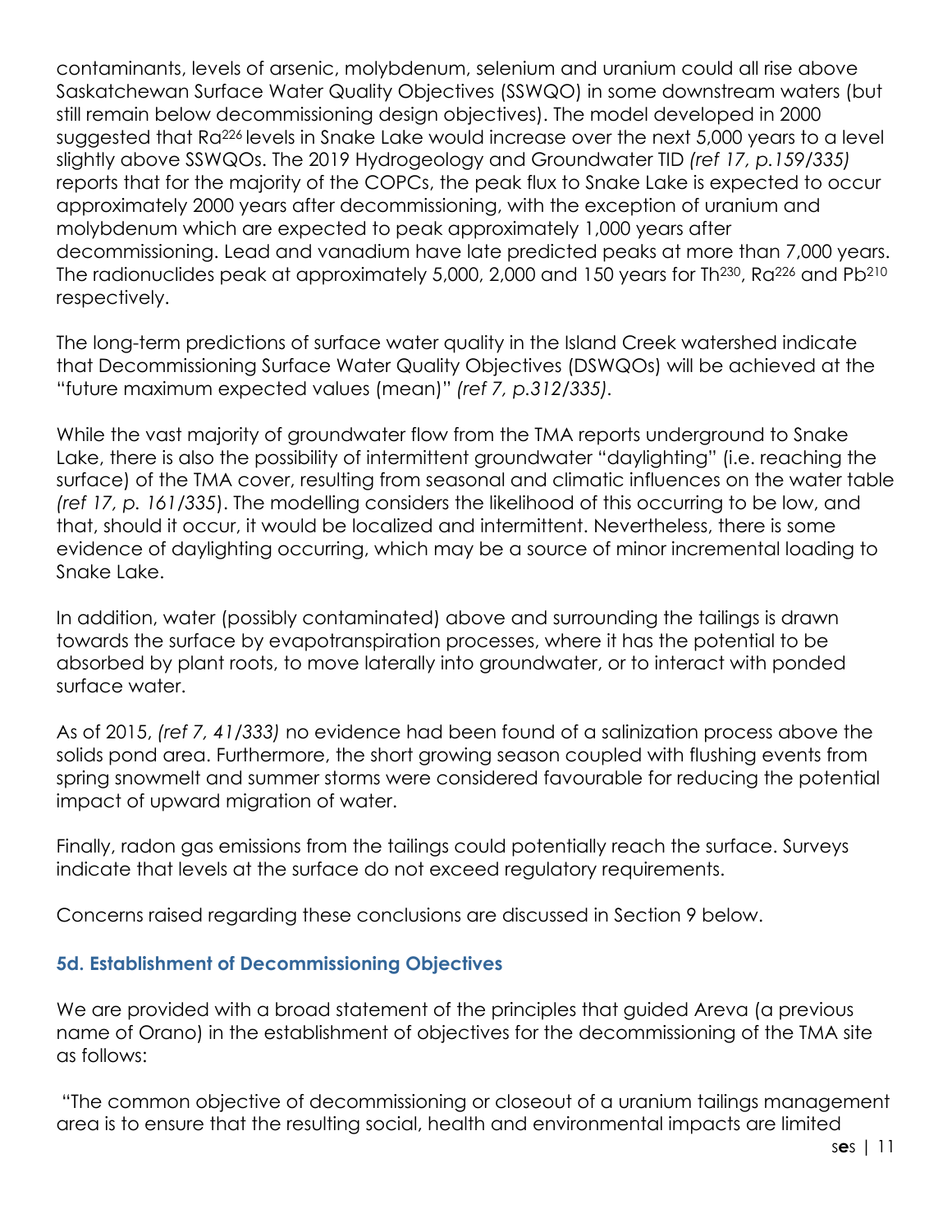contaminants, levels of arsenic, molybdenum, selenium and uranium could all rise above Saskatchewan Surface Water Quality Objectives (SSWQO) in some downstream waters (but still remain below decommissioning design objectives). The model developed in 2000 suggested that $Ra^{226}$ levels in Snake Lake would increase over the next 5,000 years to a level slightly above SSWQOs. The 2019 Hydrogeology and Groundwater TID *(ref 17, p.159/335)* reports that for the majority of the COPCs, the peak flux to Snake Lake is expected to occur approximately 2000 years after decommissioning, with the exception of uranium and molybdenum which are expected to peak approximately 1,000 years after decommissioning. Lead and vanadium have late predicted peaks at more than 7,000 years. The radionuclides peak at approximately 5,000, 2,000 and 150 years for $Th^{230}$, $Ra^{226}$ and $Pb^{210}$ respectively.

The long-term predictions of surface water quality in the Island Creek watershed indicate that Decommissioning Surface Water Quality Objectives (DSWQOs) will be achieved at the "future maximum expected values (mean)" *(ref 7, p.312/335)*.

While the vast majority of groundwater flow from the TMA reports underground to Snake Lake, there is also the possibility of intermittent groundwater "daylighting" (i.e. reaching the surface) of the TMA cover, resulting from seasonal and climatic influences on the water table *(ref 17, p. 161/335*). The modelling considers the likelihood of this occurring to be low, and that, should it occur, it would be localized and intermittent. Nevertheless, there is some evidence of daylighting occurring, which may be a source of minor incremental loading to Snake Lake.

In addition, water (possibly contaminated) above and surrounding the tailings is drawn towards the surface by evapotranspiration processes, where it has the potential to be absorbed by plant roots, to move laterally into groundwater, or to interact with ponded surface water.

As of 2015, *(ref 7, 41/333)* no evidence had been found of a salinization process above the solids pond area. Furthermore, the short growing season coupled with flushing events from spring snowmelt and summer storms were considered favourable for reducing the potential impact of upward migration of water.

Finally, radon gas emissions from the tailings could potentially reach the surface. Surveys indicate that levels at the surface do not exceed regulatory requirements.

Concerns raised regarding these conclusions are discussed in Section 9 below.

### 5d. Establishment of Decommissioning Objectives

We are provided with a broad statement of the principles that guided Areva (a previous name of Orano) in the establishment of objectives for the decommissioning of the TMA site as follows:

"The common objective of decommissioning or closeout of a uranium tailings management area is to ensure that the resulting social, health and environmental impacts are limited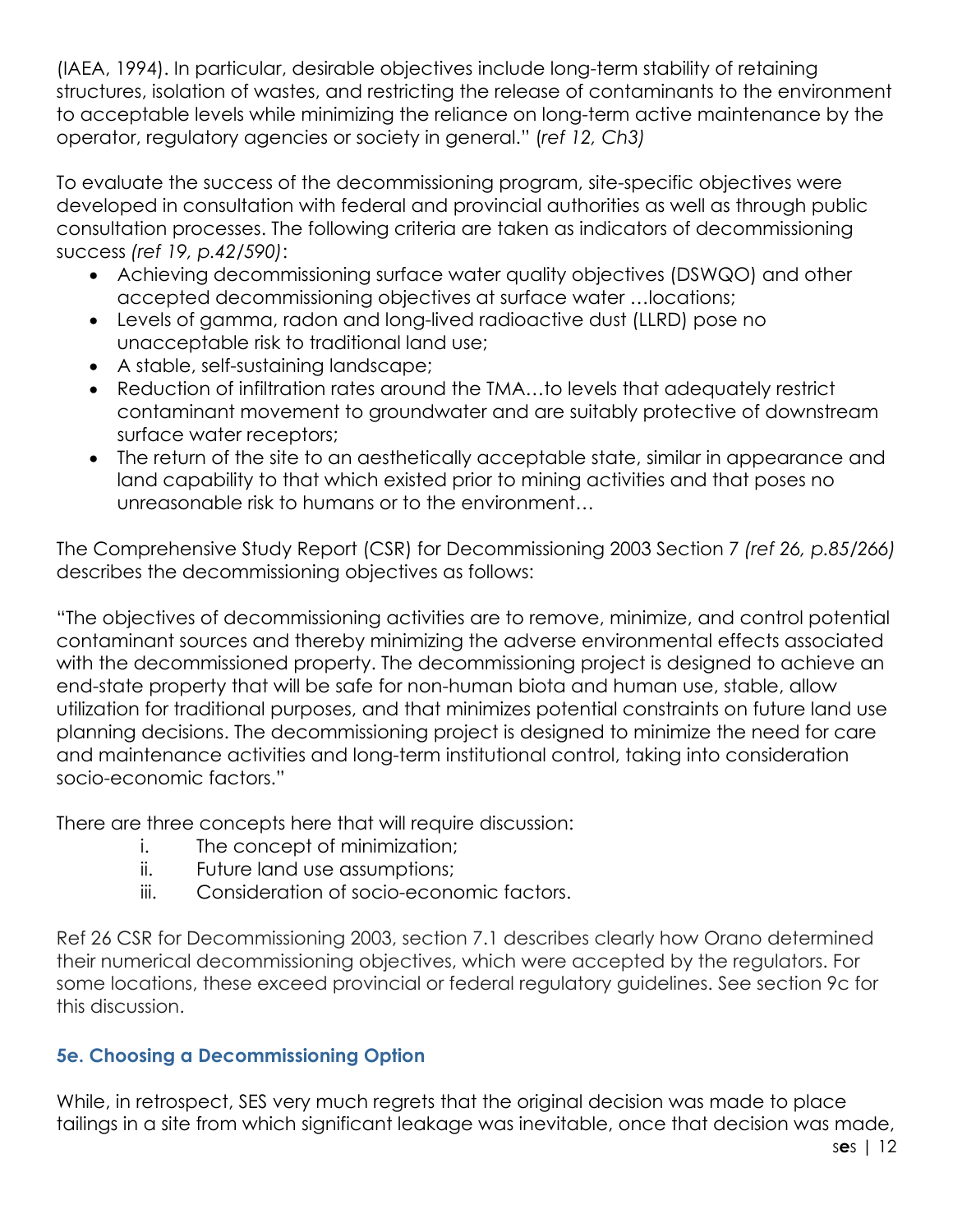(IAEA, 1994). In particular, desirable objectives include long-term stability of retaining structures, isolation of wastes, and restricting the release of contaminants to the environment to acceptable levels while minimizing the reliance on long-term active maintenance by the operator, regulatory agencies or society in general." (*ref 12, Ch3)*

To evaluate the success of the decommissioning program, site-specific objectives were developed in consultation with federal and provincial authorities as well as through public consultation processes. The following criteria are taken as indicators of decommissioning success *(ref 19, p.42/590)*:

- Achieving decommissioning surface water quality objectives (DSWQO) and other accepted decommissioning objectives at surface water …locations;
- Levels of gamma, radon and long-lived radioactive dust (LLRD) pose no unacceptable risk to traditional land use;
- A stable, self-sustaining landscape;
- Reduction of infiltration rates around the TMA…to levels that adequately restrict contaminant movement to groundwater and are suitably protective of downstream surface water receptors;
- The return of the site to an aesthetically acceptable state, similar in appearance and land capability to that which existed prior to mining activities and that poses no unreasonable risk to humans or to the environment…

The Comprehensive Study Report (CSR) for Decommissioning 2003 Section 7 *(ref 26, p.85/266)* describes the decommissioning objectives as follows:

"The objectives of decommissioning activities are to remove, minimize, and control potential contaminant sources and thereby minimizing the adverse environmental effects associated with the decommissioned property. The decommissioning project is designed to achieve an end-state property that will be safe for non-human biota and human use, stable, allow utilization for traditional purposes, and that minimizes potential constraints on future land use planning decisions. The decommissioning project is designed to minimize the need for care and maintenance activities and long-term institutional control, taking into consideration socio-economic factors."

There are three concepts here that will require discussion:

i. The concept of minimization;
ii. Future land use assumptions;
iii. Consideration of socio-economic factors.

Ref 26 CSR for Decommissioning 2003, section 7.1 describes clearly how Orano determined their numerical decommissioning objectives, which were accepted by the regulators. For some locations, these exceed provincial or federal regulatory guidelines. See section 9c for this discussion.

### 5e. Choosing a Decommissioning Option

While, in retrospect, SES very much regrets that the original decision was made to place tailings in a site from which significant leakage was inevitable, once that decision was made,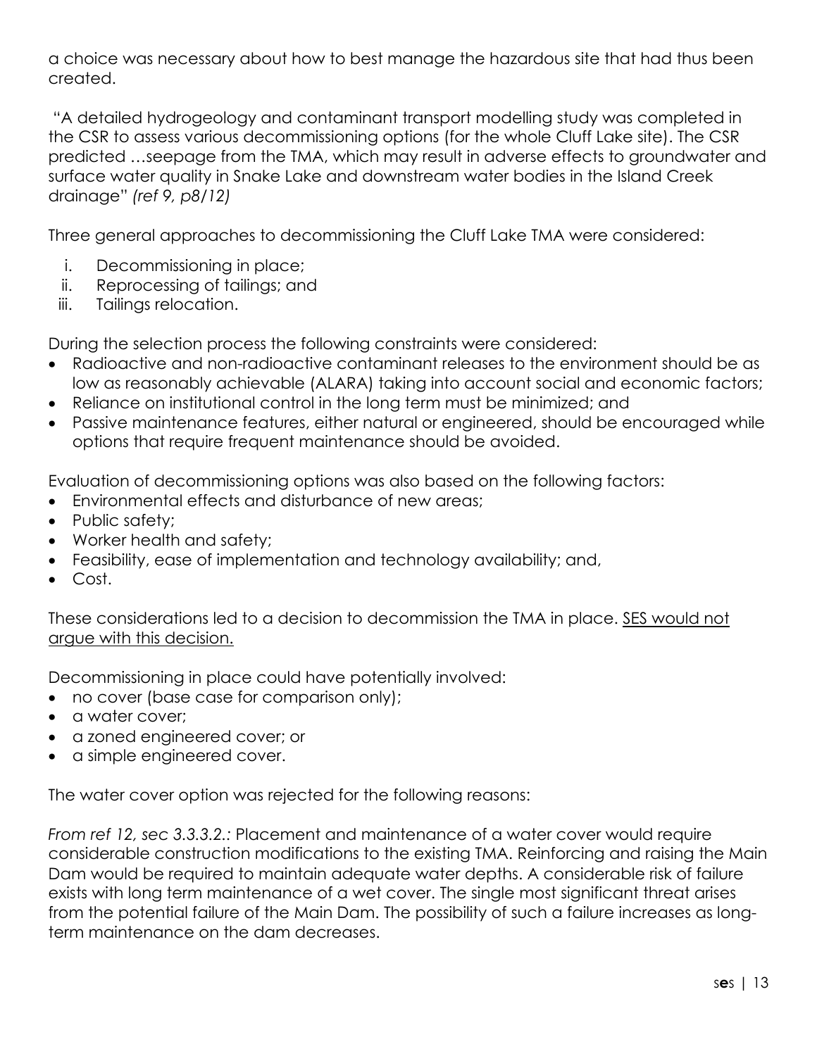a choice was necessary about how to best manage the hazardous site that had thus been created.

"A detailed hydrogeology and contaminant transport modelling study was completed in the CSR to assess various decommissioning options (for the whole Cluff Lake site). The CSR predicted …seepage from the TMA, which may result in adverse effects to groundwater and surface water quality in Snake Lake and downstream water bodies in the Island Creek drainage" *(ref 9, p8/12)*

Three general approaches to decommissioning the Cluff Lake TMA were considered:

i. Decommissioning in place;
ii. Reprocessing of tailings; and
iii. Tailings relocation.

During the selection process the following constraints were considered:

- Radioactive and non-radioactive contaminant releases to the environment should be as low as reasonably achievable (ALARA) taking into account social and economic factors;
- Reliance on institutional control in the long term must be minimized; and
- Passive maintenance features, either natural or engineered, should be encouraged while options that require frequent maintenance should be avoided.

Evaluation of decommissioning options was also based on the following factors:

- Environmental effects and disturbance of new areas;
- Public safety;
- Worker health and safety;
- Feasibility, ease of implementation and technology availability; and,
- Cost.

These considerations led to a decision to decommission the TMA in place. <u>SES would not argue with this decision.</u>

Decommissioning in place could have potentially involved:

- no cover (base case for comparison only);
- a water cover;
- a zoned engineered cover; or
- a simple engineered cover.

The water cover option was rejected for the following reasons:

*From ref 12, sec 3.3.3.2.:* Placement and maintenance of a water cover would require considerable construction modifications to the existing TMA. Reinforcing and raising the Main Dam would be required to maintain adequate water depths. A considerable risk of failure exists with long term maintenance of a wet cover. The single most significant threat arises from the potential failure of the Main Dam. The possibility of such a failure increases as long-term maintenance on the dam decreases.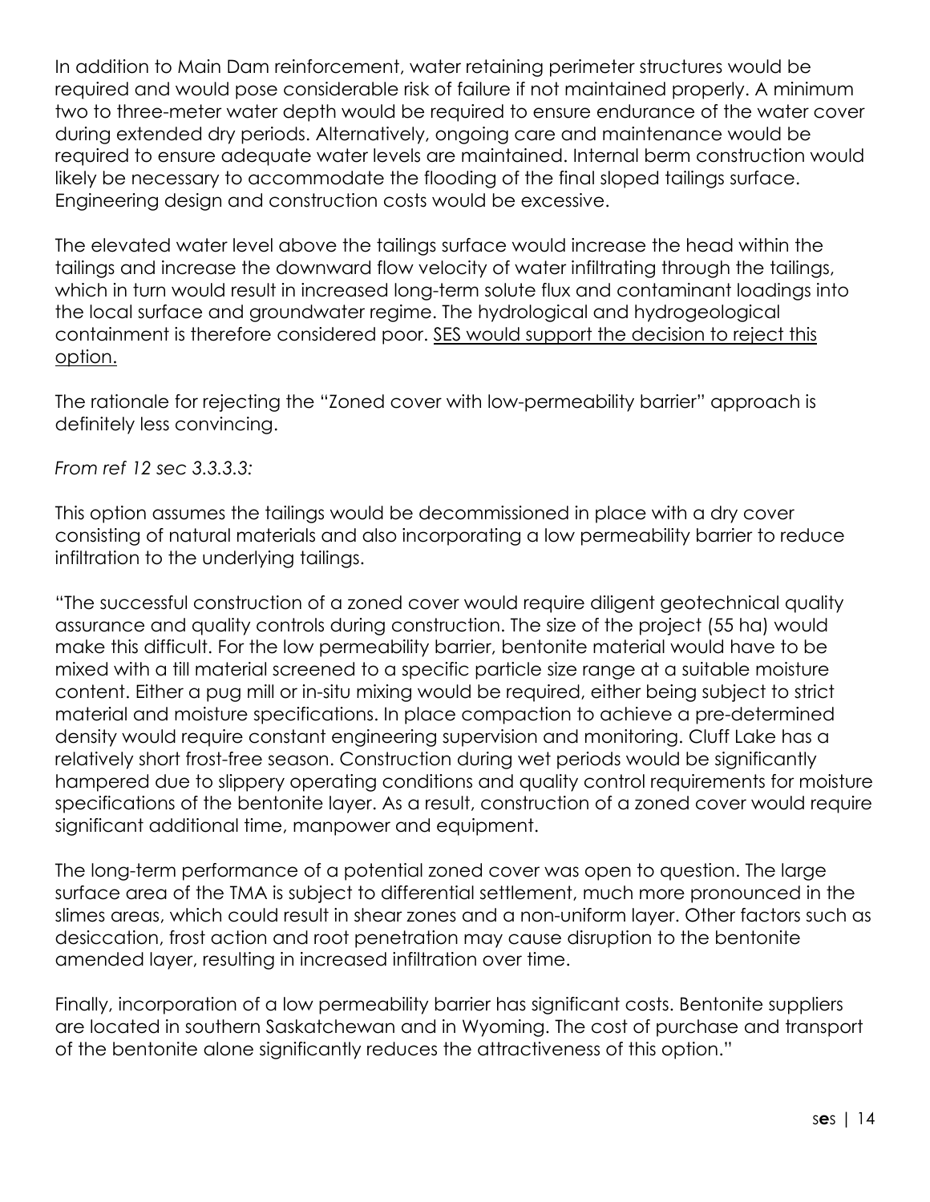In addition to Main Dam reinforcement, water retaining perimeter structures would be required and would pose considerable risk of failure if not maintained properly. A minimum two to three-meter water depth would be required to ensure endurance of the water cover during extended dry periods. Alternatively, ongoing care and maintenance would be required to ensure adequate water levels are maintained. Internal berm construction would likely be necessary to accommodate the flooding of the final sloped tailings surface. Engineering design and construction costs would be excessive.

The elevated water level above the tailings surface would increase the head within the tailings and increase the downward flow velocity of water infiltrating through the tailings, which in turn would result in increased long-term solute flux and contaminant loadings into the local surface and groundwater regime. The hydrological and hydrogeological containment is therefore considered poor. <u>SES would support the decision to reject this option.</u>

The rationale for rejecting the "Zoned cover with low-permeability barrier" approach is definitely less convincing.

*From ref 12 sec 3.3.3.3:*

This option assumes the tailings would be decommissioned in place with a dry cover consisting of natural materials and also incorporating a low permeability barrier to reduce infiltration to the underlying tailings.

"The successful construction of a zoned cover would require diligent geotechnical quality assurance and quality controls during construction. The size of the project (55 ha) would make this difficult. For the low permeability barrier, bentonite material would have to be mixed with a till material screened to a specific particle size range at a suitable moisture content. Either a pug mill or in-situ mixing would be required, either being subject to strict material and moisture specifications. In place compaction to achieve a pre-determined density would require constant engineering supervision and monitoring. Cluff Lake has a relatively short frost-free season. Construction during wet periods would be significantly hampered due to slippery operating conditions and quality control requirements for moisture specifications of the bentonite layer. As a result, construction of a zoned cover would require significant additional time, manpower and equipment.

The long-term performance of a potential zoned cover was open to question. The large surface area of the TMA is subject to differential settlement, much more pronounced in the slimes areas, which could result in shear zones and a non-uniform layer. Other factors such as desiccation, frost action and root penetration may cause disruption to the bentonite amended layer, resulting in increased infiltration over time.

Finally, incorporation of a low permeability barrier has significant costs. Bentonite suppliers are located in southern Saskatchewan and in Wyoming. The cost of purchase and transport of the bentonite alone significantly reduces the attractiveness of this option."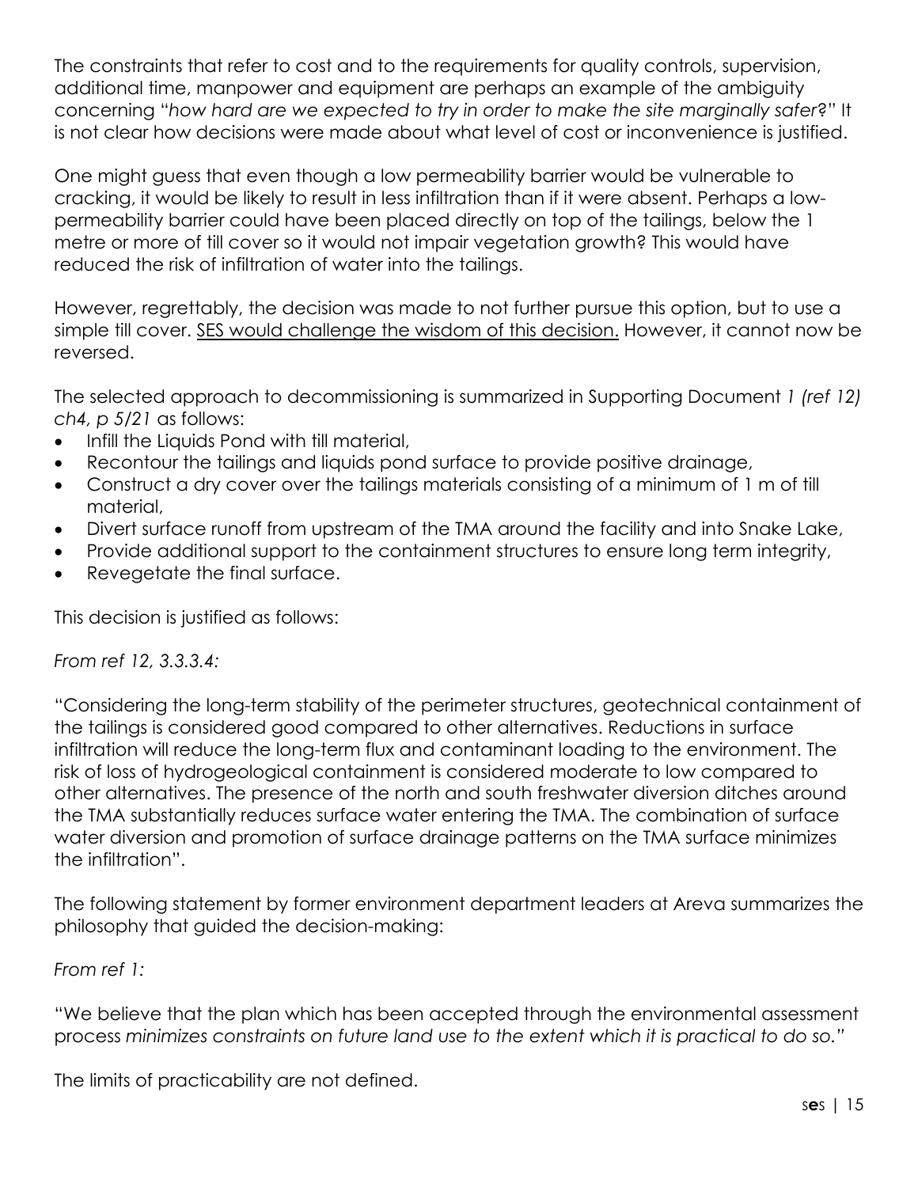The constraints that refer to cost and to the requirements for quality controls, supervision, additional time, manpower and equipment are perhaps an example of the ambiguity concerning "*how hard are we expected to try in order to make the site marginally safer*?" It is not clear how decisions were made about what level of cost or inconvenience is justified.

One might guess that even though a low permeability barrier would be vulnerable to cracking, it would be likely to result in less infiltration than if it were absent. Perhaps a low-permeability barrier could have been placed directly on top of the tailings, below the 1 metre or more of till cover so it would not impair vegetation growth? This would have reduced the risk of infiltration of water into the tailings.

However, regrettably, the decision was made to not further pursue this option, but to use a simple till cover. <u>SES would challenge the wisdom of this decision.</u> However, it cannot now be reversed.

The selected approach to decommissioning is summarized in Supporting Document *1 (ref 12) ch4, p 5/21* as follows:

- Infill the Liquids Pond with till material,
- Recontour the tailings and liquids pond surface to provide positive drainage,
- Construct a dry cover over the tailings materials consisting of a minimum of 1 m of till material,
- Divert surface runoff from upstream of the TMA around the facility and into Snake Lake,
- Provide additional support to the containment structures to ensure long term integrity,
- Revegetate the final surface.

This decision is justified as follows:

*From ref 12, 3.3.3.4:*

"Considering the long-term stability of the perimeter structures, geotechnical containment of the tailings is considered good compared to other alternatives. Reductions in surface infiltration will reduce the long-term flux and contaminant loading to the environment. The risk of loss of hydrogeological containment is considered moderate to low compared to other alternatives. The presence of the north and south freshwater diversion ditches around the TMA substantially reduces surface water entering the TMA. The combination of surface water diversion and promotion of surface drainage patterns on the TMA surface minimizes the infiltration".

The following statement by former environment department leaders at Areva summarizes the philosophy that guided the decision-making:

*From ref 1:*

"We believe that the plan which has been accepted through the environmental assessment process *minimizes constraints on future land use to the extent which it is practical to do so.*"

The limits of practicability are not defined.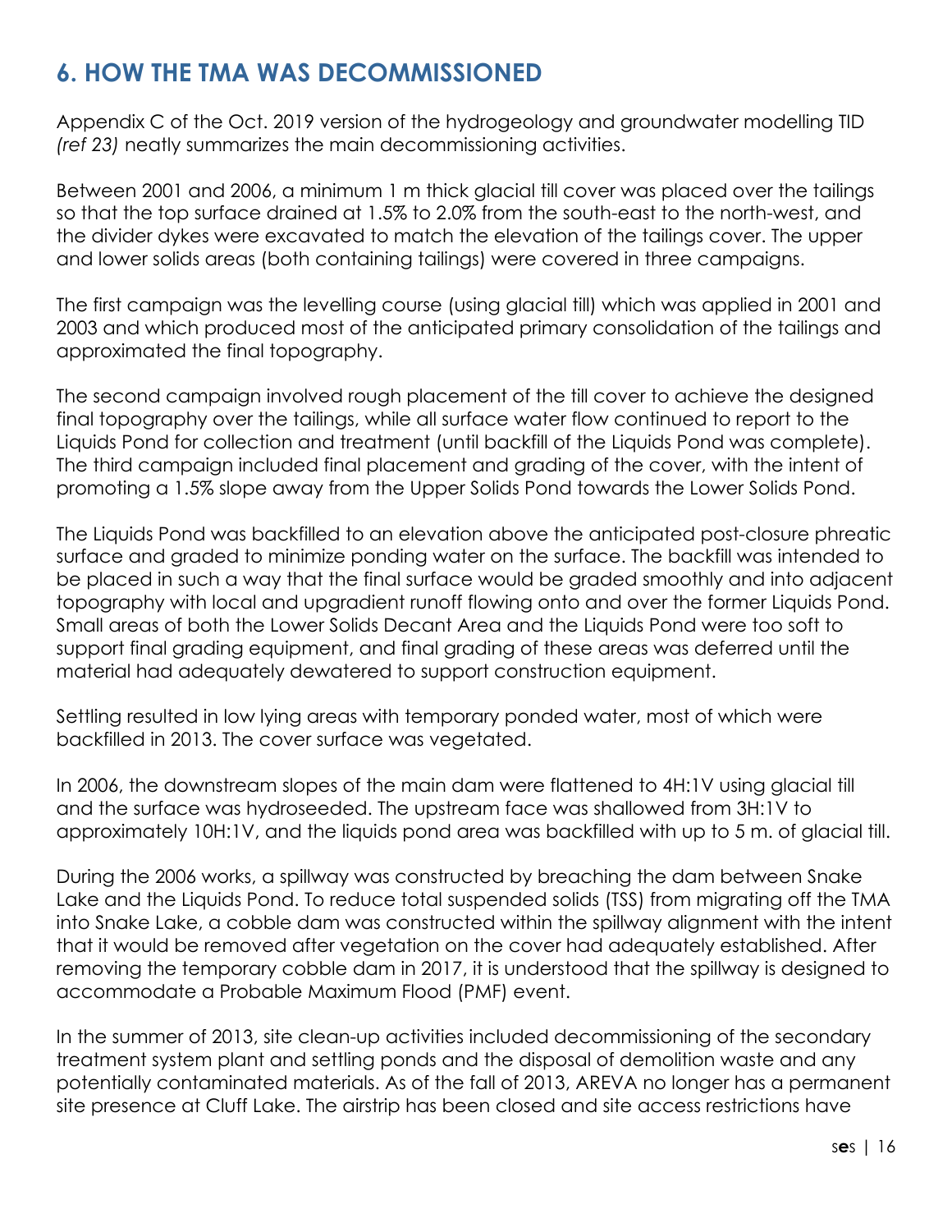## 6. HOW THE TMA WAS DECOMMISSIONED

Appendix C of the Oct. 2019 version of the hydrogeology and groundwater modelling TID *(ref 23)* neatly summarizes the main decommissioning activities.

Between 2001 and 2006, a minimum 1 m thick glacial till cover was placed over the tailings so that the top surface drained at 1.5% to 2.0% from the south-east to the north-west, and the divider dykes were excavated to match the elevation of the tailings cover. The upper and lower solids areas (both containing tailings) were covered in three campaigns.

The first campaign was the levelling course (using glacial till) which was applied in 2001 and 2003 and which produced most of the anticipated primary consolidation of the tailings and approximated the final topography.

The second campaign involved rough placement of the till cover to achieve the designed final topography over the tailings, while all surface water flow continued to report to the Liquids Pond for collection and treatment (until backfill of the Liquids Pond was complete). The third campaign included final placement and grading of the cover, with the intent of promoting a 1.5% slope away from the Upper Solids Pond towards the Lower Solids Pond.

The Liquids Pond was backfilled to an elevation above the anticipated post-closure phreatic surface and graded to minimize ponding water on the surface. The backfill was intended to be placed in such a way that the final surface would be graded smoothly and into adjacent topography with local and upgradient runoff flowing onto and over the former Liquids Pond. Small areas of both the Lower Solids Decant Area and the Liquids Pond were too soft to support final grading equipment, and final grading of these areas was deferred until the material had adequately dewatered to support construction equipment.

Settling resulted in low lying areas with temporary ponded water, most of which were backfilled in 2013. The cover surface was vegetated.

In 2006, the downstream slopes of the main dam were flattened to 4H:1V using glacial till and the surface was hydroseeded. The upstream face was shallowed from 3H:1V to approximately 10H:1V, and the liquids pond area was backfilled with up to 5 m. of glacial till.

During the 2006 works, a spillway was constructed by breaching the dam between Snake Lake and the Liquids Pond. To reduce total suspended solids (TSS) from migrating off the TMA into Snake Lake, a cobble dam was constructed within the spillway alignment with the intent that it would be removed after vegetation on the cover had adequately established. After removing the temporary cobble dam in 2017, it is understood that the spillway is designed to accommodate a Probable Maximum Flood (PMF) event.

In the summer of 2013, site clean-up activities included decommissioning of the secondary treatment system plant and settling ponds and the disposal of demolition waste and any potentially contaminated materials. As of the fall of 2013, AREVA no longer has a permanent site presence at Cluff Lake. The airstrip has been closed and site access restrictions have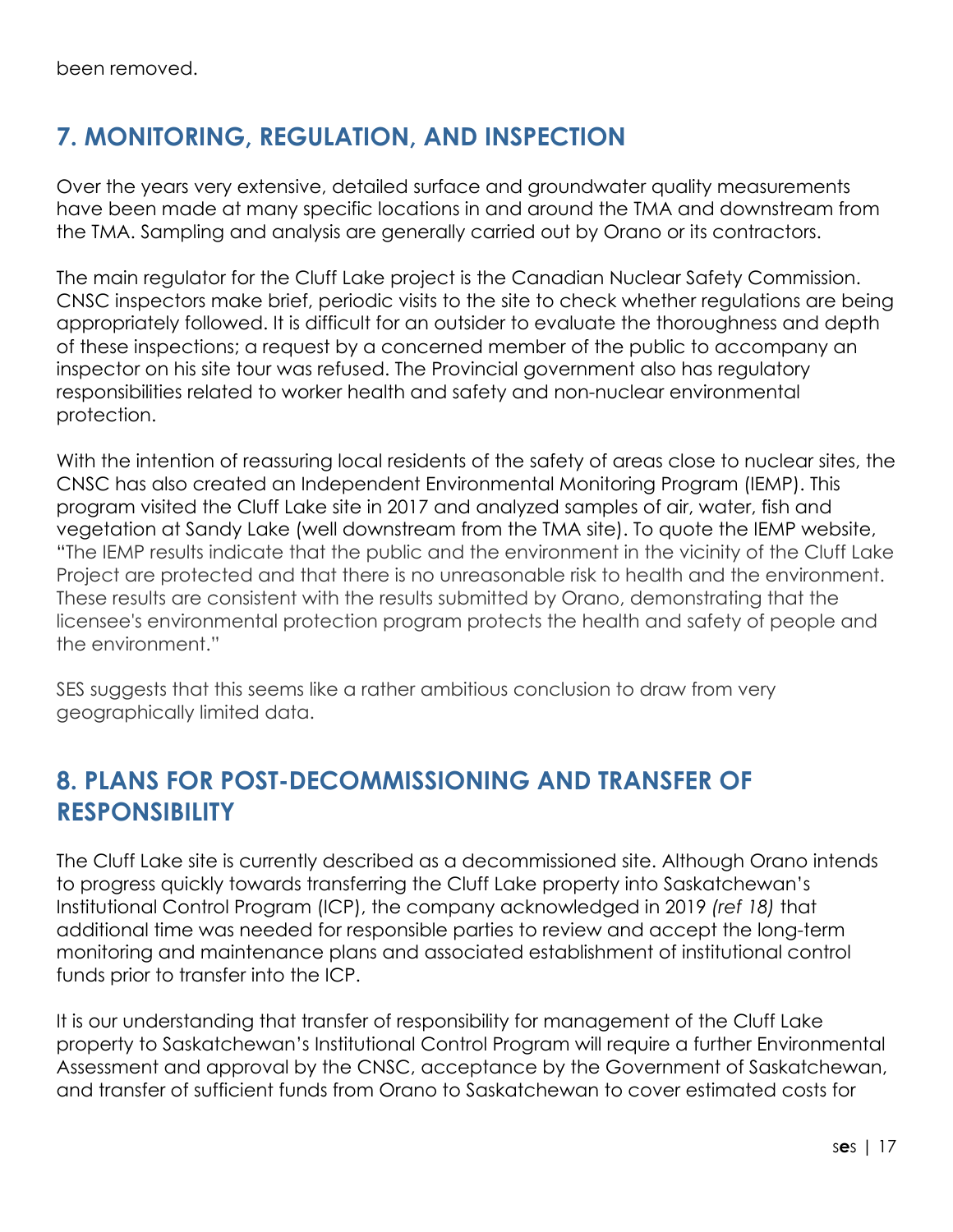been removed.

## 7. MONITORING, REGULATION, AND INSPECTION

Over the years very extensive, detailed surface and groundwater quality measurements have been made at many specific locations in and around the TMA and downstream from the TMA. Sampling and analysis are generally carried out by Orano or its contractors.

The main regulator for the Cluff Lake project is the Canadian Nuclear Safety Commission. CNSC inspectors make brief, periodic visits to the site to check whether regulations are being appropriately followed. It is difficult for an outsider to evaluate the thoroughness and depth of these inspections; a request by a concerned member of the public to accompany an inspector on his site tour was refused. The Provincial government also has regulatory responsibilities related to worker health and safety and non-nuclear environmental protection.

With the intention of reassuring local residents of the safety of areas close to nuclear sites, the CNSC has also created an Independent Environmental Monitoring Program (IEMP). This program visited the Cluff Lake site in 2017 and analyzed samples of air, water, fish and vegetation at Sandy Lake (well downstream from the TMA site). To quote the IEMP website, "The IEMP results indicate that the public and the environment in the vicinity of the Cluff Lake Project are protected and that there is no unreasonable risk to health and the environment. These results are consistent with the results submitted by Orano, demonstrating that the licensee's environmental protection program protects the health and safety of people and the environment."

SES suggests that this seems like a rather ambitious conclusion to draw from very geographically limited data.

## 8. PLANS FOR POST-DECOMMISSIONING AND TRANSFER OF RESPONSIBILITY

The Cluff Lake site is currently described as a decommissioned site. Although Orano intends to progress quickly towards transferring the Cluff Lake property into Saskatchewan's Institutional Control Program (ICP), the company acknowledged in 2019 *(ref 18)* that additional time was needed for responsible parties to review and accept the long-term monitoring and maintenance plans and associated establishment of institutional control funds prior to transfer into the ICP.

It is our understanding that transfer of responsibility for management of the Cluff Lake property to Saskatchewan's Institutional Control Program will require a further Environmental Assessment and approval by the CNSC, acceptance by the Government of Saskatchewan, and transfer of sufficient funds from Orano to Saskatchewan to cover estimated costs for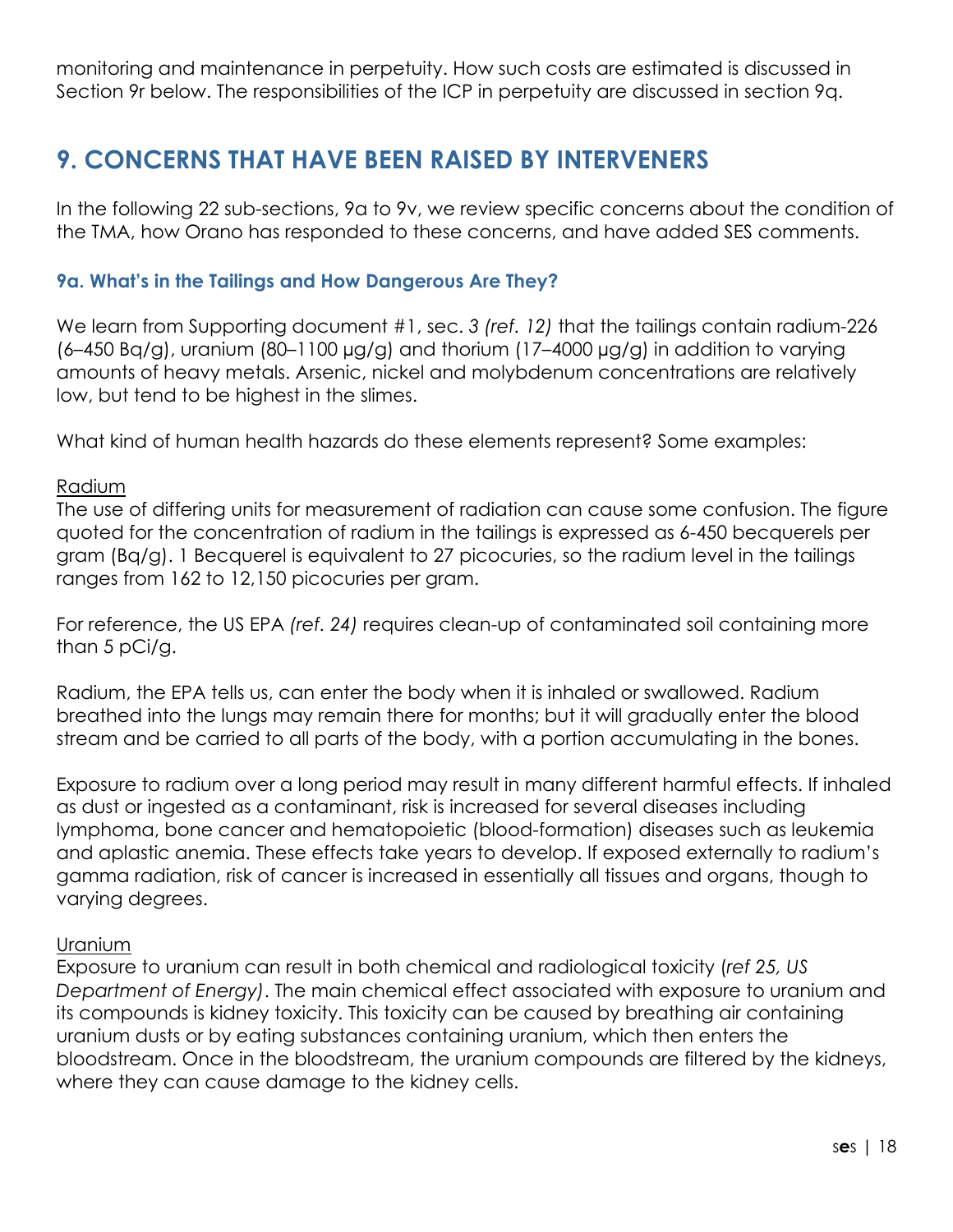monitoring and maintenance in perpetuity. How such costs are estimated is discussed in Section 9r below. The responsibilities of the ICP in perpetuity are discussed in section 9q.

## 9. CONCERNS THAT HAVE BEEN RAISED BY INTERVENERS

In the following 22 sub-sections, 9a to 9v, we review specific concerns about the condition of the TMA, how Orano has responded to these concerns, and have added SES comments.

### 9a. What's in the Tailings and How Dangerous Are They?

We learn from Supporting document #1, sec. *3 (ref. 12)* that the tailings contain radium-226 (6–450 Bq/g), uranium (80–1100 µg/g) and thorium (17–4000 µg/g) in addition to varying amounts of heavy metals. Arsenic, nickel and molybdenum concentrations are relatively low, but tend to be highest in the slimes.

What kind of human health hazards do these elements represent? Some examples:

<u>Radium</u>
The use of differing units for measurement of radiation can cause some confusion. The figure quoted for the concentration of radium in the tailings is expressed as 6-450 becquerels per gram (Bq/g). 1 Becquerel is equivalent to 27 picocuries, so the radium level in the tailings ranges from 162 to 12,150 picocuries per gram.

For reference, the US EPA *(ref. 24)* requires clean-up of contaminated soil containing more than 5 pCi/g.

Radium, the EPA tells us, can enter the body when it is inhaled or swallowed. Radium breathed into the lungs may remain there for months; but it will gradually enter the blood stream and be carried to all parts of the body, with a portion accumulating in the bones.

Exposure to radium over a long period may result in many different harmful effects. If inhaled as dust or ingested as a contaminant, risk is increased for several diseases including lymphoma, bone cancer and hematopoietic (blood-formation) diseases such as leukemia and aplastic anemia. These effects take years to develop. If exposed externally to radium's gamma radiation, risk of cancer is increased in essentially all tissues and organs, though to varying degrees.

<u>Uranium</u>
Exposure to uranium can result in both chemical and radiological toxicity (*ref 25, US Department of Energy)*. The main chemical effect associated with exposure to uranium and its compounds is kidney toxicity. This toxicity can be caused by breathing air containing uranium dusts or by eating substances containing uranium, which then enters the bloodstream. Once in the bloodstream, the uranium compounds are filtered by the kidneys, where they can cause damage to the kidney cells.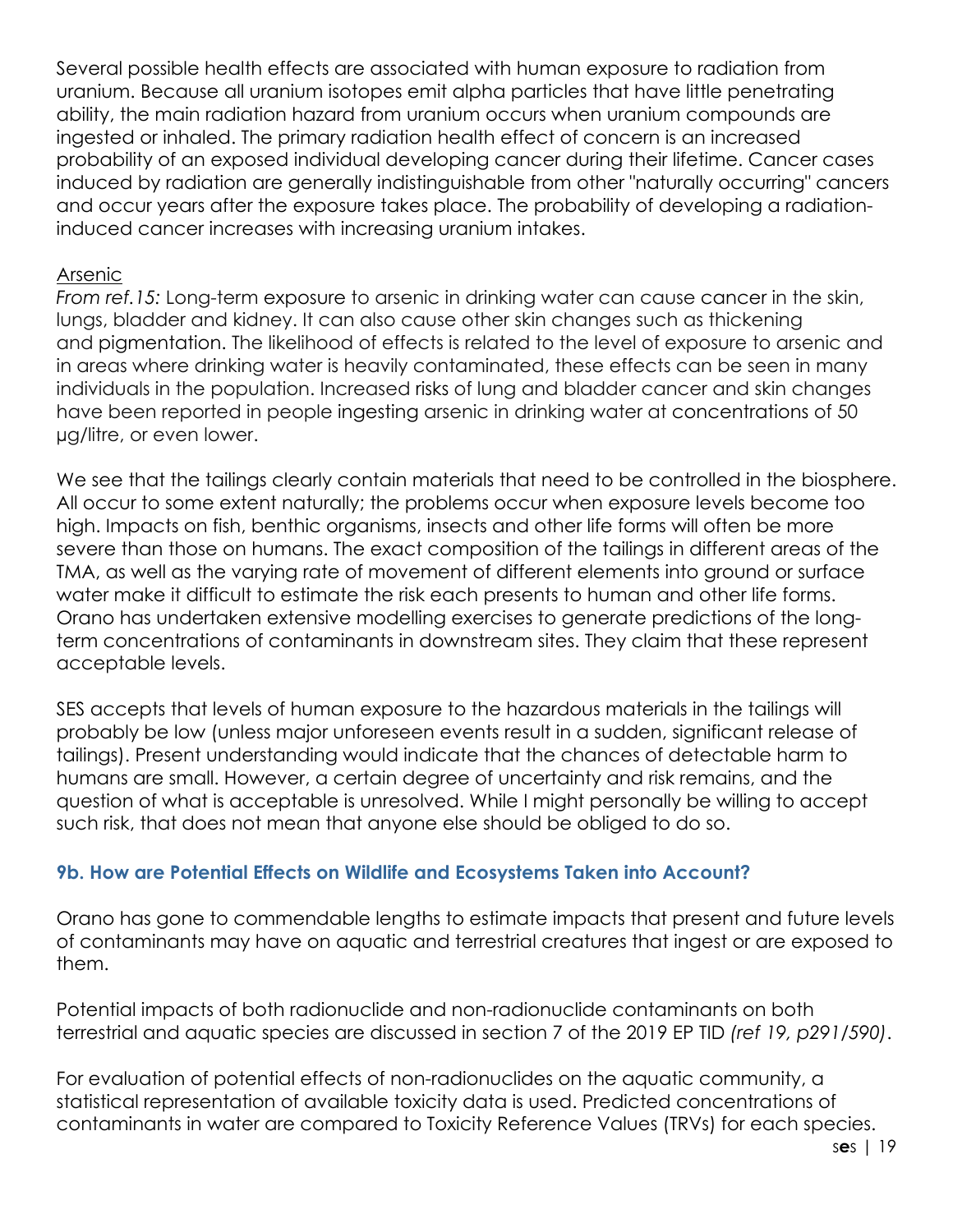Several possible health effects are associated with human exposure to radiation from uranium. Because all uranium isotopes emit alpha particles that have little penetrating ability, the main radiation hazard from uranium occurs when uranium compounds are ingested or inhaled. The primary radiation health effect of concern is an increased probability of an exposed individual developing cancer during their lifetime. Cancer cases induced by radiation are generally indistinguishable from other "naturally occurring" cancers and occur years after the exposure takes place. The probability of developing a radiation-induced cancer increases with increasing uranium intakes.

Arsenic

*From ref.15:* Long-term exposure to arsenic in drinking water can cause cancer in the skin, lungs, bladder and kidney. It can also cause other skin changes such as thickening and pigmentation. The likelihood of effects is related to the level of exposure to arsenic and in areas where drinking water is heavily contaminated, these effects can be seen in many individuals in the population. Increased risks of lung and bladder cancer and skin changes have been reported in people ingesting arsenic in drinking water at concentrations of 50 µg/litre, or even lower.

We see that the tailings clearly contain materials that need to be controlled in the biosphere. All occur to some extent naturally; the problems occur when exposure levels become too high. Impacts on fish, benthic organisms, insects and other life forms will often be more severe than those on humans. The exact composition of the tailings in different areas of the TMA, as well as the varying rate of movement of different elements into ground or surface water make it difficult to estimate the risk each presents to human and other life forms. Orano has undertaken extensive modelling exercises to generate predictions of the long-term concentrations of contaminants in downstream sites. They claim that these represent acceptable levels.

SES accepts that levels of human exposure to the hazardous materials in the tailings will probably be low (unless major unforeseen events result in a sudden, significant release of tailings). Present understanding would indicate that the chances of detectable harm to humans are small. However, a certain degree of uncertainty and risk remains, and the question of what is acceptable is unresolved. While I might personally be willing to accept such risk, that does not mean that anyone else should be obliged to do so.

### 9b. How are Potential Effects on Wildlife and Ecosystems Taken into Account?

Orano has gone to commendable lengths to estimate impacts that present and future levels of contaminants may have on aquatic and terrestrial creatures that ingest or are exposed to them.

Potential impacts of both radionuclide and non-radionuclide contaminants on both terrestrial and aquatic species are discussed in section 7 of the 2019 EP TID *(ref 19, p291/590)*.

For evaluation of potential effects of non-radionuclides on the aquatic community, a statistical representation of available toxicity data is used. Predicted concentrations of contaminants in water are compared to Toxicity Reference Values (TRVs) for each species.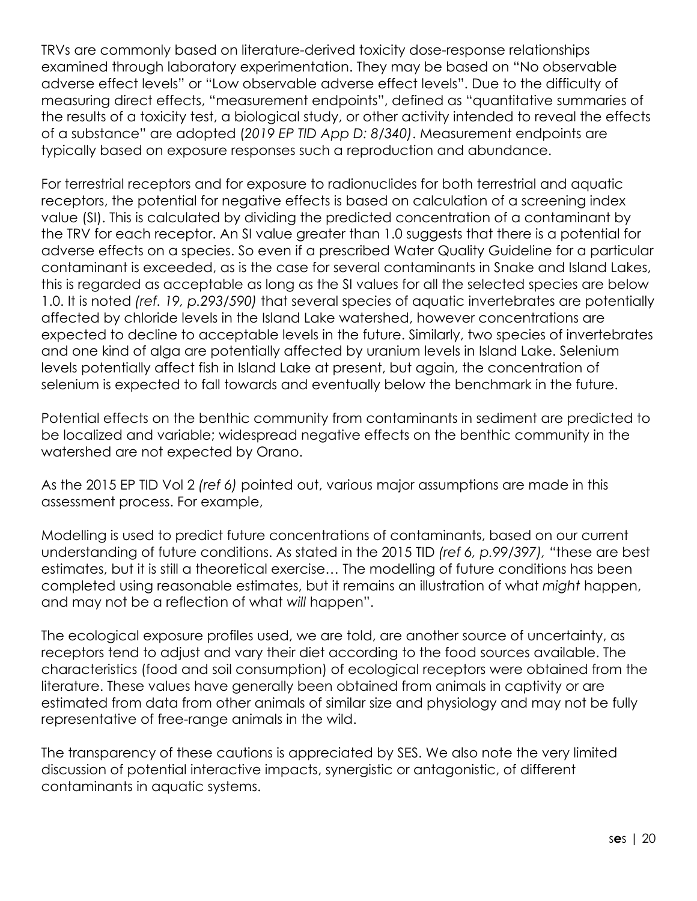TRVs are commonly based on literature-derived toxicity dose-response relationships examined through laboratory experimentation. They may be based on "No observable adverse effect levels" or "Low observable adverse effect levels". Due to the difficulty of measuring direct effects, "measurement endpoints", defined as "quantitative summaries of the results of a toxicity test, a biological study, or other activity intended to reveal the effects of a substance" are adopted (*2019 EP TID App D: 8/340)*. Measurement endpoints are typically based on exposure responses such a reproduction and abundance.

For terrestrial receptors and for exposure to radionuclides for both terrestrial and aquatic receptors, the potential for negative effects is based on calculation of a screening index value (SI). This is calculated by dividing the predicted concentration of a contaminant by the TRV for each receptor. An SI value greater than 1.0 suggests that there is a potential for adverse effects on a species. So even if a prescribed Water Quality Guideline for a particular contaminant is exceeded, as is the case for several contaminants in Snake and Island Lakes, this is regarded as acceptable as long as the SI values for all the selected species are below 1.0. It is noted *(ref. 19, p.293/590)* that several species of aquatic invertebrates are potentially affected by chloride levels in the Island Lake watershed, however concentrations are expected to decline to acceptable levels in the future. Similarly, two species of invertebrates and one kind of alga are potentially affected by uranium levels in Island Lake. Selenium levels potentially affect fish in Island Lake at present, but again, the concentration of selenium is expected to fall towards and eventually below the benchmark in the future.

Potential effects on the benthic community from contaminants in sediment are predicted to be localized and variable; widespread negative effects on the benthic community in the watershed are not expected by Orano.

As the 2015 EP TID Vol 2 *(ref 6)* pointed out, various major assumptions are made in this assessment process. For example,

Modelling is used to predict future concentrations of contaminants, based on our current understanding of future conditions. As stated in the 2015 TID *(ref 6, p.99/397),* "these are best estimates, but it is still a theoretical exercise… The modelling of future conditions has been completed using reasonable estimates, but it remains an illustration of what *might* happen, and may not be a reflection of what *will* happen".

The ecological exposure profiles used, we are told, are another source of uncertainty, as receptors tend to adjust and vary their diet according to the food sources available. The characteristics (food and soil consumption) of ecological receptors were obtained from the literature. These values have generally been obtained from animals in captivity or are estimated from data from other animals of similar size and physiology and may not be fully representative of free-range animals in the wild.

The transparency of these cautions is appreciated by SES. We also note the very limited discussion of potential interactive impacts, synergistic or antagonistic, of different contaminants in aquatic systems.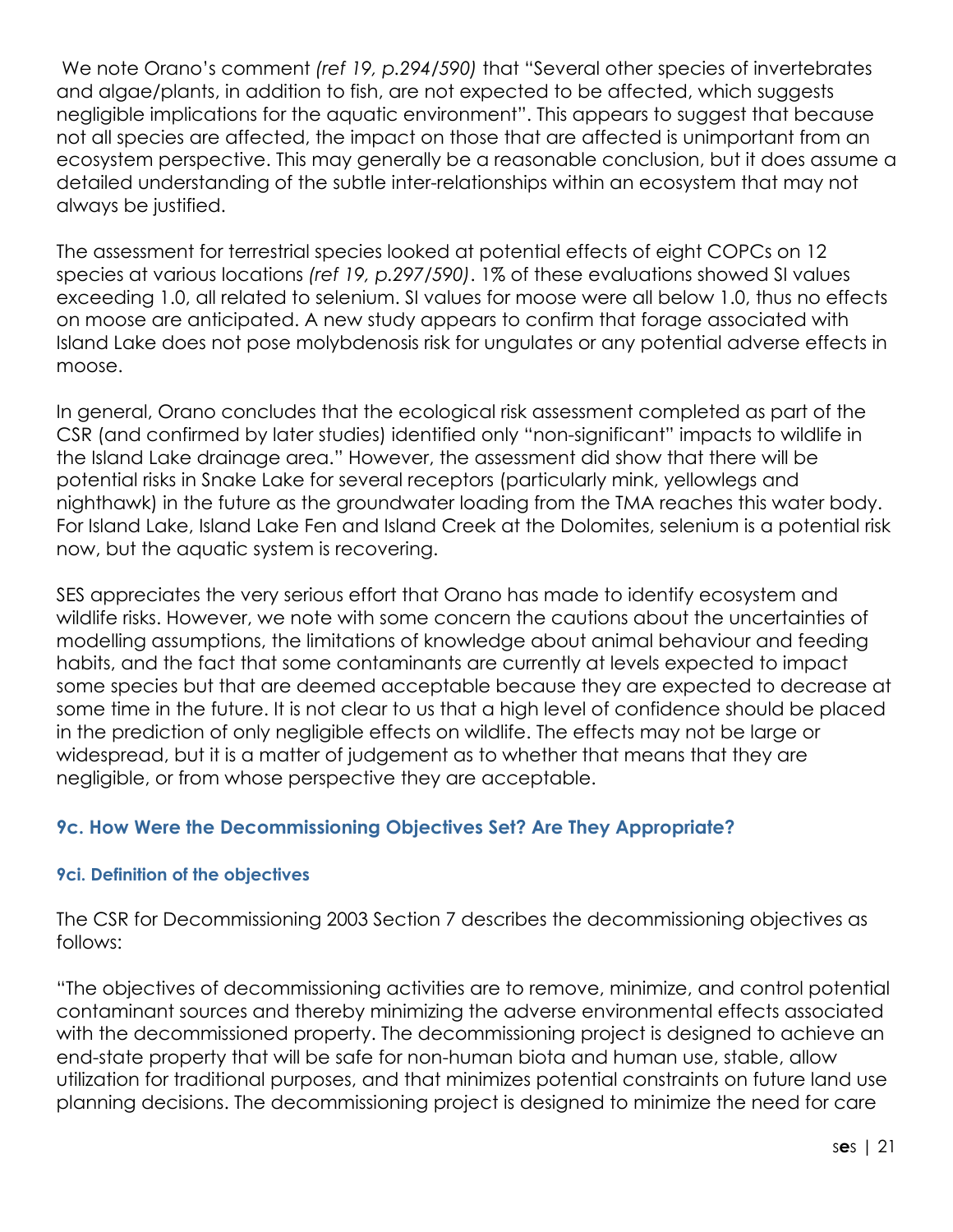We note Orano's comment *(ref 19, p.294/590)* that "Several other species of invertebrates and algae/plants, in addition to fish, are not expected to be affected, which suggests negligible implications for the aquatic environment". This appears to suggest that because not all species are affected, the impact on those that are affected is unimportant from an ecosystem perspective. This may generally be a reasonable conclusion, but it does assume a detailed understanding of the subtle inter-relationships within an ecosystem that may not always be justified.

The assessment for terrestrial species looked at potential effects of eight COPCs on 12 species at various locations *(ref 19, p.297/590)*. 1% of these evaluations showed SI values exceeding 1.0, all related to selenium. SI values for moose were all below 1.0, thus no effects on moose are anticipated. A new study appears to confirm that forage associated with Island Lake does not pose molybdenosis risk for ungulates or any potential adverse effects in moose.

In general, Orano concludes that the ecological risk assessment completed as part of the CSR (and confirmed by later studies) identified only "non-significant" impacts to wildlife in the Island Lake drainage area." However, the assessment did show that there will be potential risks in Snake Lake for several receptors (particularly mink, yellowlegs and nighthawk) in the future as the groundwater loading from the TMA reaches this water body. For Island Lake, Island Lake Fen and Island Creek at the Dolomites, selenium is a potential risk now, but the aquatic system is recovering.

SES appreciates the very serious effort that Orano has made to identify ecosystem and wildlife risks. However, we note with some concern the cautions about the uncertainties of modelling assumptions, the limitations of knowledge about animal behaviour and feeding habits, and the fact that some contaminants are currently at levels expected to impact some species but that are deemed acceptable because they are expected to decrease at some time in the future. It is not clear to us that a high level of confidence should be placed in the prediction of only negligible effects on wildlife. The effects may not be large or widespread, but it is a matter of judgement as to whether that means that they are negligible, or from whose perspective they are acceptable.

### 9c. How Were the Decommissioning Objectives Set? Are They Appropriate?

#### 9ci. Definition of the objectives

The CSR for Decommissioning 2003 Section 7 describes the decommissioning objectives as follows:

"The objectives of decommissioning activities are to remove, minimize, and control potential contaminant sources and thereby minimizing the adverse environmental effects associated with the decommissioned property. The decommissioning project is designed to achieve an end-state property that will be safe for non-human biota and human use, stable, allow utilization for traditional purposes, and that minimizes potential constraints on future land use planning decisions. The decommissioning project is designed to minimize the need for care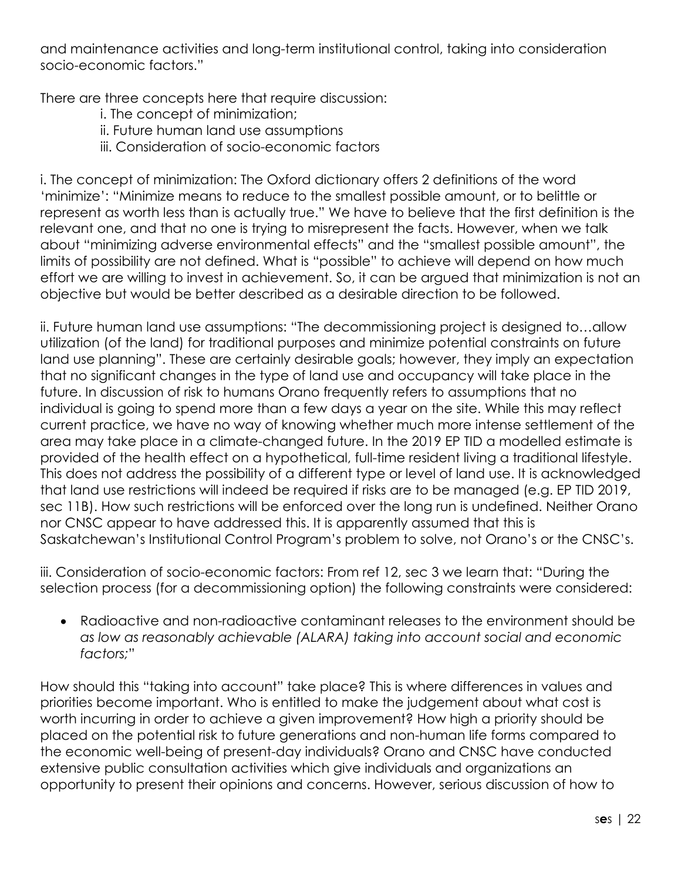and maintenance activities and long-term institutional control, taking into consideration socio-economic factors."

There are three concepts here that require discussion:

i. The concept of minimization;
ii. Future human land use assumptions
iii. Consideration of socio-economic factors

i. The concept of minimization: The Oxford dictionary offers 2 definitions of the word 'minimize': "Minimize means to reduce to the smallest possible amount, or to belittle or represent as worth less than is actually true." We have to believe that the first definition is the relevant one, and that no one is trying to misrepresent the facts. However, when we talk about "minimizing adverse environmental effects" and the "smallest possible amount", the limits of possibility are not defined. What is "possible" to achieve will depend on how much effort we are willing to invest in achievement. So, it can be argued that minimization is not an objective but would be better described as a desirable direction to be followed.

ii. Future human land use assumptions: "The decommissioning project is designed to…allow utilization (of the land) for traditional purposes and minimize potential constraints on future land use planning". These are certainly desirable goals; however, they imply an expectation that no significant changes in the type of land use and occupancy will take place in the future. In discussion of risk to humans Orano frequently refers to assumptions that no individual is going to spend more than a few days a year on the site. While this may reflect current practice, we have no way of knowing whether much more intense settlement of the area may take place in a climate-changed future. In the 2019 EP TID a modelled estimate is provided of the health effect on a hypothetical, full-time resident living a traditional lifestyle. This does not address the possibility of a different type or level of land use. It is acknowledged that land use restrictions will indeed be required if risks are to be managed (e.g. EP TID 2019, sec 11B). How such restrictions will be enforced over the long run is undefined. Neither Orano nor CNSC appear to have addressed this. It is apparently assumed that this is Saskatchewan's Institutional Control Program's problem to solve, not Orano's or the CNSC's.

iii. Consideration of socio-economic factors: From ref 12, sec 3 we learn that: "During the selection process (for a decommissioning option) the following constraints were considered:

- Radioactive and non-radioactive contaminant releases to the environment should be *as low as reasonably achievable (ALARA) taking into account social and economic factors;*"

How should this "taking into account" take place? This is where differences in values and priorities become important. Who is entitled to make the judgement about what cost is worth incurring in order to achieve a given improvement? How high a priority should be placed on the potential risk to future generations and non-human life forms compared to the economic well-being of present-day individuals? Orano and CNSC have conducted extensive public consultation activities which give individuals and organizations an opportunity to present their opinions and concerns. However, serious discussion of how to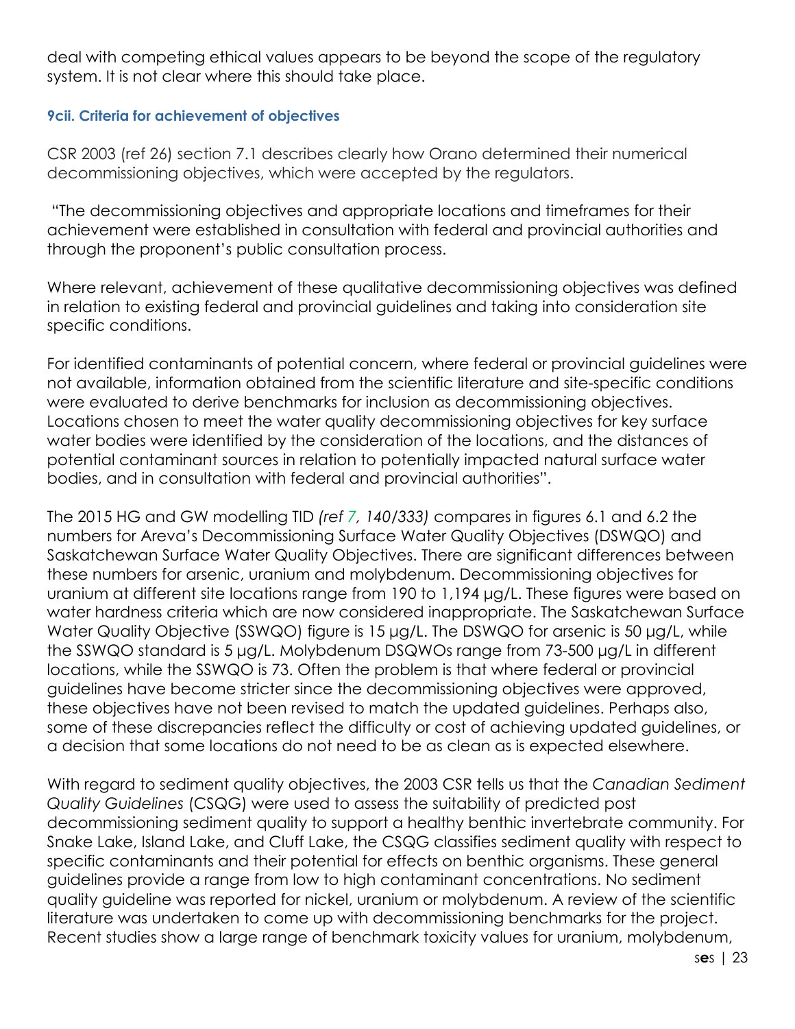deal with competing ethical values appears to be beyond the scope of the regulatory system. It is not clear where this should take place.

### 9cii. Criteria for achievement of objectives

CSR 2003 (ref 26) section 7.1 describes clearly how Orano determined their numerical decommissioning objectives, which were accepted by the regulators.

"The decommissioning objectives and appropriate locations and timeframes for their achievement were established in consultation with federal and provincial authorities and through the proponent's public consultation process.

Where relevant, achievement of these qualitative decommissioning objectives was defined in relation to existing federal and provincial guidelines and taking into consideration site specific conditions.

For identified contaminants of potential concern, where federal or provincial guidelines were not available, information obtained from the scientific literature and site-specific conditions were evaluated to derive benchmarks for inclusion as decommissioning objectives. Locations chosen to meet the water quality decommissioning objectives for key surface water bodies were identified by the consideration of the locations, and the distances of potential contaminant sources in relation to potentially impacted natural surface water bodies, and in consultation with federal and provincial authorities".

The 2015 HG and GW modelling TID *(ref 7, 140/333)* compares in figures 6.1 and 6.2 the numbers for Areva's Decommissioning Surface Water Quality Objectives (DSWQO) and Saskatchewan Surface Water Quality Objectives. There are significant differences between these numbers for arsenic, uranium and molybdenum. Decommissioning objectives for uranium at different site locations range from 190 to 1,194 µg/L. These figures were based on water hardness criteria which are now considered inappropriate. The Saskatchewan Surface Water Quality Objective (SSWQO) figure is 15 µg/L. The DSWQO for arsenic is 50 µg/L, while the SSWQO standard is 5 µg/L. Molybdenum DSQWOs range from 73-500 µg/L in different locations, while the SSWQO is 73. Often the problem is that where federal or provincial guidelines have become stricter since the decommissioning objectives were approved, these objectives have not been revised to match the updated guidelines. Perhaps also, some of these discrepancies reflect the difficulty or cost of achieving updated guidelines, or a decision that some locations do not need to be as clean as is expected elsewhere.

With regard to sediment quality objectives, the 2003 CSR tells us that the *Canadian Sediment Quality Guidelines* (CSQG) were used to assess the suitability of predicted post decommissioning sediment quality to support a healthy benthic invertebrate community. For Snake Lake, Island Lake, and Cluff Lake, the CSQG classifies sediment quality with respect to specific contaminants and their potential for effects on benthic organisms. These general guidelines provide a range from low to high contaminant concentrations. No sediment quality guideline was reported for nickel, uranium or molybdenum. A review of the scientific literature was undertaken to come up with decommissioning benchmarks for the project. Recent studies show a large range of benchmark toxicity values for uranium, molybdenum,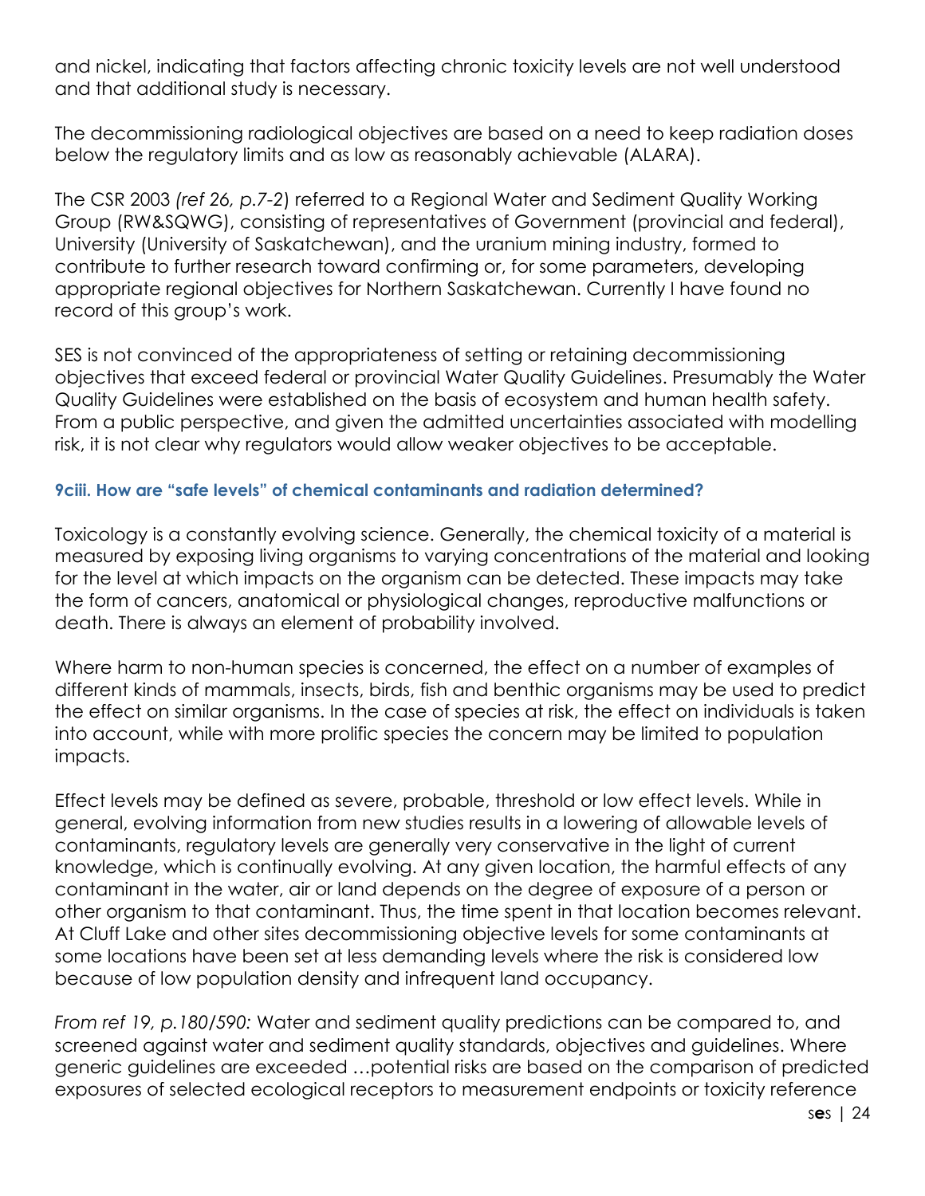and nickel, indicating that factors affecting chronic toxicity levels are not well understood and that additional study is necessary.

The decommissioning radiological objectives are based on a need to keep radiation doses below the regulatory limits and as low as reasonably achievable (ALARA).

The CSR 2003 *(ref 26, p.7-2*) referred to a Regional Water and Sediment Quality Working Group (RW&SQWG), consisting of representatives of Government (provincial and federal), University (University of Saskatchewan), and the uranium mining industry, formed to contribute to further research toward confirming or, for some parameters, developing appropriate regional objectives for Northern Saskatchewan. Currently I have found no record of this group's work.

SES is not convinced of the appropriateness of setting or retaining decommissioning objectives that exceed federal or provincial Water Quality Guidelines. Presumably the Water Quality Guidelines were established on the basis of ecosystem and human health safety. From a public perspective, and given the admitted uncertainties associated with modelling risk, it is not clear why regulators would allow weaker objectives to be acceptable.

#### 9ciii. How are "safe levels" of chemical contaminants and radiation determined?

Toxicology is a constantly evolving science. Generally, the chemical toxicity of a material is measured by exposing living organisms to varying concentrations of the material and looking for the level at which impacts on the organism can be detected. These impacts may take the form of cancers, anatomical or physiological changes, reproductive malfunctions or death. There is always an element of probability involved.

Where harm to non-human species is concerned, the effect on a number of examples of different kinds of mammals, insects, birds, fish and benthic organisms may be used to predict the effect on similar organisms. In the case of species at risk, the effect on individuals is taken into account, while with more prolific species the concern may be limited to population impacts.

Effect levels may be defined as severe, probable, threshold or low effect levels. While in general, evolving information from new studies results in a lowering of allowable levels of contaminants, regulatory levels are generally very conservative in the light of current knowledge, which is continually evolving. At any given location, the harmful effects of any contaminant in the water, air or land depends on the degree of exposure of a person or other organism to that contaminant. Thus, the time spent in that location becomes relevant. At Cluff Lake and other sites decommissioning objective levels for some contaminants at some locations have been set at less demanding levels where the risk is considered low because of low population density and infrequent land occupancy.

*From ref 19, p.180/590:* Water and sediment quality predictions can be compared to, and screened against water and sediment quality standards, objectives and guidelines. Where generic guidelines are exceeded …potential risks are based on the comparison of predicted exposures of selected ecological receptors to measurement endpoints or toxicity reference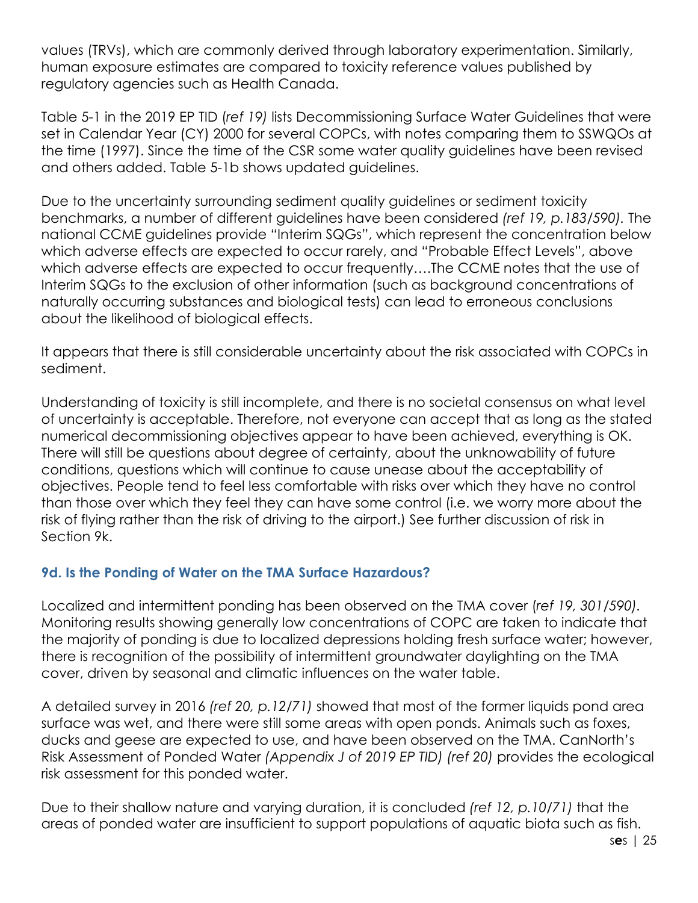values (TRVs), which are commonly derived through laboratory experimentation. Similarly, human exposure estimates are compared to toxicity reference values published by regulatory agencies such as Health Canada.

Table 5-1 in the 2019 EP TID (*ref 19)* lists Decommissioning Surface Water Guidelines that were set in Calendar Year (CY) 2000 for several COPCs, with notes comparing them to SSWQOs at the time (1997). Since the time of the CSR some water quality guidelines have been revised and others added. Table 5-1b shows updated guidelines.

Due to the uncertainty surrounding sediment quality guidelines or sediment toxicity benchmarks, a number of different guidelines have been considered *(ref 19, p.183/590).* The national CCME guidelines provide "Interim SQGs", which represent the concentration below which adverse effects are expected to occur rarely, and "Probable Effect Levels", above which adverse effects are expected to occur frequently….The CCME notes that the use of Interim SQGs to the exclusion of other information (such as background concentrations of naturally occurring substances and biological tests) can lead to erroneous conclusions about the likelihood of biological effects.

It appears that there is still considerable uncertainty about the risk associated with COPCs in sediment.

Understanding of toxicity is still incomplete, and there is no societal consensus on what level of uncertainty is acceptable. Therefore, not everyone can accept that as long as the stated numerical decommissioning objectives appear to have been achieved, everything is OK. There will still be questions about degree of certainty, about the unknowability of future conditions, questions which will continue to cause unease about the acceptability of objectives. People tend to feel less comfortable with risks over which they have no control than those over which they feel they can have some control (i.e. we worry more about the risk of flying rather than the risk of driving to the airport.) See further discussion of risk in Section 9k.

### 9d. Is the Ponding of Water on the TMA Surface Hazardous?

Localized and intermittent ponding has been observed on the TMA cover (*ref 19, 301/590)*. Monitoring results showing generally low concentrations of COPC are taken to indicate that the majority of ponding is due to localized depressions holding fresh surface water; however, there is recognition of the possibility of intermittent groundwater daylighting on the TMA cover, driven by seasonal and climatic influences on the water table.

A detailed survey in 2016 *(ref 20, p.12/71)* showed that most of the former liquids pond area surface was wet, and there were still some areas with open ponds. Animals such as foxes, ducks and geese are expected to use, and have been observed on the TMA. CanNorth's Risk Assessment of Ponded Water *(Appendix J of 2019 EP TID) (ref 20)* provides the ecological risk assessment for this ponded water.

Due to their shallow nature and varying duration, it is concluded *(ref 12, p.10/71)* that the areas of ponded water are insufficient to support populations of aquatic biota such as fish.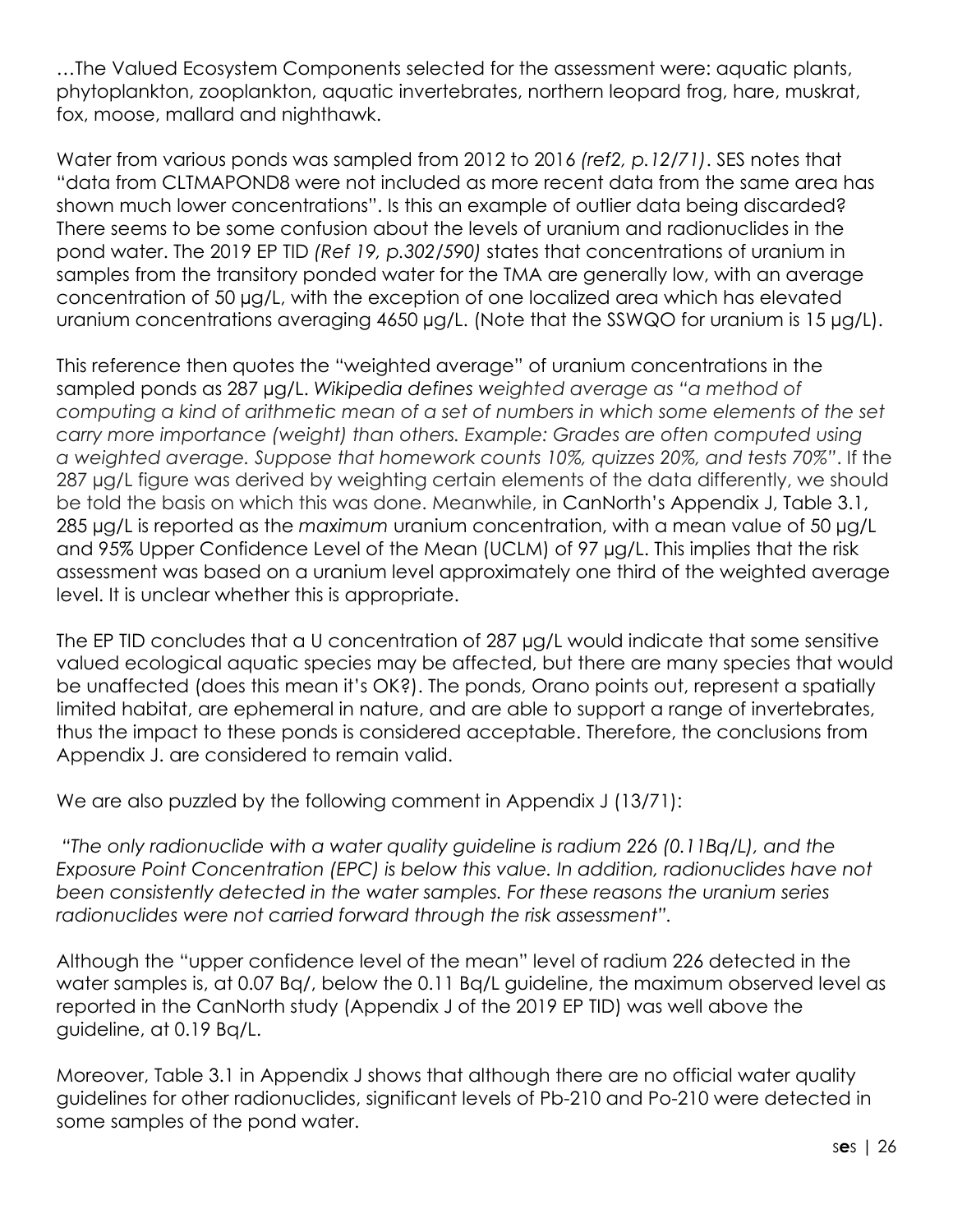…The Valued Ecosystem Components selected for the assessment were: aquatic plants, phytoplankton, zooplankton, aquatic invertebrates, northern leopard frog, hare, muskrat, fox, moose, mallard and nighthawk.

Water from various ponds was sampled from 2012 to 2016 *(ref2, p.12/71)*. SES notes that "data from CLTMAPOND8 were not included as more recent data from the same area has shown much lower concentrations". Is this an example of outlier data being discarded? There seems to be some confusion about the levels of uranium and radionuclides in the pond water. The 2019 EP TID *(Ref 19, p.302/590)* states that concentrations of uranium in samples from the transitory ponded water for the TMA are generally low, with an average concentration of 50 µg/L, with the exception of one localized area which has elevated uranium concentrations averaging 4650 µg/L. (Note that the SSWQO for uranium is 15 µg/L).

This reference then quotes the "weighted average" of uranium concentrations in the sampled ponds as 287 µg/L. *Wikipedia defines weighted average as "a method of computing a kind of arithmetic mean of a set of numbers in which some elements of the set carry more importance (weight) than others. Example: Grades are often computed using a weighted average. Suppose that homework counts 10%, quizzes 20%, and tests 70%"*. If the 287 µg/L figure was derived by weighting certain elements of the data differently, we should be told the basis on which this was done. Meanwhile, in CanNorth's Appendix J, Table 3.1, 285 µg/L is reported as the *maximum* uranium concentration, with a mean value of 50 µg/L and 95% Upper Confidence Level of the Mean (UCLM) of 97 µg/L. This implies that the risk assessment was based on a uranium level approximately one third of the weighted average level. It is unclear whether this is appropriate.

The EP TID concludes that a U concentration of 287 µg/L would indicate that some sensitive valued ecological aquatic species may be affected, but there are many species that would be unaffected (does this mean it's OK?). The ponds, Orano points out, represent a spatially limited habitat, are ephemeral in nature, and are able to support a range of invertebrates, thus the impact to these ponds is considered acceptable. Therefore, the conclusions from Appendix J. are considered to remain valid.

We are also puzzled by the following comment in Appendix J (13/71):

*"The only radionuclide with a water quality guideline is radium 226 (0.11Bq/L), and the Exposure Point Concentration (EPC) is below this value. In addition, radionuclides have not been consistently detected in the water samples. For these reasons the uranium series radionuclides were not carried forward through the risk assessment".*

Although the "upper confidence level of the mean" level of radium 226 detected in the water samples is, at 0.07 Bq/, below the 0.11 Bq/L guideline, the maximum observed level as reported in the CanNorth study (Appendix J of the 2019 EP TID) was well above the guideline, at 0.19 Bq/L.

Moreover, Table 3.1 in Appendix J shows that although there are no official water quality guidelines for other radionuclides, significant levels of Pb-210 and Po-210 were detected in some samples of the pond water.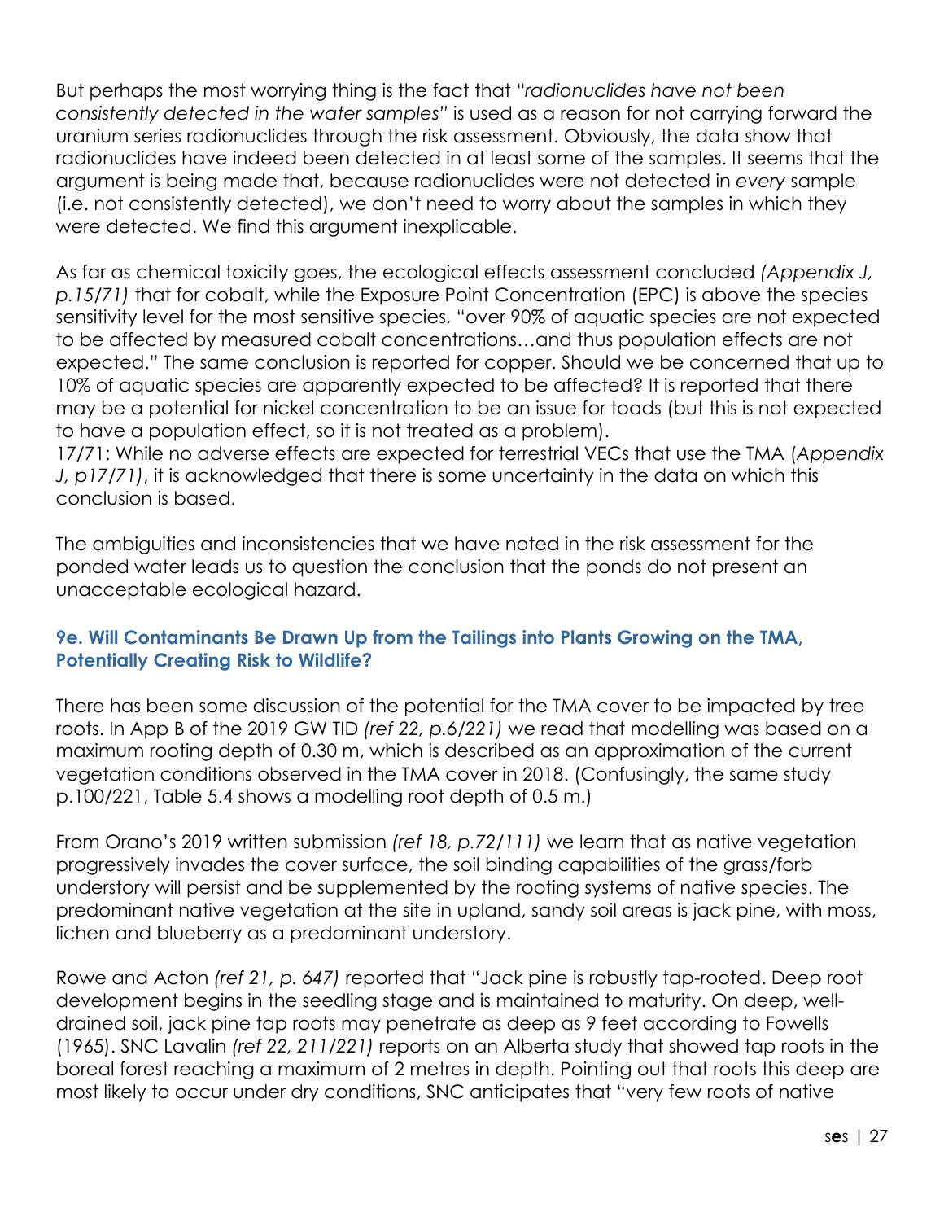But perhaps the most worrying thing is the fact that *"radionuclides have not been consistently detected in the water samples"* is used as a reason for not carrying forward the uranium series radionuclides through the risk assessment. Obviously, the data show that radionuclides have indeed been detected in at least some of the samples. It seems that the argument is being made that, because radionuclides were not detected in *every* sample (i.e. not consistently detected), we don't need to worry about the samples in which they were detected. We find this argument inexplicable.

As far as chemical toxicity goes, the ecological effects assessment concluded *(Appendix J, p.15/71)* that for cobalt, while the Exposure Point Concentration (EPC) is above the species sensitivity level for the most sensitive species, "over 90% of aquatic species are not expected to be affected by measured cobalt concentrations…and thus population effects are not expected." The same conclusion is reported for copper. Should we be concerned that up to 10% of aquatic species are apparently expected to be affected? It is reported that there may be a potential for nickel concentration to be an issue for toads (but this is not expected to have a population effect, so it is not treated as a problem).
17/71: While no adverse effects are expected for terrestrial VECs that use the TMA (*Appendix J, p17/71)*, it is acknowledged that there is some uncertainty in the data on which this conclusion is based.

The ambiguities and inconsistencies that we have noted in the risk assessment for the ponded water leads us to question the conclusion that the ponds do not present an unacceptable ecological hazard.

### 9e. Will Contaminants Be Drawn Up from the Tailings into Plants Growing on the TMA, Potentially Creating Risk to Wildlife?

There has been some discussion of the potential for the TMA cover to be impacted by tree roots. In App B of the 2019 GW TID *(ref 22, p.6/221)* we read that modelling was based on a maximum rooting depth of 0.30 m, which is described as an approximation of the current vegetation conditions observed in the TMA cover in 2018. (Confusingly, the same study p.100/221, Table 5.4 shows a modelling root depth of 0.5 m.)

From Orano's 2019 written submission *(ref 18, p.72/111)* we learn that as native vegetation progressively invades the cover surface, the soil binding capabilities of the grass/forb understory will persist and be supplemented by the rooting systems of native species. The predominant native vegetation at the site in upland, sandy soil areas is jack pine, with moss, lichen and blueberry as a predominant understory.

Rowe and Acton *(ref 21, p. 647)* reported that "Jack pine is robustly tap-rooted. Deep root development begins in the seedling stage and is maintained to maturity. On deep, well-drained soil, jack pine tap roots may penetrate as deep as 9 feet according to Fowells (1965). SNC Lavalin *(ref 22, 211/221)* reports on an Alberta study that showed tap roots in the boreal forest reaching a maximum of 2 metres in depth. Pointing out that roots this deep are most likely to occur under dry conditions, SNC anticipates that "very few roots of native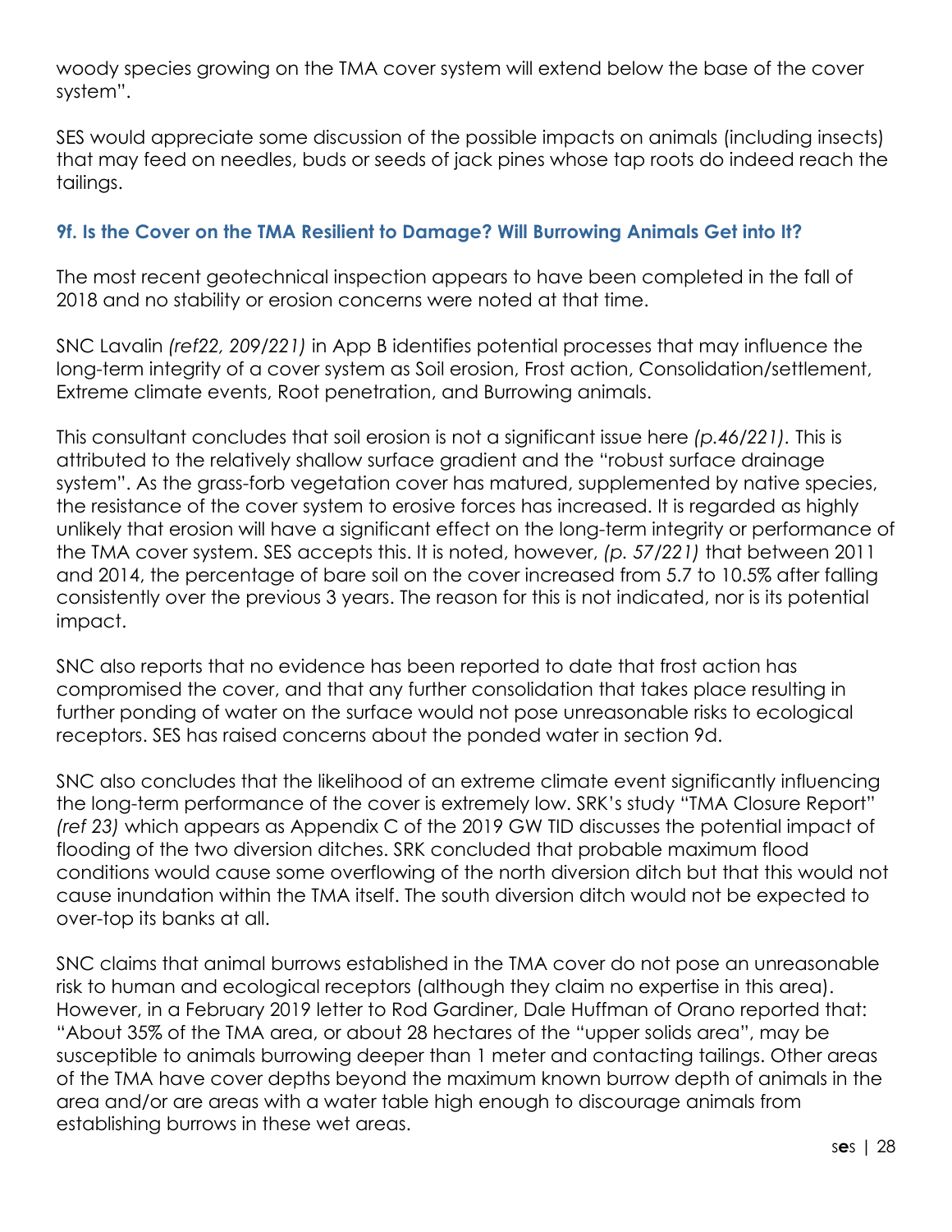woody species growing on the TMA cover system will extend below the base of the cover system".

SES would appreciate some discussion of the possible impacts on animals (including insects) that may feed on needles, buds or seeds of jack pines whose tap roots do indeed reach the tailings.

### 9f. Is the Cover on the TMA Resilient to Damage? Will Burrowing Animals Get into It?

The most recent geotechnical inspection appears to have been completed in the fall of 2018 and no stability or erosion concerns were noted at that time.

SNC Lavalin *(ref22, 209/221)* in App B identifies potential processes that may influence the long-term integrity of a cover system as Soil erosion, Frost action, Consolidation/settlement, Extreme climate events, Root penetration, and Burrowing animals.

This consultant concludes that soil erosion is not a significant issue here *(p.46/221)*. This is attributed to the relatively shallow surface gradient and the "robust surface drainage system". As the grass-forb vegetation cover has matured, supplemented by native species, the resistance of the cover system to erosive forces has increased. It is regarded as highly unlikely that erosion will have a significant effect on the long-term integrity or performance of the TMA cover system. SES accepts this. It is noted, however, *(p. 57/221)* that between 2011 and 2014, the percentage of bare soil on the cover increased from 5.7 to 10.5% after falling consistently over the previous 3 years. The reason for this is not indicated, nor is its potential impact.

SNC also reports that no evidence has been reported to date that frost action has compromised the cover, and that any further consolidation that takes place resulting in further ponding of water on the surface would not pose unreasonable risks to ecological receptors. SES has raised concerns about the ponded water in section 9d.

SNC also concludes that the likelihood of an extreme climate event significantly influencing the long-term performance of the cover is extremely low. SRK's study "TMA Closure Report" *(ref 23)* which appears as Appendix C of the 2019 GW TID discusses the potential impact of flooding of the two diversion ditches. SRK concluded that probable maximum flood conditions would cause some overflowing of the north diversion ditch but that this would not cause inundation within the TMA itself. The south diversion ditch would not be expected to over-top its banks at all.

SNC claims that animal burrows established in the TMA cover do not pose an unreasonable risk to human and ecological receptors (although they claim no expertise in this area). However, in a February 2019 letter to Rod Gardiner, Dale Huffman of Orano reported that: "About 35% of the TMA area, or about 28 hectares of the "upper solids area", may be susceptible to animals burrowing deeper than 1 meter and contacting tailings. Other areas of the TMA have cover depths beyond the maximum known burrow depth of animals in the area and/or are areas with a water table high enough to discourage animals from establishing burrows in these wet areas.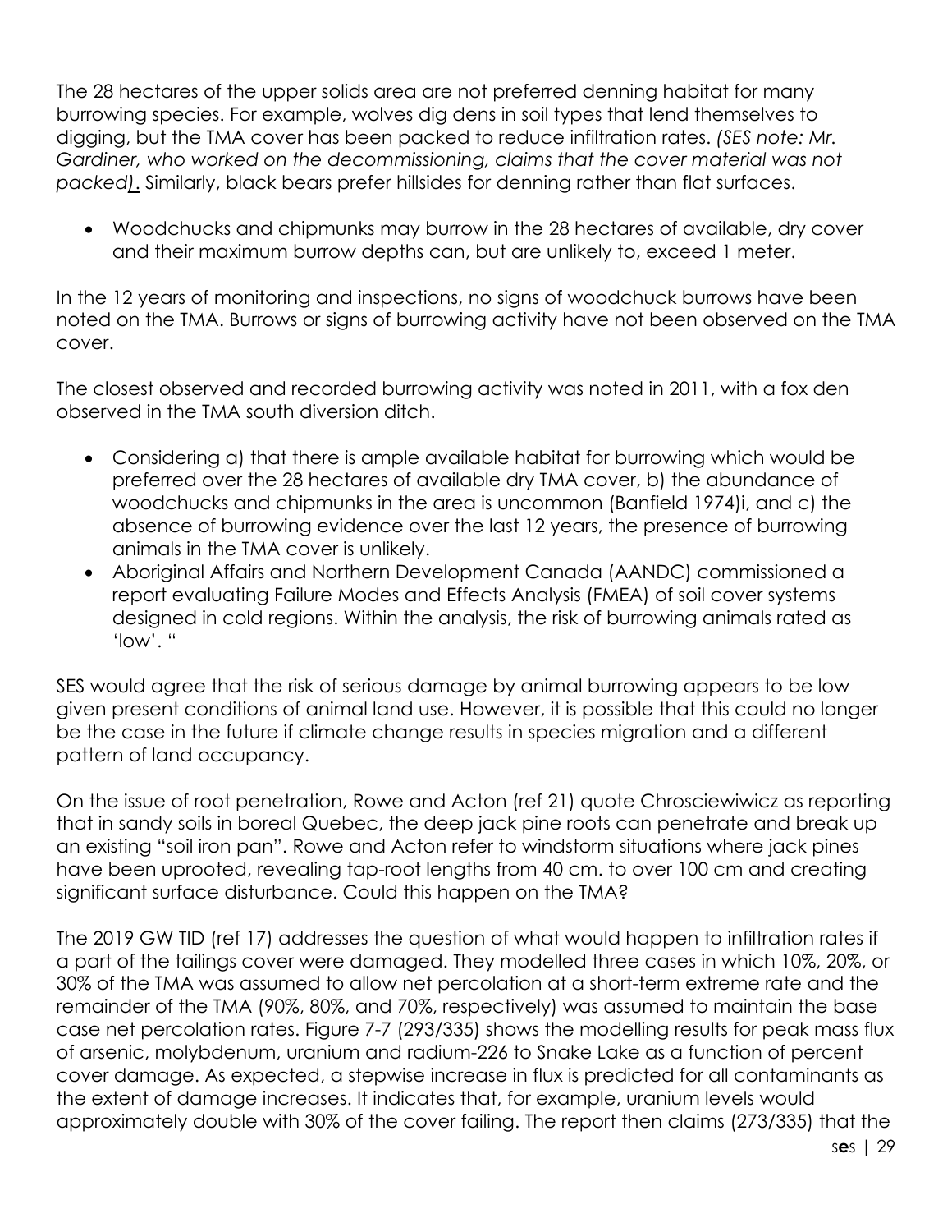The 28 hectares of the upper solids area are not preferred denning habitat for many burrowing species. For example, wolves dig dens in soil types that lend themselves to digging, but the TMA cover has been packed to reduce infiltration rates. *(SES note: Mr. Gardiner, who worked on the decommissioning, claims that the cover material was not packed).* Similarly, black bears prefer hillsides for denning rather than flat surfaces.

- Woodchucks and chipmunks may burrow in the 28 hectares of available, dry cover and their maximum burrow depths can, but are unlikely to, exceed 1 meter.

In the 12 years of monitoring and inspections, no signs of woodchuck burrows have been noted on the TMA. Burrows or signs of burrowing activity have not been observed on the TMA cover.

The closest observed and recorded burrowing activity was noted in 2011, with a fox den observed in the TMA south diversion ditch.

- Considering a) that there is ample available habitat for burrowing which would be preferred over the 28 hectares of available dry TMA cover, b) the abundance of woodchucks and chipmunks in the area is uncommon (Banfield 1974)i, and c) the absence of burrowing evidence over the last 12 years, the presence of burrowing animals in the TMA cover is unlikely.
- Aboriginal Affairs and Northern Development Canada (AANDC) commissioned a report evaluating Failure Modes and Effects Analysis (FMEA) of soil cover systems designed in cold regions. Within the analysis, the risk of burrowing animals rated as 'low'. "

SES would agree that the risk of serious damage by animal burrowing appears to be low given present conditions of animal land use. However, it is possible that this could no longer be the case in the future if climate change results in species migration and a different pattern of land occupancy.

On the issue of root penetration, Rowe and Acton (ref 21) quote Chrosciewiwicz as reporting that in sandy soils in boreal Quebec, the deep jack pine roots can penetrate and break up an existing "soil iron pan". Rowe and Acton refer to windstorm situations where jack pines have been uprooted, revealing tap-root lengths from 40 cm. to over 100 cm and creating significant surface disturbance. Could this happen on the TMA?

The 2019 GW TID (ref 17) addresses the question of what would happen to infiltration rates if a part of the tailings cover were damaged. They modelled three cases in which 10%, 20%, or 30% of the TMA was assumed to allow net percolation at a short-term extreme rate and the remainder of the TMA (90%, 80%, and 70%, respectively) was assumed to maintain the base case net percolation rates. Figure 7-7 (293/335) shows the modelling results for peak mass flux of arsenic, molybdenum, uranium and radium-226 to Snake Lake as a function of percent cover damage. As expected, a stepwise increase in flux is predicted for all contaminants as the extent of damage increases. It indicates that, for example, uranium levels would approximately double with 30% of the cover failing. The report then claims (273/335) that the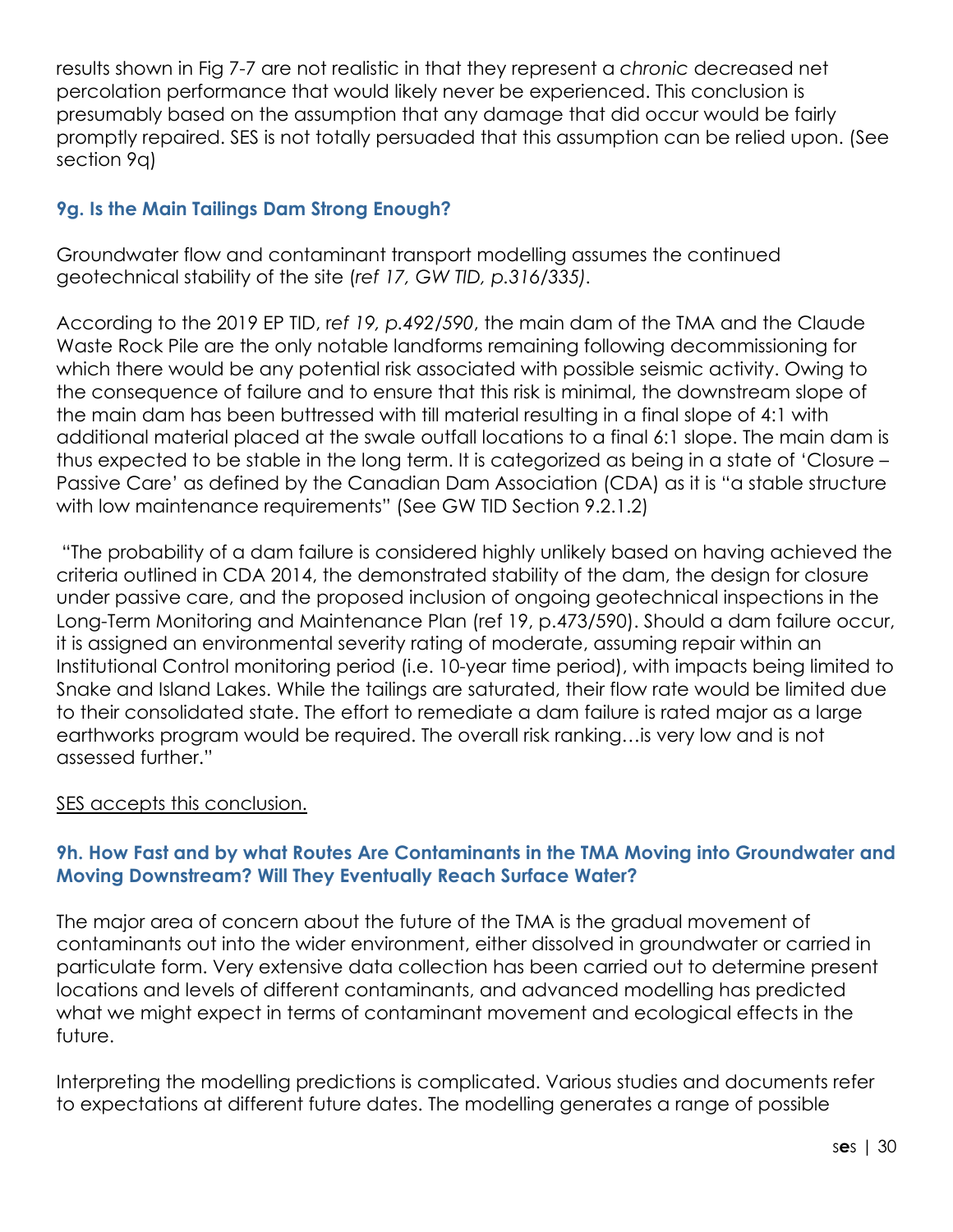results shown in Fig 7-7 are not realistic in that they represent a *chronic* decreased net percolation performance that would likely never be experienced. This conclusion is presumably based on the assumption that any damage that did occur would be fairly promptly repaired. SES is not totally persuaded that this assumption can be relied upon. (See section 9q)

### 9g. Is the Main Tailings Dam Strong Enough?

Groundwater flow and contaminant transport modelling assumes the continued geotechnical stability of the site (*ref 17, GW TID, p.316/335)*.

According to the 2019 EP TID, r*ef 19, p.492/590*, the main dam of the TMA and the Claude Waste Rock Pile are the only notable landforms remaining following decommissioning for which there would be any potential risk associated with possible seismic activity. Owing to the consequence of failure and to ensure that this risk is minimal, the downstream slope of the main dam has been buttressed with till material resulting in a final slope of 4:1 with additional material placed at the swale outfall locations to a final 6:1 slope. The main dam is thus expected to be stable in the long term. It is categorized as being in a state of 'Closure – Passive Care' as defined by the Canadian Dam Association (CDA) as it is "a stable structure with low maintenance requirements" (See GW TID Section 9.2.1.2)

"The probability of a dam failure is considered highly unlikely based on having achieved the criteria outlined in CDA 2014, the demonstrated stability of the dam, the design for closure under passive care, and the proposed inclusion of ongoing geotechnical inspections in the Long-Term Monitoring and Maintenance Plan (ref 19, p.473/590). Should a dam failure occur, it is assigned an environmental severity rating of moderate, assuming repair within an Institutional Control monitoring period (i.e. 10-year time period), with impacts being limited to Snake and Island Lakes. While the tailings are saturated, their flow rate would be limited due to their consolidated state. The effort to remediate a dam failure is rated major as a large earthworks program would be required. The overall risk ranking…is very low and is not assessed further."

<u>SES accepts this conclusion.</u>

### 9h. How Fast and by what Routes Are Contaminants in the TMA Moving into Groundwater and Moving Downstream? Will They Eventually Reach Surface Water?

The major area of concern about the future of the TMA is the gradual movement of contaminants out into the wider environment, either dissolved in groundwater or carried in particulate form. Very extensive data collection has been carried out to determine present locations and levels of different contaminants, and advanced modelling has predicted what we might expect in terms of contaminant movement and ecological effects in the future.

Interpreting the modelling predictions is complicated. Various studies and documents refer to expectations at different future dates. The modelling generates a range of possible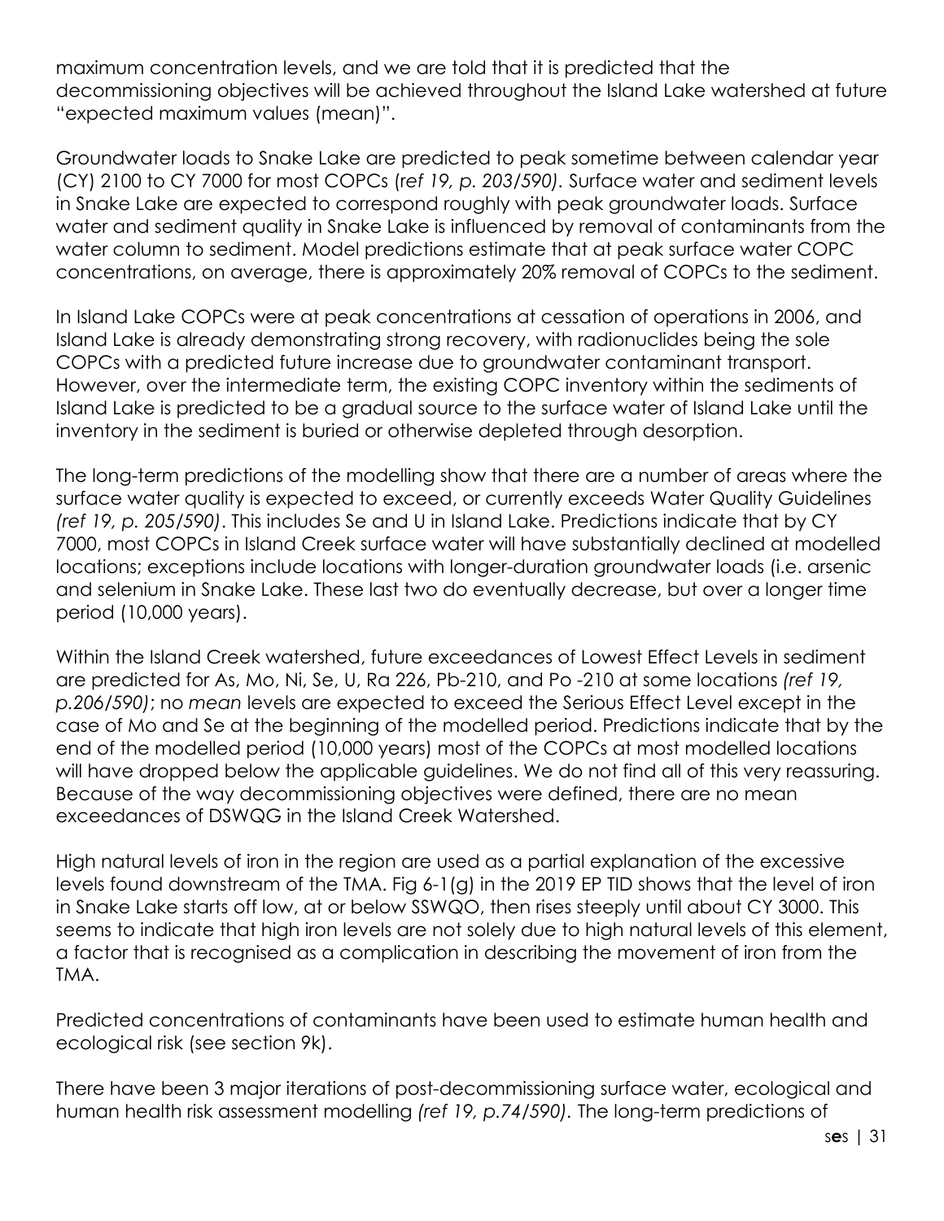maximum concentration levels, and we are told that it is predicted that the decommissioning objectives will be achieved throughout the Island Lake watershed at future "expected maximum values (mean)".

Groundwater loads to Snake Lake are predicted to peak sometime between calendar year (CY) 2100 to CY 7000 for most COPCs (r*ef 19, p. 203/590)*. Surface water and sediment levels in Snake Lake are expected to correspond roughly with peak groundwater loads. Surface water and sediment quality in Snake Lake is influenced by removal of contaminants from the water column to sediment. Model predictions estimate that at peak surface water COPC concentrations, on average, there is approximately 20% removal of COPCs to the sediment.

In Island Lake COPCs were at peak concentrations at cessation of operations in 2006, and Island Lake is already demonstrating strong recovery, with radionuclides being the sole COPCs with a predicted future increase due to groundwater contaminant transport. However, over the intermediate term, the existing COPC inventory within the sediments of Island Lake is predicted to be a gradual source to the surface water of Island Lake until the inventory in the sediment is buried or otherwise depleted through desorption.

The long-term predictions of the modelling show that there are a number of areas where the surface water quality is expected to exceed, or currently exceeds Water Quality Guidelines *(ref 19, p. 205/590)*. This includes Se and U in Island Lake. Predictions indicate that by CY 7000, most COPCs in Island Creek surface water will have substantially declined at modelled locations; exceptions include locations with longer-duration groundwater loads (i.e. arsenic and selenium in Snake Lake. These last two do eventually decrease, but over a longer time period (10,000 years).

Within the Island Creek watershed, future exceedances of Lowest Effect Levels in sediment are predicted for As, Mo, Ni, Se, U, Ra 226, Pb-210, and Po -210 at some locations *(ref 19, p.206/590)*; no *mean* levels are expected to exceed the Serious Effect Level except in the case of Mo and Se at the beginning of the modelled period. Predictions indicate that by the end of the modelled period (10,000 years) most of the COPCs at most modelled locations will have dropped below the applicable guidelines. We do not find all of this very reassuring. Because of the way decommissioning objectives were defined, there are no mean exceedances of DSWQG in the Island Creek Watershed.

High natural levels of iron in the region are used as a partial explanation of the excessive levels found downstream of the TMA. Fig 6-1(g) in the 2019 EP TID shows that the level of iron in Snake Lake starts off low, at or below SSWQO, then rises steeply until about CY 3000. This seems to indicate that high iron levels are not solely due to high natural levels of this element, a factor that is recognised as a complication in describing the movement of iron from the TMA.

Predicted concentrations of contaminants have been used to estimate human health and ecological risk (see section 9k).

There have been 3 major iterations of post-decommissioning surface water, ecological and human health risk assessment modelling *(ref 19, p.74/590)*. The long-term predictions of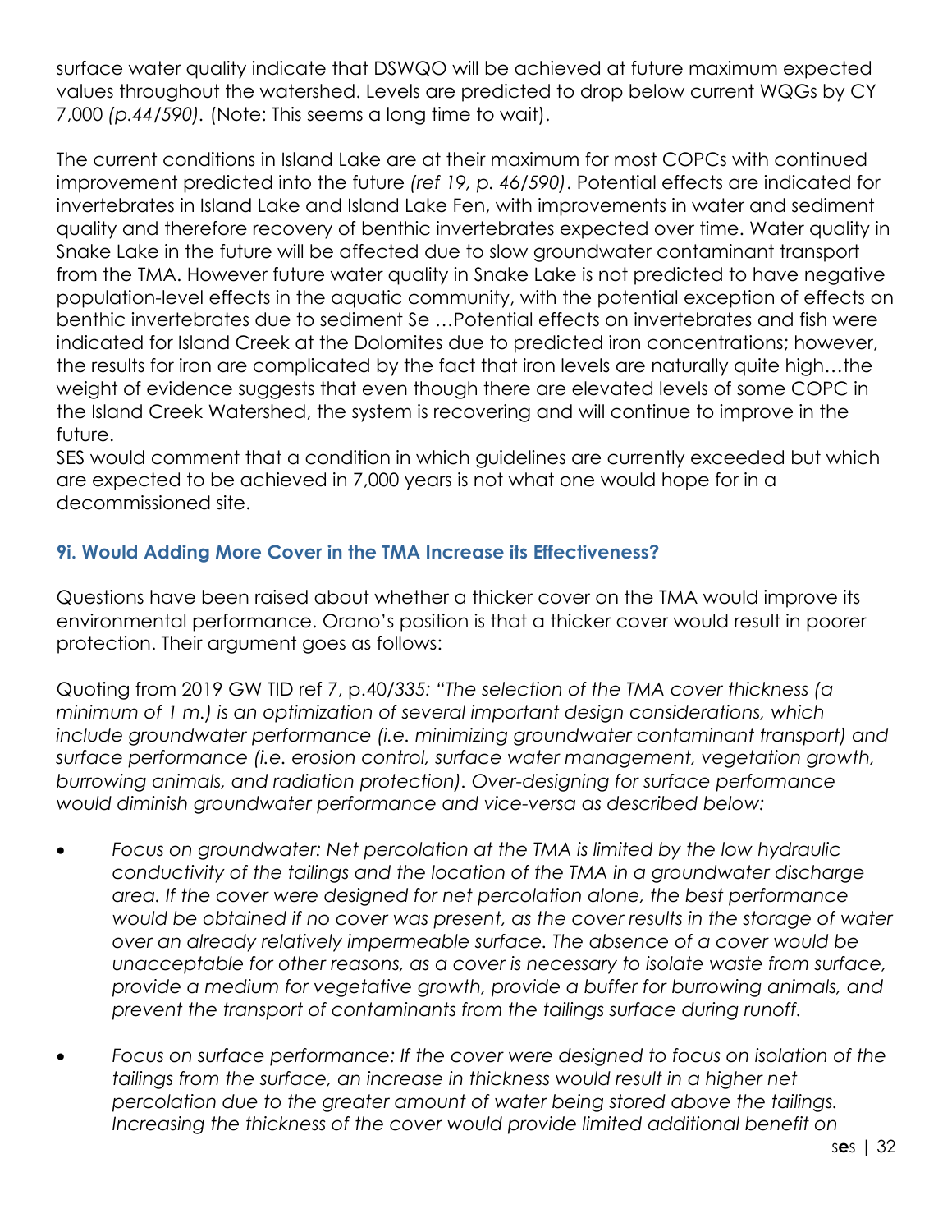surface water quality indicate that DSWQO will be achieved at future maximum expected values throughout the watershed. Levels are predicted to drop below current WQGs by CY 7,000 *(p.44/590)*. (Note: This seems a long time to wait).

The current conditions in Island Lake are at their maximum for most COPCs with continued improvement predicted into the future *(ref 19, p. 46/590)*. Potential effects are indicated for invertebrates in Island Lake and Island Lake Fen, with improvements in water and sediment quality and therefore recovery of benthic invertebrates expected over time. Water quality in Snake Lake in the future will be affected due to slow groundwater contaminant transport from the TMA. However future water quality in Snake Lake is not predicted to have negative population-level effects in the aquatic community, with the potential exception of effects on benthic invertebrates due to sediment Se …Potential effects on invertebrates and fish were indicated for Island Creek at the Dolomites due to predicted iron concentrations; however, the results for iron are complicated by the fact that iron levels are naturally quite high…the weight of evidence suggests that even though there are elevated levels of some COPC in the Island Creek Watershed, the system is recovering and will continue to improve in the future.
SES would comment that a condition in which guidelines are currently exceeded but which are expected to be achieved in 7,000 years is not what one would hope for in a decommissioned site.

### 9i. Would Adding More Cover in the TMA Increase its Effectiveness?

Questions have been raised about whether a thicker cover on the TMA would improve its environmental performance. Orano's position is that a thicker cover would result in poorer protection. Their argument goes as follows:

Quoting from 2019 GW TID ref 7, p.40/335: *"The selection of the TMA cover thickness (a minimum of 1 m.) is an optimization of several important design considerations, which include groundwater performance (i.e. minimizing groundwater contaminant transport) and surface performance (i.e. erosion control, surface water management, vegetation growth, burrowing animals, and radiation protection). Over-designing for surface performance would diminish groundwater performance and vice-versa as described below:*

- *Focus on groundwater: Net percolation at the TMA is limited by the low hydraulic conductivity of the tailings and the location of the TMA in a groundwater discharge area. If the cover were designed for net percolation alone, the best performance would be obtained if no cover was present, as the cover results in the storage of water over an already relatively impermeable surface. The absence of a cover would be unacceptable for other reasons, as a cover is necessary to isolate waste from surface, provide a medium for vegetative growth, provide a buffer for burrowing animals, and prevent the transport of contaminants from the tailings surface during runoff.*

- *Focus on surface performance: If the cover were designed to focus on isolation of the tailings from the surface, an increase in thickness would result in a higher net percolation due to the greater amount of water being stored above the tailings. Increasing the thickness of the cover would provide limited additional benefit on*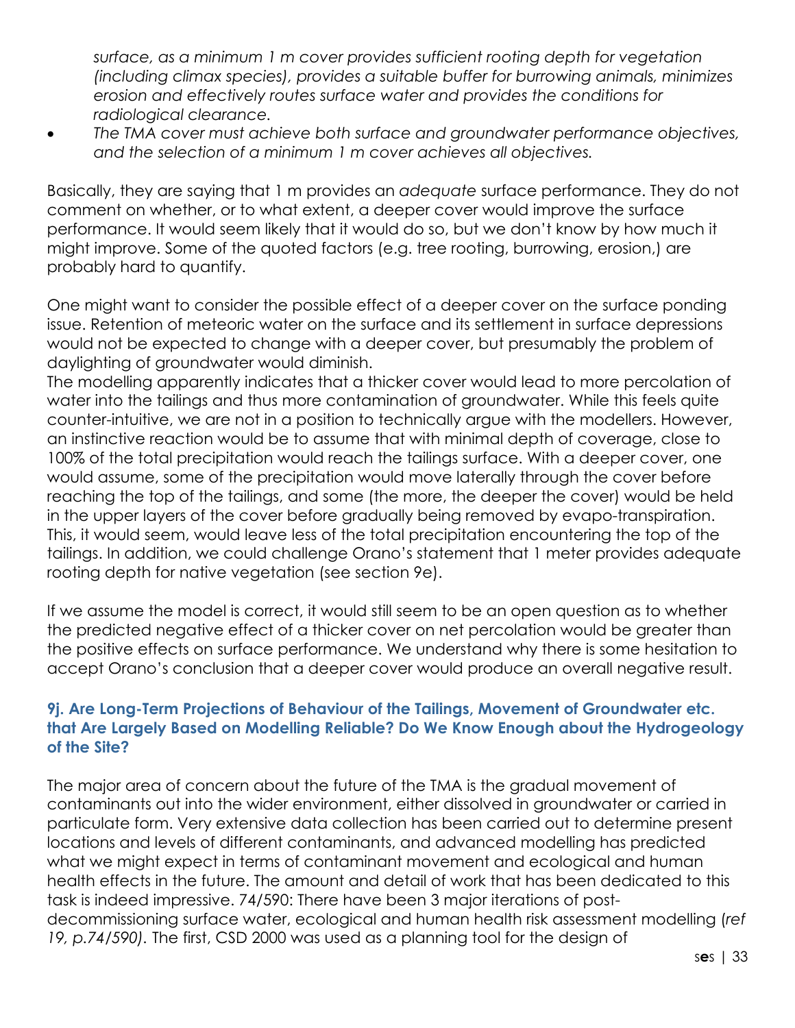*surface, as a minimum 1 m cover provides sufficient rooting depth for vegetation (including climax species), provides a suitable buffer for burrowing animals, minimizes erosion and effectively routes surface water and provides the conditions for radiological clearance.*

- *The TMA cover must achieve both surface and groundwater performance objectives, and the selection of a minimum 1 m cover achieves all objectives.*

Basically, they are saying that 1 m provides an *adequate* surface performance. They do not comment on whether, or to what extent, a deeper cover would improve the surface performance. It would seem likely that it would do so, but we don't know by how much it might improve. Some of the quoted factors (e.g. tree rooting, burrowing, erosion,) are probably hard to quantify.

One might want to consider the possible effect of a deeper cover on the surface ponding issue. Retention of meteoric water on the surface and its settlement in surface depressions would not be expected to change with a deeper cover, but presumably the problem of daylighting of groundwater would diminish.

The modelling apparently indicates that a thicker cover would lead to more percolation of water into the tailings and thus more contamination of groundwater. While this feels quite counter-intuitive, we are not in a position to technically argue with the modellers. However, an instinctive reaction would be to assume that with minimal depth of coverage, close to 100% of the total precipitation would reach the tailings surface. With a deeper cover, one would assume, some of the precipitation would move laterally through the cover before reaching the top of the tailings, and some (the more, the deeper the cover) would be held in the upper layers of the cover before gradually being removed by evapo-transpiration. This, it would seem, would leave less of the total precipitation encountering the top of the tailings. In addition, we could challenge Orano's statement that 1 meter provides adequate rooting depth for native vegetation (see section 9e).

If we assume the model is correct, it would still seem to be an open question as to whether the predicted negative effect of a thicker cover on net percolation would be greater than the positive effects on surface performance. We understand why there is some hesitation to accept Orano's conclusion that a deeper cover would produce an overall negative result.

### 9j. Are Long-Term Projections of Behaviour of the Tailings, Movement of Groundwater etc. that Are Largely Based on Modelling Reliable? Do We Know Enough about the Hydrogeology of the Site?

The major area of concern about the future of the TMA is the gradual movement of contaminants out into the wider environment, either dissolved in groundwater or carried in particulate form. Very extensive data collection has been carried out to determine present locations and levels of different contaminants, and advanced modelling has predicted what we might expect in terms of contaminant movement and ecological and human health effects in the future. The amount and detail of work that has been dedicated to this task is indeed impressive. 74/590: There have been 3 major iterations of post-decommissioning surface water, ecological and human health risk assessment modelling (*ref 19, p.74/590)*. The first, CSD 2000 was used as a planning tool for the design of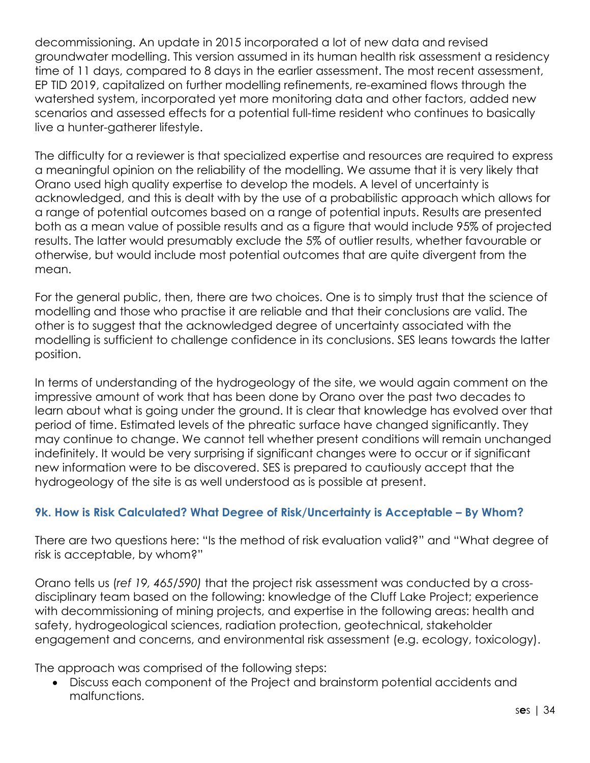decommissioning. An update in 2015 incorporated a lot of new data and revised groundwater modelling. This version assumed in its human health risk assessment a residency time of 11 days, compared to 8 days in the earlier assessment. The most recent assessment, EP TID 2019, capitalized on further modelling refinements, re-examined flows through the watershed system, incorporated yet more monitoring data and other factors, added new scenarios and assessed effects for a potential full-time resident who continues to basically live a hunter-gatherer lifestyle.

The difficulty for a reviewer is that specialized expertise and resources are required to express a meaningful opinion on the reliability of the modelling. We assume that it is very likely that Orano used high quality expertise to develop the models. A level of uncertainty is acknowledged, and this is dealt with by the use of a probabilistic approach which allows for a range of potential outcomes based on a range of potential inputs. Results are presented both as a mean value of possible results and as a figure that would include 95% of projected results. The latter would presumably exclude the 5% of outlier results, whether favourable or otherwise, but would include most potential outcomes that are quite divergent from the mean.

For the general public, then, there are two choices. One is to simply trust that the science of modelling and those who practise it are reliable and that their conclusions are valid. The other is to suggest that the acknowledged degree of uncertainty associated with the modelling is sufficient to challenge confidence in its conclusions. SES leans towards the latter position.

In terms of understanding of the hydrogeology of the site, we would again comment on the impressive amount of work that has been done by Orano over the past two decades to learn about what is going under the ground. It is clear that knowledge has evolved over that period of time. Estimated levels of the phreatic surface have changed significantly. They may continue to change. We cannot tell whether present conditions will remain unchanged indefinitely. It would be very surprising if significant changes were to occur or if significant new information were to be discovered. SES is prepared to cautiously accept that the hydrogeology of the site is as well understood as is possible at present.

### 9k. How is Risk Calculated? What Degree of Risk/Uncertainty is Acceptable – By Whom?

There are two questions here: "Is the method of risk evaluation valid?" and "What degree of risk is acceptable, by whom?"

Orano tells us *(ref 19, 465/590)* that the project risk assessment was conducted by a cross-disciplinary team based on the following: knowledge of the Cluff Lake Project; experience with decommissioning of mining projects, and expertise in the following areas: health and safety, hydrogeological sciences, radiation protection, geotechnical, stakeholder engagement and concerns, and environmental risk assessment (e.g. ecology, toxicology).

The approach was comprised of the following steps:

- Discuss each component of the Project and brainstorm potential accidents and malfunctions.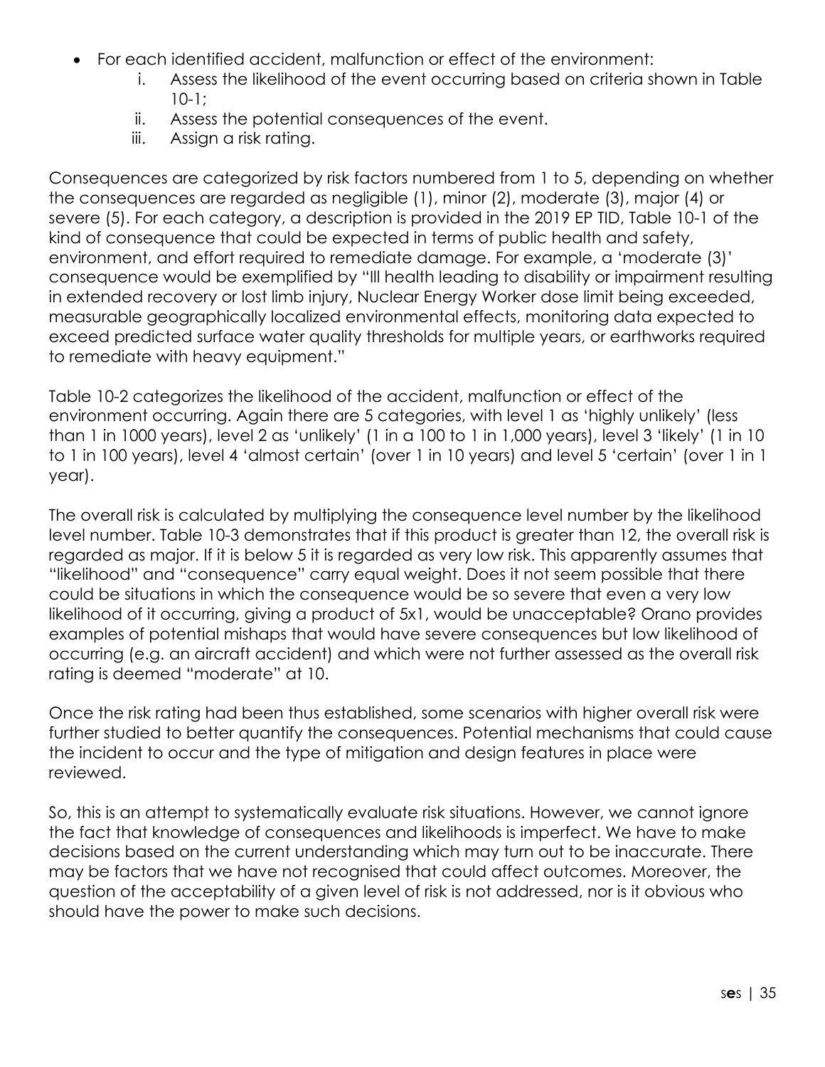- For each identified accident, malfunction or effect of the environment:
    i. Assess the likelihood of the event occurring based on criteria shown in Table 10-1;
    ii. Assess the potential consequences of the event.
    iii. Assign a risk rating.

Consequences are categorized by risk factors numbered from 1 to 5, depending on whether the consequences are regarded as negligible (1), minor (2), moderate (3), major (4) or severe (5). For each category, a description is provided in the 2019 EP TID, Table 10-1 of the kind of consequence that could be expected in terms of public health and safety, environment, and effort required to remediate damage. For example, a 'moderate (3)' consequence would be exemplified by "Ill health leading to disability or impairment resulting in extended recovery or lost limb injury, Nuclear Energy Worker dose limit being exceeded, measurable geographically localized environmental effects, monitoring data expected to exceed predicted surface water quality thresholds for multiple years, or earthworks required to remediate with heavy equipment."

Table 10-2 categorizes the likelihood of the accident, malfunction or effect of the environment occurring. Again there are 5 categories, with level 1 as 'highly unlikely' (less than 1 in 1000 years), level 2 as 'unlikely' (1 in a 100 to 1 in 1,000 years), level 3 'likely' (1 in 10 to 1 in 100 years), level 4 'almost certain' (over 1 in 10 years) and level 5 'certain' (over 1 in 1 year).

The overall risk is calculated by multiplying the consequence level number by the likelihood level number. Table 10-3 demonstrates that if this product is greater than 12, the overall risk is regarded as major. If it is below 5 it is regarded as very low risk. This apparently assumes that "likelihood" and "consequence" carry equal weight. Does it not seem possible that there could be situations in which the consequence would be so severe that even a very low likelihood of it occurring, giving a product of 5x1, would be unacceptable? Orano provides examples of potential mishaps that would have severe consequences but low likelihood of occurring (e.g. an aircraft accident) and which were not further assessed as the overall risk rating is deemed "moderate" at 10.

Once the risk rating had been thus established, some scenarios with higher overall risk were further studied to better quantify the consequences. Potential mechanisms that could cause the incident to occur and the type of mitigation and design features in place were reviewed.

So, this is an attempt to systematically evaluate risk situations. However, we cannot ignore the fact that knowledge of consequences and likelihoods is imperfect. We have to make decisions based on the current understanding which may turn out to be inaccurate. There may be factors that we have not recognised that could affect outcomes. Moreover, the question of the acceptability of a given level of risk is not addressed, nor is it obvious who should have the power to make such decisions.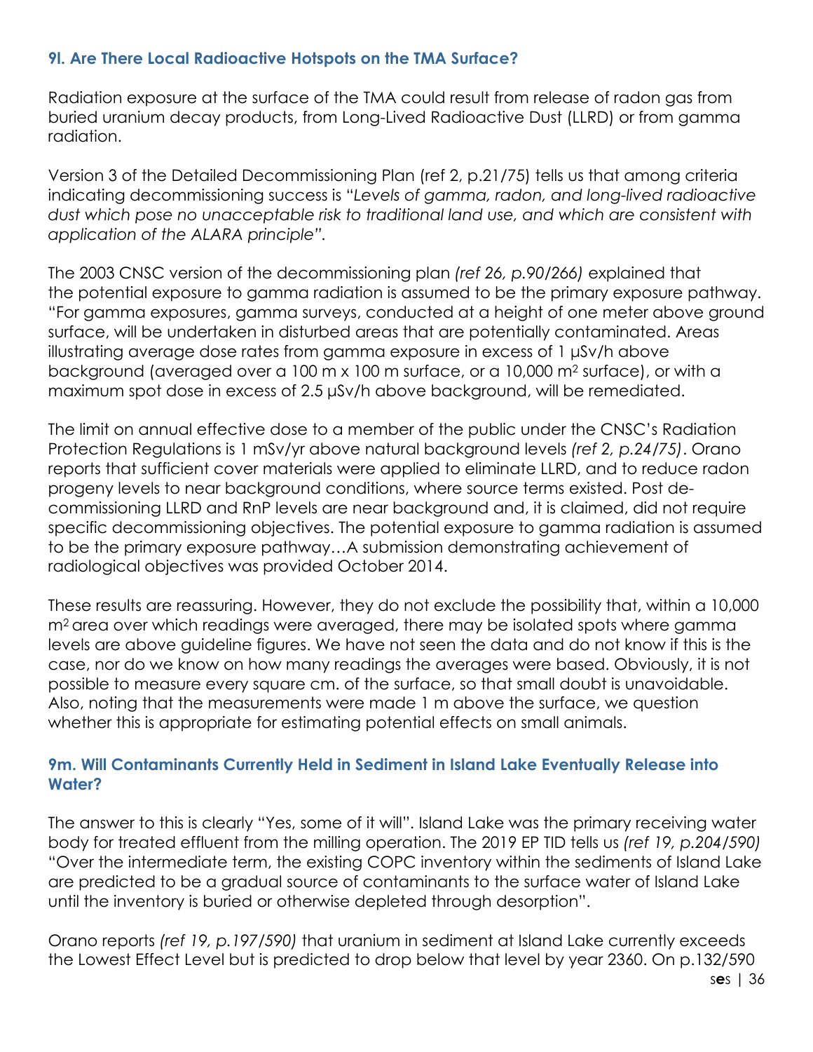### 9l. Are There Local Radioactive Hotspots on the TMA Surface?

Radiation exposure at the surface of the TMA could result from release of radon gas from buried uranium decay products, from Long-Lived Radioactive Dust (LLRD) or from gamma radiation.

Version 3 of the Detailed Decommissioning Plan (ref 2, p.21/75) tells us that among criteria indicating decommissioning success is "*Levels of gamma, radon, and long-lived radioactive dust which pose no unacceptable risk to traditional land use, and which are consistent with application of the ALARA principle*".

The 2003 CNSC version of the decommissioning plan *(ref 26, p.90/266)* explained that the potential exposure to gamma radiation is assumed to be the primary exposure pathway. "For gamma exposures, gamma surveys, conducted at a height of one meter above ground surface, will be undertaken in disturbed areas that are potentially contaminated. Areas illustrating average dose rates from gamma exposure in excess of 1 µSv/h above background (averaged over a 100 m x 100 m surface, or a 10,000 $m^2$ surface), or with a maximum spot dose in excess of 2.5 µSv/h above background, will be remediated.

The limit on annual effective dose to a member of the public under the CNSC's Radiation Protection Regulations is 1 mSv/yr above natural background levels *(ref 2, p.24/75)*. Orano reports that sufficient cover materials were applied to eliminate LLRD, and to reduce radon progeny levels to near background conditions, where source terms existed. Post decommissioning LLRD and RnP levels are near background and, it is claimed, did not require specific decommissioning objectives. The potential exposure to gamma radiation is assumed to be the primary exposure pathway…A submission demonstrating achievement of radiological objectives was provided October 2014.

These results are reassuring. However, they do not exclude the possibility that, within a 10,000 $m^2$ area over which readings were averaged, there may be isolated spots where gamma levels are above guideline figures. We have not seen the data and do not know if this is the case, nor do we know on how many readings the averages were based. Obviously, it is not possible to measure every square cm. of the surface, so that small doubt is unavoidable. Also, noting that the measurements were made 1 m above the surface, we question whether this is appropriate for estimating potential effects on small animals.

### 9m. Will Contaminants Currently Held in Sediment in Island Lake Eventually Release into Water?

The answer to this is clearly "Yes, some of it will". Island Lake was the primary receiving water body for treated effluent from the milling operation. The 2019 EP TID tells us *(ref 19, p.204/590)* "Over the intermediate term, the existing COPC inventory within the sediments of Island Lake are predicted to be a gradual source of contaminants to the surface water of Island Lake until the inventory is buried or otherwise depleted through desorption".

Orano reports *(ref 19, p.197/590)* that uranium in sediment at Island Lake currently exceeds the Lowest Effect Level but is predicted to drop below that level by year 2360. On p.132/590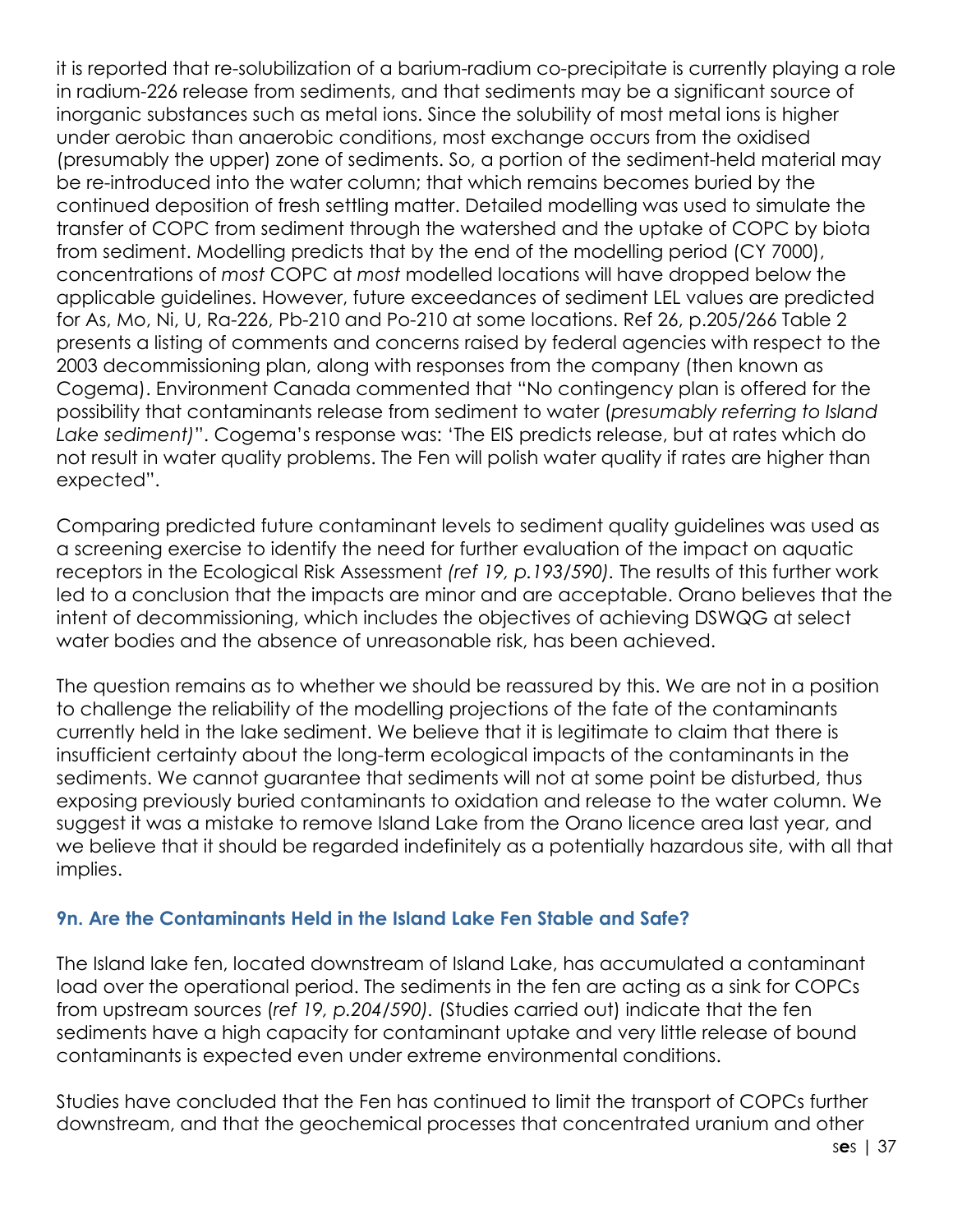it is reported that re-solubilization of a barium-radium co-precipitate is currently playing a role in radium-226 release from sediments, and that sediments may be a significant source of inorganic substances such as metal ions. Since the solubility of most metal ions is higher under aerobic than anaerobic conditions, most exchange occurs from the oxidised (presumably the upper) zone of sediments. So, a portion of the sediment-held material may be re-introduced into the water column; that which remains becomes buried by the continued deposition of fresh settling matter. Detailed modelling was used to simulate the transfer of COPC from sediment through the watershed and the uptake of COPC by biota from sediment. Modelling predicts that by the end of the modelling period (CY 7000), concentrations of *most* COPC at *most* modelled locations will have dropped below the applicable guidelines. However, future exceedances of sediment LEL values are predicted for As, Mo, Ni, U, Ra-226, Pb-210 and Po-210 at some locations. Ref 26, p.205/266 Table 2 presents a listing of comments and concerns raised by federal agencies with respect to the 2003 decommissioning plan, along with responses from the company (then known as Cogema). Environment Canada commented that "No contingency plan is offered for the possibility that contaminants release from sediment to water (*presumably referring to Island Lake sediment)*". Cogema's response was: 'The EIS predicts release, but at rates which do not result in water quality problems. The Fen will polish water quality if rates are higher than expected".

Comparing predicted future contaminant levels to sediment quality guidelines was used as a screening exercise to identify the need for further evaluation of the impact on aquatic receptors in the Ecological Risk Assessment *(ref 19, p.193/590)*. The results of this further work led to a conclusion that the impacts are minor and are acceptable. Orano believes that the intent of decommissioning, which includes the objectives of achieving DSWQG at select water bodies and the absence of unreasonable risk, has been achieved.

The question remains as to whether we should be reassured by this. We are not in a position to challenge the reliability of the modelling projections of the fate of the contaminants currently held in the lake sediment. We believe that it is legitimate to claim that there is insufficient certainty about the long-term ecological impacts of the contaminants in the sediments. We cannot guarantee that sediments will not at some point be disturbed, thus exposing previously buried contaminants to oxidation and release to the water column. We suggest it was a mistake to remove Island Lake from the Orano licence area last year, and we believe that it should be regarded indefinitely as a potentially hazardous site, with all that implies.

### 9n. Are the Contaminants Held in the Island Lake Fen Stable and Safe?

The Island lake fen, located downstream of Island Lake, has accumulated a contaminant load over the operational period. The sediments in the fen are acting as a sink for COPCs from upstream sources (*ref 19, p.204/590)*. (Studies carried out) indicate that the fen sediments have a high capacity for contaminant uptake and very little release of bound contaminants is expected even under extreme environmental conditions.

Studies have concluded that the Fen has continued to limit the transport of COPCs further downstream, and that the geochemical processes that concentrated uranium and other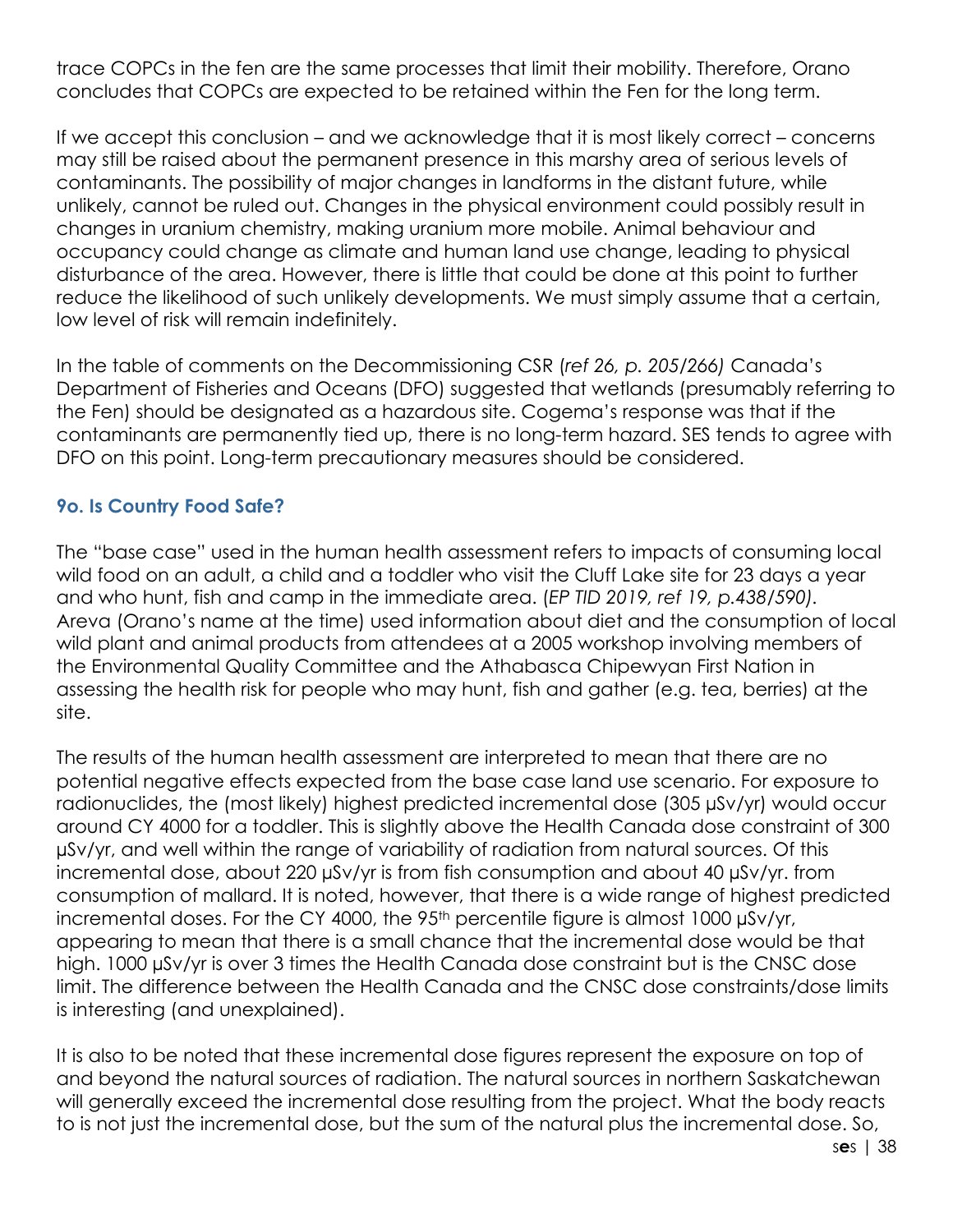trace COPCs in the fen are the same processes that limit their mobility. Therefore, Orano concludes that COPCs are expected to be retained within the Fen for the long term.

If we accept this conclusion – and we acknowledge that it is most likely correct – concerns may still be raised about the permanent presence in this marshy area of serious levels of contaminants. The possibility of major changes in landforms in the distant future, while unlikely, cannot be ruled out. Changes in the physical environment could possibly result in changes in uranium chemistry, making uranium more mobile. Animal behaviour and occupancy could change as climate and human land use change, leading to physical disturbance of the area. However, there is little that could be done at this point to further reduce the likelihood of such unlikely developments. We must simply assume that a certain, low level of risk will remain indefinitely.

In the table of comments on the Decommissioning CSR (*ref 26, p. 205/266)* Canada's Department of Fisheries and Oceans (DFO) suggested that wetlands (presumably referring to the Fen) should be designated as a hazardous site. Cogema's response was that if the contaminants are permanently tied up, there is no long-term hazard. SES tends to agree with DFO on this point. Long-term precautionary measures should be considered.

### 9o. Is Country Food Safe?

The "base case" used in the human health assessment refers to impacts of consuming local wild food on an adult, a child and a toddler who visit the Cluff Lake site for 23 days a year and who hunt, fish and camp in the immediate area. (*EP TID 2019, ref 19, p.438/590)*. Areva (Orano's name at the time) used information about diet and the consumption of local wild plant and animal products from attendees at a 2005 workshop involving members of the Environmental Quality Committee and the Athabasca Chipewyan First Nation in assessing the health risk for people who may hunt, fish and gather (e.g. tea, berries) at the site.

The results of the human health assessment are interpreted to mean that there are no potential negative effects expected from the base case land use scenario. For exposure to radionuclides, the (most likely) highest predicted incremental dose (305 µSv/yr) would occur around CY 4000 for a toddler. This is slightly above the Health Canada dose constraint of 300 µSv/yr, and well within the range of variability of radiation from natural sources. Of this incremental dose, about 220 µSv/yr is from fish consumption and about 40 µSv/yr. from consumption of mallard. It is noted, however, that there is a wide range of highest predicted incremental doses. For the CY 4000, the 95th percentile figure is almost 1000 µSv/yr, appearing to mean that there is a small chance that the incremental dose would be that high. 1000 µSv/yr is over 3 times the Health Canada dose constraint but is the CNSC dose limit. The difference between the Health Canada and the CNSC dose constraints/dose limits is interesting (and unexplained).

It is also to be noted that these incremental dose figures represent the exposure on top of and beyond the natural sources of radiation. The natural sources in northern Saskatchewan will generally exceed the incremental dose resulting from the project. What the body reacts to is not just the incremental dose, but the sum of the natural plus the incremental dose. So,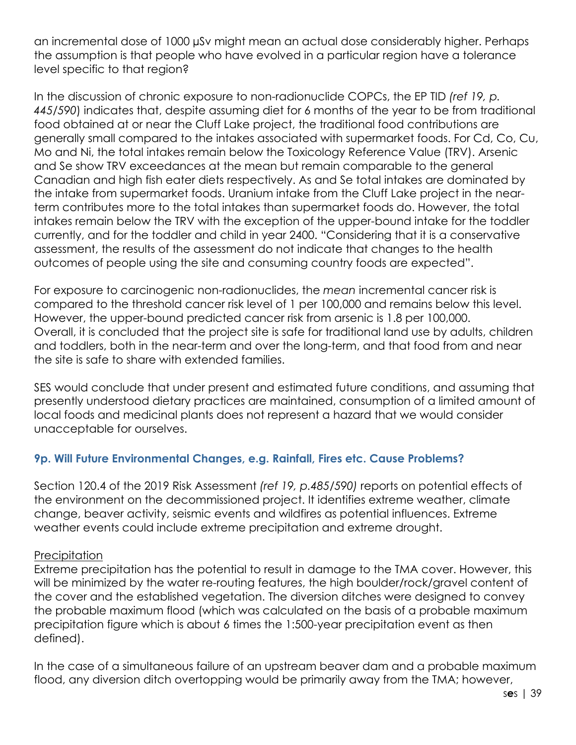an incremental dose of 1000 µSv might mean an actual dose considerably higher. Perhaps the assumption is that people who have evolved in a particular region have a tolerance level specific to that region?

In the discussion of chronic exposure to non-radionuclide COPCs, the EP TID *(ref 19, p. 445/590)* indicates that, despite assuming diet for 6 months of the year to be from traditional food obtained at or near the Cluff Lake project, the traditional food contributions are generally small compared to the intakes associated with supermarket foods. For Cd, Co, Cu, Mo and Ni, the total intakes remain below the Toxicology Reference Value (TRV). Arsenic and Se show TRV exceedances at the mean but remain comparable to the general Canadian and high fish eater diets respectively. As and Se total intakes are dominated by the intake from supermarket foods. Uranium intake from the Cluff Lake project in the near-term contributes more to the total intakes than supermarket foods do. However, the total intakes remain below the TRV with the exception of the upper-bound intake for the toddler currently, and for the toddler and child in year 2400. "Considering that it is a conservative assessment, the results of the assessment do not indicate that changes to the health outcomes of people using the site and consuming country foods are expected".

For exposure to carcinogenic non-radionuclides, the *mean* incremental cancer risk is compared to the threshold cancer risk level of 1 per 100,000 and remains below this level. However, the upper-bound predicted cancer risk from arsenic is 1.8 per 100,000. Overall, it is concluded that the project site is safe for traditional land use by adults, children and toddlers, both in the near-term and over the long-term, and that food from and near the site is safe to share with extended families.

SES would conclude that under present and estimated future conditions, and assuming that presently understood dietary practices are maintained, consumption of a limited amount of local foods and medicinal plants does not represent a hazard that we would consider unacceptable for ourselves.

### 9p. Will Future Environmental Changes, e.g. Rainfall, Fires etc. Cause Problems?

Section 120.4 of the 2019 Risk Assessment *(ref 19, p.485/590)* reports on potential effects of the environment on the decommissioned project. It identifies extreme weather, climate change, beaver activity, seismic events and wildfires as potential influences. Extreme weather events could include extreme precipitation and extreme drought.

<u>Precipitation</u>

Extreme precipitation has the potential to result in damage to the TMA cover. However, this will be minimized by the water re-routing features, the high boulder/rock/gravel content of the cover and the established vegetation. The diversion ditches were designed to convey the probable maximum flood (which was calculated on the basis of a probable maximum precipitation figure which is about 6 times the 1:500-year precipitation event as then defined).

In the case of a simultaneous failure of an upstream beaver dam and a probable maximum flood, any diversion ditch overtopping would be primarily away from the TMA; however,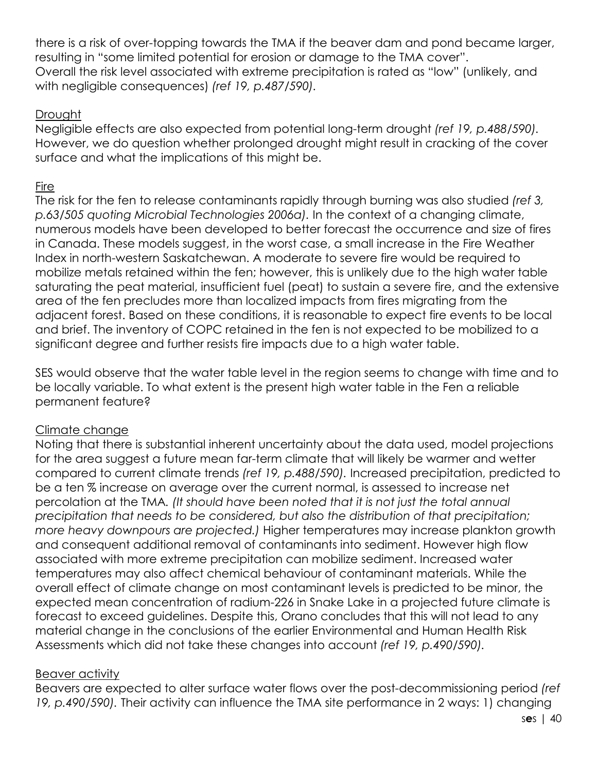there is a risk of over-topping towards the TMA if the beaver dam and pond became larger, resulting in "some limited potential for erosion or damage to the TMA cover". Overall the risk level associated with extreme precipitation is rated as "low" (unlikely, and with negligible consequences) *(ref 19, p.487/590)*.

Drought

Negligible effects are also expected from potential long-term drought *(ref 19, p.488/590)*. However, we do question whether prolonged drought might result in cracking of the cover surface and what the implications of this might be.

Fire

The risk for the fen to release contaminants rapidly through burning was also studied *(ref 3, p.63/505 quoting Microbial Technologies 2006a)*. In the context of a changing climate, numerous models have been developed to better forecast the occurrence and size of fires in Canada. These models suggest, in the worst case, a small increase in the Fire Weather Index in north-western Saskatchewan. A moderate to severe fire would be required to mobilize metals retained within the fen; however, this is unlikely due to the high water table saturating the peat material, insufficient fuel (peat) to sustain a severe fire, and the extensive area of the fen precludes more than localized impacts from fires migrating from the adjacent forest. Based on these conditions, it is reasonable to expect fire events to be local and brief. The inventory of COPC retained in the fen is not expected to be mobilized to a significant degree and further resists fire impacts due to a high water table.

SES would observe that the water table level in the region seems to change with time and to be locally variable. To what extent is the present high water table in the Fen a reliable permanent feature?

Climate change

Noting that there is substantial inherent uncertainty about the data used, model projections for the area suggest a future mean far-term climate that will likely be warmer and wetter compared to current climate trends *(ref 19, p.488/590)*. Increased precipitation, predicted to be a ten % increase on average over the current normal, is assessed to increase net percolation at the TMA. *(It should have been noted that it is not just the total annual precipitation that needs to be considered, but also the distribution of that precipitation; more heavy downpours are projected.)* Higher temperatures may increase plankton growth and consequent additional removal of contaminants into sediment. However high flow associated with more extreme precipitation can mobilize sediment. Increased water temperatures may also affect chemical behaviour of contaminant materials. While the overall effect of climate change on most contaminant levels is predicted to be minor, the expected mean concentration of radium-226 in Snake Lake in a projected future climate is forecast to exceed guidelines. Despite this, Orano concludes that this will not lead to any material change in the conclusions of the earlier Environmental and Human Health Risk Assessments which did not take these changes into account *(ref 19, p.490/590)*.

Beaver activity

Beavers are expected to alter surface water flows over the post-decommissioning period *(ref 19, p.490/590)*. Their activity can influence the TMA site performance in 2 ways: 1) changing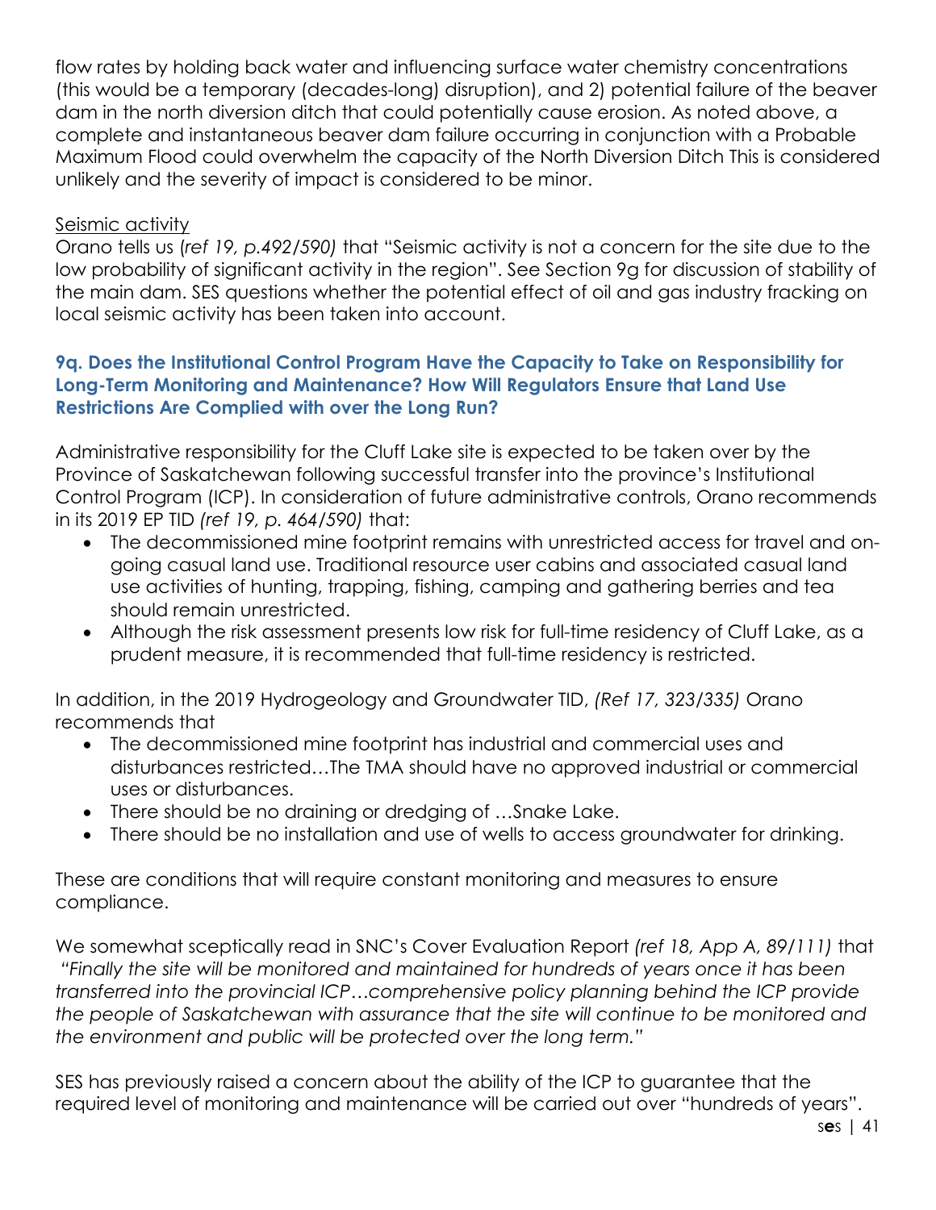flow rates by holding back water and influencing surface water chemistry concentrations (this would be a temporary (decades-long) disruption), and 2) potential failure of the beaver dam in the north diversion ditch that could potentially cause erosion. As noted above, a complete and instantaneous beaver dam failure occurring in conjunction with a Probable Maximum Flood could overwhelm the capacity of the North Diversion Ditch This is considered unlikely and the severity of impact is considered to be minor.

Seismic activity

Orano tells us (*ref 19, p.492/590)* that "Seismic activity is not a concern for the site due to the low probability of significant activity in the region". See Section 9g for discussion of stability of the main dam. SES questions whether the potential effect of oil and gas industry fracking on local seismic activity has been taken into account.

### 9q. Does the Institutional Control Program Have the Capacity to Take on Responsibility for Long-Term Monitoring and Maintenance? How Will Regulators Ensure that Land Use Restrictions Are Complied with over the Long Run?

Administrative responsibility for the Cluff Lake site is expected to be taken over by the Province of Saskatchewan following successful transfer into the province's Institutional Control Program (ICP). In consideration of future administrative controls, Orano recommends in its 2019 EP TID *(ref 19, p. 464/590)* that:

- The decommissioned mine footprint remains with unrestricted access for travel and on-going casual land use. Traditional resource user cabins and associated casual land use activities of hunting, trapping, fishing, camping and gathering berries and tea should remain unrestricted.
- Although the risk assessment presents low risk for full-time residency of Cluff Lake, as a prudent measure, it is recommended that full-time residency is restricted.

In addition, in the 2019 Hydrogeology and Groundwater TID, *(Ref 17, 323/335)* Orano recommends that

- The decommissioned mine footprint has industrial and commercial uses and disturbances restricted…The TMA should have no approved industrial or commercial uses or disturbances.
- There should be no draining or dredging of …Snake Lake.
- There should be no installation and use of wells to access groundwater for drinking.

These are conditions that will require constant monitoring and measures to ensure compliance.

We somewhat sceptically read in SNC's Cover Evaluation Report *(ref 18, App A, 89/111)* that *"Finally the site will be monitored and maintained for hundreds of years once it has been transferred into the provincial ICP…comprehensive policy planning behind the ICP provide the people of Saskatchewan with assurance that the site will continue to be monitored and the environment and public will be protected over the long term."*

SES has previously raised a concern about the ability of the ICP to guarantee that the required level of monitoring and maintenance will be carried out over "hundreds of years".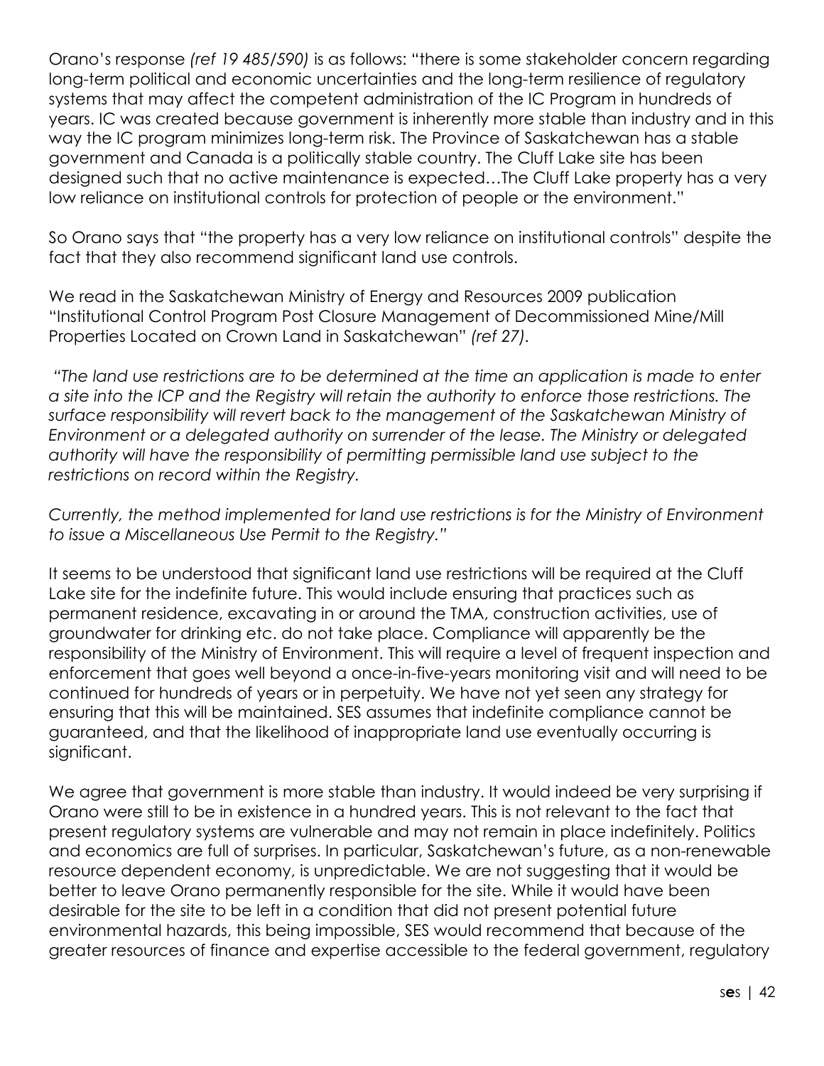Orano's response *(ref 19 485/590)* is as follows: "there is some stakeholder concern regarding long-term political and economic uncertainties and the long-term resilience of regulatory systems that may affect the competent administration of the IC Program in hundreds of years. IC was created because government is inherently more stable than industry and in this way the IC program minimizes long-term risk. The Province of Saskatchewan has a stable government and Canada is a politically stable country. The Cluff Lake site has been designed such that no active maintenance is expected…The Cluff Lake property has a very low reliance on institutional controls for protection of people or the environment."

So Orano says that "the property has a very low reliance on institutional controls" despite the fact that they also recommend significant land use controls.

We read in the Saskatchewan Ministry of Energy and Resources 2009 publication "Institutional Control Program Post Closure Management of Decommissioned Mine/Mill Properties Located on Crown Land in Saskatchewan" *(ref 27)*.

*"The land use restrictions are to be determined at the time an application is made to enter a site into the ICP and the Registry will retain the authority to enforce those restrictions. The surface responsibility will revert back to the management of the Saskatchewan Ministry of Environment or a delegated authority on surrender of the lease. The Ministry or delegated authority will have the responsibility of permitting permissible land use subject to the restrictions on record within the Registry.*

*Currently, the method implemented for land use restrictions is for the Ministry of Environment to issue a Miscellaneous Use Permit to the Registry."*

It seems to be understood that significant land use restrictions will be required at the Cluff Lake site for the indefinite future. This would include ensuring that practices such as permanent residence, excavating in or around the TMA, construction activities, use of groundwater for drinking etc. do not take place. Compliance will apparently be the responsibility of the Ministry of Environment. This will require a level of frequent inspection and enforcement that goes well beyond a once-in-five-years monitoring visit and will need to be continued for hundreds of years or in perpetuity. We have not yet seen any strategy for ensuring that this will be maintained. SES assumes that indefinite compliance cannot be guaranteed, and that the likelihood of inappropriate land use eventually occurring is significant.

We agree that government is more stable than industry. It would indeed be very surprising if Orano were still to be in existence in a hundred years. This is not relevant to the fact that present regulatory systems are vulnerable and may not remain in place indefinitely. Politics and economics are full of surprises. In particular, Saskatchewan's future, as a non-renewable resource dependent economy, is unpredictable. We are not suggesting that it would be better to leave Orano permanently responsible for the site. While it would have been desirable for the site to be left in a condition that did not present potential future environmental hazards, this being impossible, SES would recommend that because of the greater resources of finance and expertise accessible to the federal government, regulatory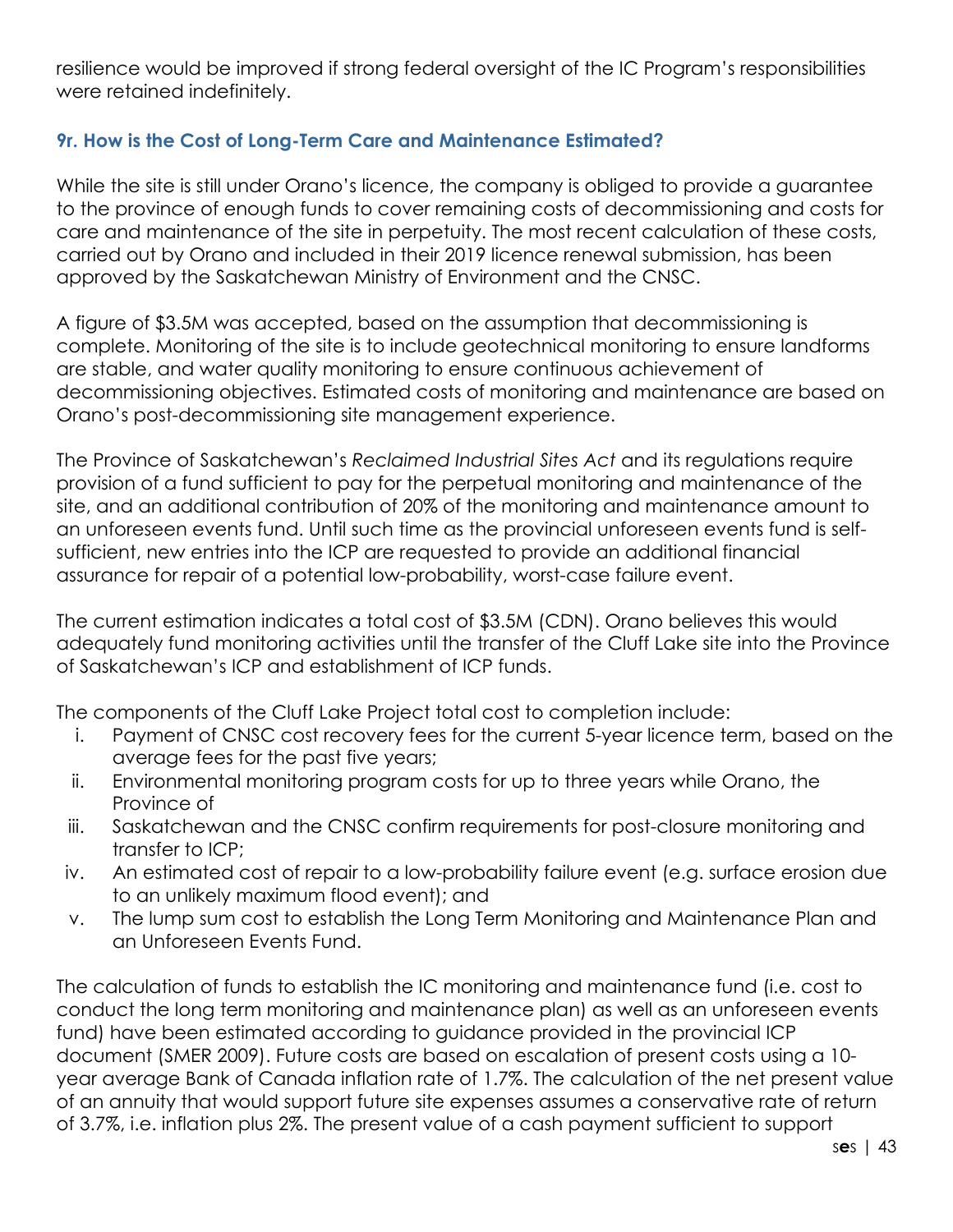resilience would be improved if strong federal oversight of the IC Program's responsibilities were retained indefinitely.

### 9r. How is the Cost of Long-Term Care and Maintenance Estimated?

While the site is still under Orano's licence, the company is obliged to provide a guarantee to the province of enough funds to cover remaining costs of decommissioning and costs for care and maintenance of the site in perpetuity. The most recent calculation of these costs, carried out by Orano and included in their 2019 licence renewal submission, has been approved by the Saskatchewan Ministry of Environment and the CNSC.

A figure of $3.5M was accepted, based on the assumption that decommissioning is complete. Monitoring of the site is to include geotechnical monitoring to ensure landforms are stable, and water quality monitoring to ensure continuous achievement of decommissioning objectives. Estimated costs of monitoring and maintenance are based on Orano's post-decommissioning site management experience.

The Province of Saskatchewan's *Reclaimed Industrial Sites Act* and its regulations require provision of a fund sufficient to pay for the perpetual monitoring and maintenance of the site, and an additional contribution of 20% of the monitoring and maintenance amount to an unforeseen events fund. Until such time as the provincial unforeseen events fund is self-sufficient, new entries into the ICP are requested to provide an additional financial assurance for repair of a potential low-probability, worst-case failure event.

The current estimation indicates a total cost of $3.5M (CDN). Orano believes this would adequately fund monitoring activities until the transfer of the Cluff Lake site into the Province of Saskatchewan's ICP and establishment of ICP funds.

The components of the Cluff Lake Project total cost to completion include:

i. Payment of CNSC cost recovery fees for the current 5-year licence term, based on the average fees for the past five years;
ii. Environmental monitoring program costs for up to three years while Orano, the Province of
iii. Saskatchewan and the CNSC confirm requirements for post-closure monitoring and transfer to ICP;
iv. An estimated cost of repair to a low-probability failure event (e.g. surface erosion due to an unlikely maximum flood event); and
v. The lump sum cost to establish the Long Term Monitoring and Maintenance Plan and an Unforeseen Events Fund.

The calculation of funds to establish the IC monitoring and maintenance fund (i.e. cost to conduct the long term monitoring and maintenance plan) as well as an unforeseen events fund) have been estimated according to guidance provided in the provincial ICP document (SMER 2009). Future costs are based on escalation of present costs using a 10-year average Bank of Canada inflation rate of 1.7%. The calculation of the net present value of an annuity that would support future site expenses assumes a conservative rate of return of 3.7%, i.e. inflation plus 2%. The present value of a cash payment sufficient to support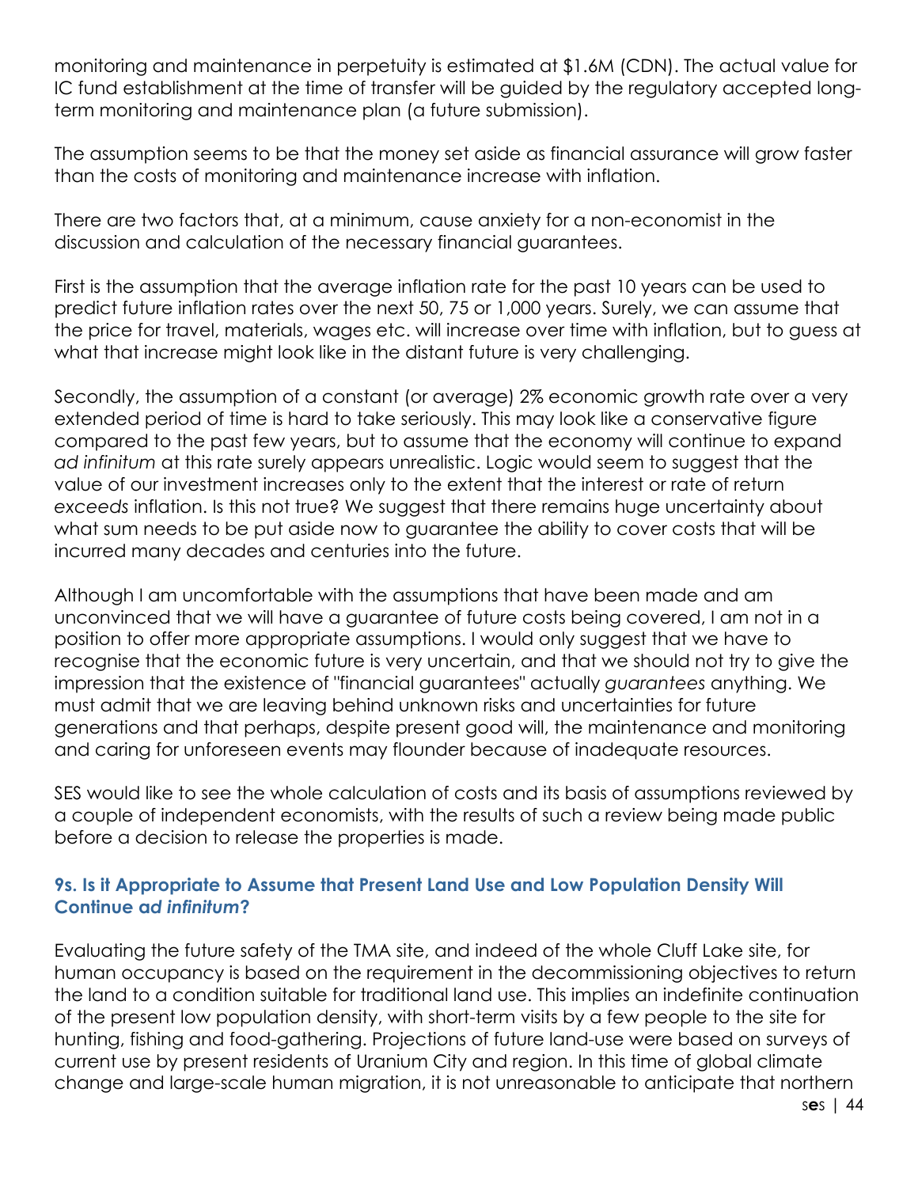monitoring and maintenance in perpetuity is estimated at $1.6M (CDN). The actual value for IC fund establishment at the time of transfer will be guided by the regulatory accepted long-term monitoring and maintenance plan (a future submission).

The assumption seems to be that the money set aside as financial assurance will grow faster than the costs of monitoring and maintenance increase with inflation.

There are two factors that, at a minimum, cause anxiety for a non-economist in the discussion and calculation of the necessary financial guarantees.

First is the assumption that the average inflation rate for the past 10 years can be used to predict future inflation rates over the next 50, 75 or 1,000 years. Surely, we can assume that the price for travel, materials, wages etc. will increase over time with inflation, but to guess at what that increase might look like in the distant future is very challenging.

Secondly, the assumption of a constant (or average) 2% economic growth rate over a very extended period of time is hard to take seriously. This may look like a conservative figure compared to the past few years, but to assume that the economy will continue to expand *ad infinitum* at this rate surely appears unrealistic. Logic would seem to suggest that the value of our investment increases only to the extent that the interest or rate of return *exceeds* inflation. Is this not true? We suggest that there remains huge uncertainty about what sum needs to be put aside now to guarantee the ability to cover costs that will be incurred many decades and centuries into the future.

Although I am uncomfortable with the assumptions that have been made and am unconvinced that we will have a guarantee of future costs being covered, I am not in a position to offer more appropriate assumptions. I would only suggest that we have to recognise that the economic future is very uncertain, and that we should not try to give the impression that the existence of "financial guarantees" actually *guarantees* anything. We must admit that we are leaving behind unknown risks and uncertainties for future generations and that perhaps, despite present good will, the maintenance and monitoring and caring for unforeseen events may flounder because of inadequate resources.

SES would like to see the whole calculation of costs and its basis of assumptions reviewed by a couple of independent economists, with the results of such a review being made public before a decision to release the properties is made.

### 9s. Is it Appropriate to Assume that Present Land Use and Low Population Density Will Continue *ad infinitum*?

Evaluating the future safety of the TMA site, and indeed of the whole Cluff Lake site, for human occupancy is based on the requirement in the decommissioning objectives to return the land to a condition suitable for traditional land use. This implies an indefinite continuation of the present low population density, with short-term visits by a few people to the site for hunting, fishing and food-gathering. Projections of future land-use were based on surveys of current use by present residents of Uranium City and region. In this time of global climate change and large-scale human migration, it is not unreasonable to anticipate that northern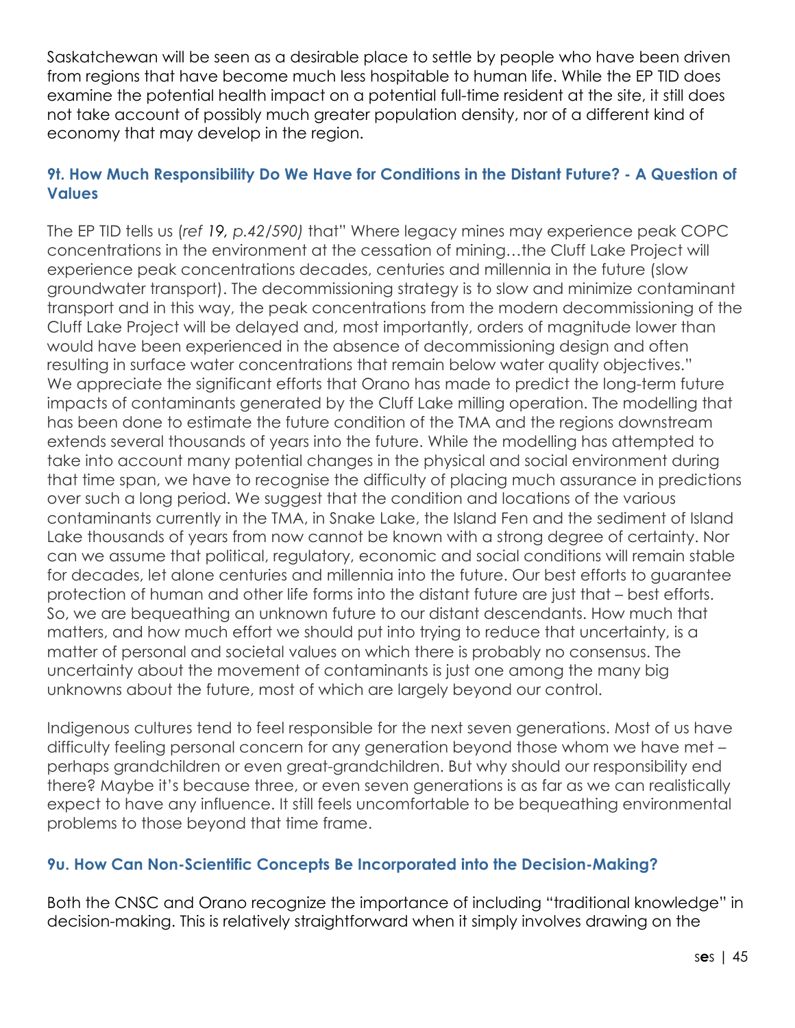Saskatchewan will be seen as a desirable place to settle by people who have been driven from regions that have become much less hospitable to human life. While the EP TID does examine the potential health impact on a potential full-time resident at the site, it still does not take account of possibly much greater population density, nor of a different kind of economy that may develop in the region.

### 9t. How Much Responsibility Do We Have for Conditions in the Distant Future? - A Question of Values

The EP TID tells us (*ref 19, p.42/590)* that" Where legacy mines may experience peak COPC concentrations in the environment at the cessation of mining…the Cluff Lake Project will experience peak concentrations decades, centuries and millennia in the future (slow groundwater transport). The decommissioning strategy is to slow and minimize contaminant transport and in this way, the peak concentrations from the modern decommissioning of the Cluff Lake Project will be delayed and, most importantly, orders of magnitude lower than would have been experienced in the absence of decommissioning design and often resulting in surface water concentrations that remain below water quality objectives."
We appreciate the significant efforts that Orano has made to predict the long-term future impacts of contaminants generated by the Cluff Lake milling operation. The modelling that has been done to estimate the future condition of the TMA and the regions downstream extends several thousands of years into the future. While the modelling has attempted to take into account many potential changes in the physical and social environment during that time span, we have to recognise the difficulty of placing much assurance in predictions over such a long period. We suggest that the condition and locations of the various contaminants currently in the TMA, in Snake Lake, the Island Fen and the sediment of Island Lake thousands of years from now cannot be known with a strong degree of certainty. Nor can we assume that political, regulatory, economic and social conditions will remain stable for decades, let alone centuries and millennia into the future. Our best efforts to guarantee protection of human and other life forms into the distant future are just that – best efforts. So, we are bequeathing an unknown future to our distant descendants. How much that matters, and how much effort we should put into trying to reduce that uncertainty, is a matter of personal and societal values on which there is probably no consensus. The uncertainty about the movement of contaminants is just one among the many big unknowns about the future, most of which are largely beyond our control.

Indigenous cultures tend to feel responsible for the next seven generations. Most of us have difficulty feeling personal concern for any generation beyond those whom we have met – perhaps grandchildren or even great-grandchildren. But why should our responsibility end there? Maybe it's because three, or even seven generations is as far as we can realistically expect to have any influence. It still feels uncomfortable to be bequeathing environmental problems to those beyond that time frame.

### 9u. How Can Non-Scientific Concepts Be Incorporated into the Decision-Making?

Both the CNSC and Orano recognize the importance of including "traditional knowledge" in decision-making. This is relatively straightforward when it simply involves drawing on the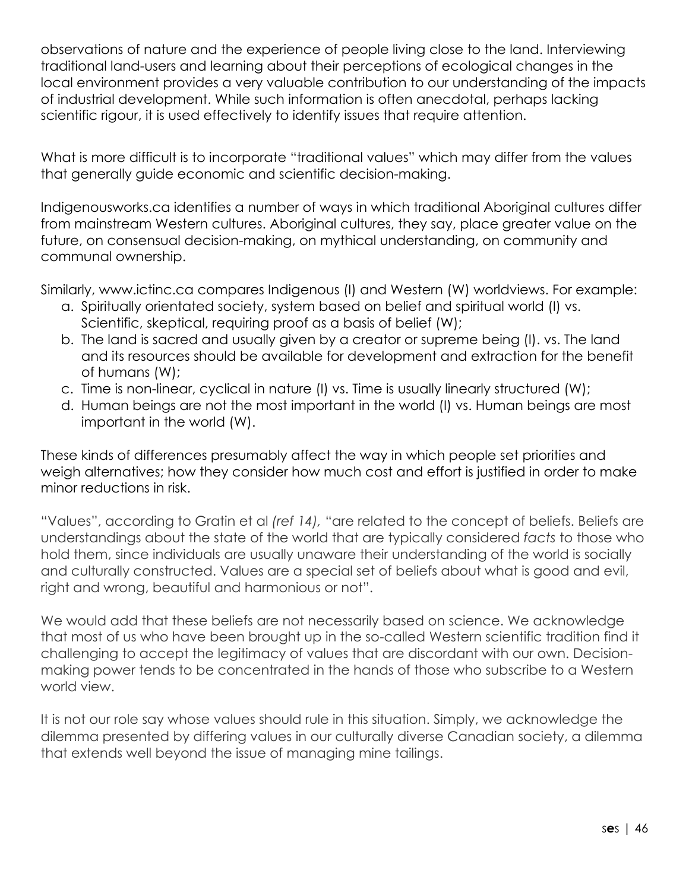observations of nature and the experience of people living close to the land. Interviewing traditional land-users and learning about their perceptions of ecological changes in the local environment provides a very valuable contribution to our understanding of the impacts of industrial development. While such information is often anecdotal, perhaps lacking scientific rigour, it is used effectively to identify issues that require attention.

What is more difficult is to incorporate "traditional values" which may differ from the values that generally guide economic and scientific decision-making.

Indigenousworks.ca identifies a number of ways in which traditional Aboriginal cultures differ from mainstream Western cultures. Aboriginal cultures, they say, place greater value on the future, on consensual decision-making, on mythical understanding, on community and communal ownership.

Similarly, www.ictinc.ca compares Indigenous (I) and Western (W) worldviews. For example:

a. Spiritually orientated society, system based on belief and spiritual world (I) vs. Scientific, skeptical, requiring proof as a basis of belief (W);
b. The land is sacred and usually given by a creator or supreme being (I). vs. The land and its resources should be available for development and extraction for the benefit of humans (W);
c. Time is non-linear, cyclical in nature (I) vs. Time is usually linearly structured (W);
d. Human beings are not the most important in the world (I) vs. Human beings are most important in the world (W).

These kinds of differences presumably affect the way in which people set priorities and weigh alternatives; how they consider how much cost and effort is justified in order to make minor reductions in risk.

"Values", according to Gratin et al *(ref 14),* "are related to the concept of beliefs. Beliefs are understandings about the state of the world that are typically considered *facts* to those who hold them, since individuals are usually unaware their understanding of the world is socially and culturally constructed. Values are a special set of beliefs about what is good and evil, right and wrong, beautiful and harmonious or not".

We would add that these beliefs are not necessarily based on science. We acknowledge that most of us who have been brought up in the so-called Western scientific tradition find it challenging to accept the legitimacy of values that are discordant with our own. Decision-making power tends to be concentrated in the hands of those who subscribe to a Western world view.

It is not our role say whose values should rule in this situation. Simply, we acknowledge the dilemma presented by differing values in our culturally diverse Canadian society, a dilemma that extends well beyond the issue of managing mine tailings.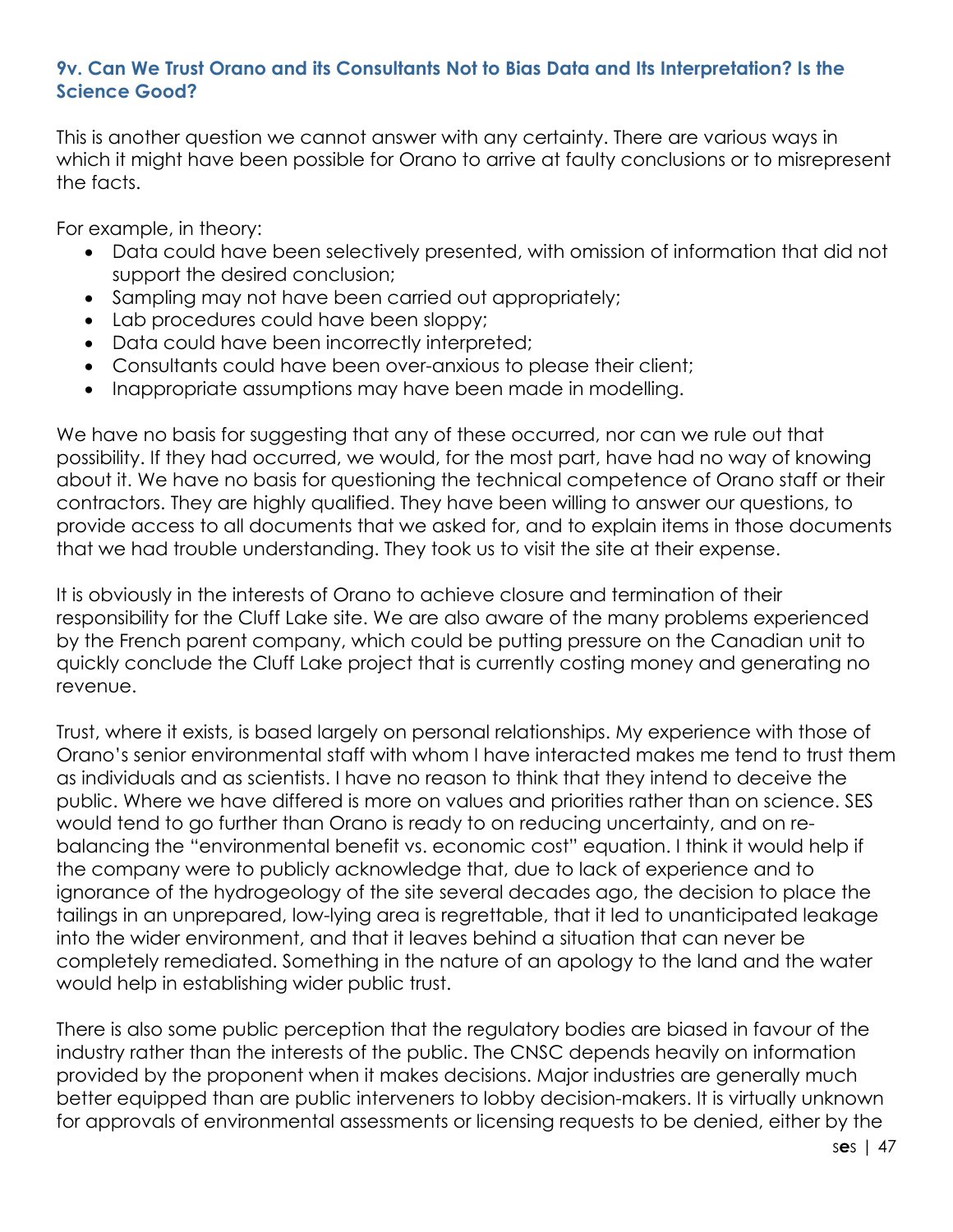### 9v. Can We Trust Orano and its Consultants Not to Bias Data and Its Interpretation? Is the Science Good?

This is another question we cannot answer with any certainty. There are various ways in which it might have been possible for Orano to arrive at faulty conclusions or to misrepresent the facts.

For example, in theory:

- Data could have been selectively presented, with omission of information that did not support the desired conclusion;
- Sampling may not have been carried out appropriately;
- Lab procedures could have been sloppy;
- Data could have been incorrectly interpreted;
- Consultants could have been over-anxious to please their client;
- Inappropriate assumptions may have been made in modelling.

We have no basis for suggesting that any of these occurred, nor can we rule out that possibility. If they had occurred, we would, for the most part, have had no way of knowing about it. We have no basis for questioning the technical competence of Orano staff or their contractors. They are highly qualified. They have been willing to answer our questions, to provide access to all documents that we asked for, and to explain items in those documents that we had trouble understanding. They took us to visit the site at their expense.

It is obviously in the interests of Orano to achieve closure and termination of their responsibility for the Cluff Lake site. We are also aware of the many problems experienced by the French parent company, which could be putting pressure on the Canadian unit to quickly conclude the Cluff Lake project that is currently costing money and generating no revenue.

Trust, where it exists, is based largely on personal relationships. My experience with those of Orano's senior environmental staff with whom I have interacted makes me tend to trust them as individuals and as scientists. I have no reason to think that they intend to deceive the public. Where we have differed is more on values and priorities rather than on science. SES would tend to go further than Orano is ready to on reducing uncertainty, and on re-balancing the "environmental benefit vs. economic cost" equation. I think it would help if the company were to publicly acknowledge that, due to lack of experience and to ignorance of the hydrogeology of the site several decades ago, the decision to place the tailings in an unprepared, low-lying area is regrettable, that it led to unanticipated leakage into the wider environment, and that it leaves behind a situation that can never be completely remediated. Something in the nature of an apology to the land and the water would help in establishing wider public trust.

There is also some public perception that the regulatory bodies are biased in favour of the industry rather than the interests of the public. The CNSC depends heavily on information provided by the proponent when it makes decisions. Major industries are generally much better equipped than are public interveners to lobby decision-makers. It is virtually unknown for approvals of environmental assessments or licensing requests to be denied, either by the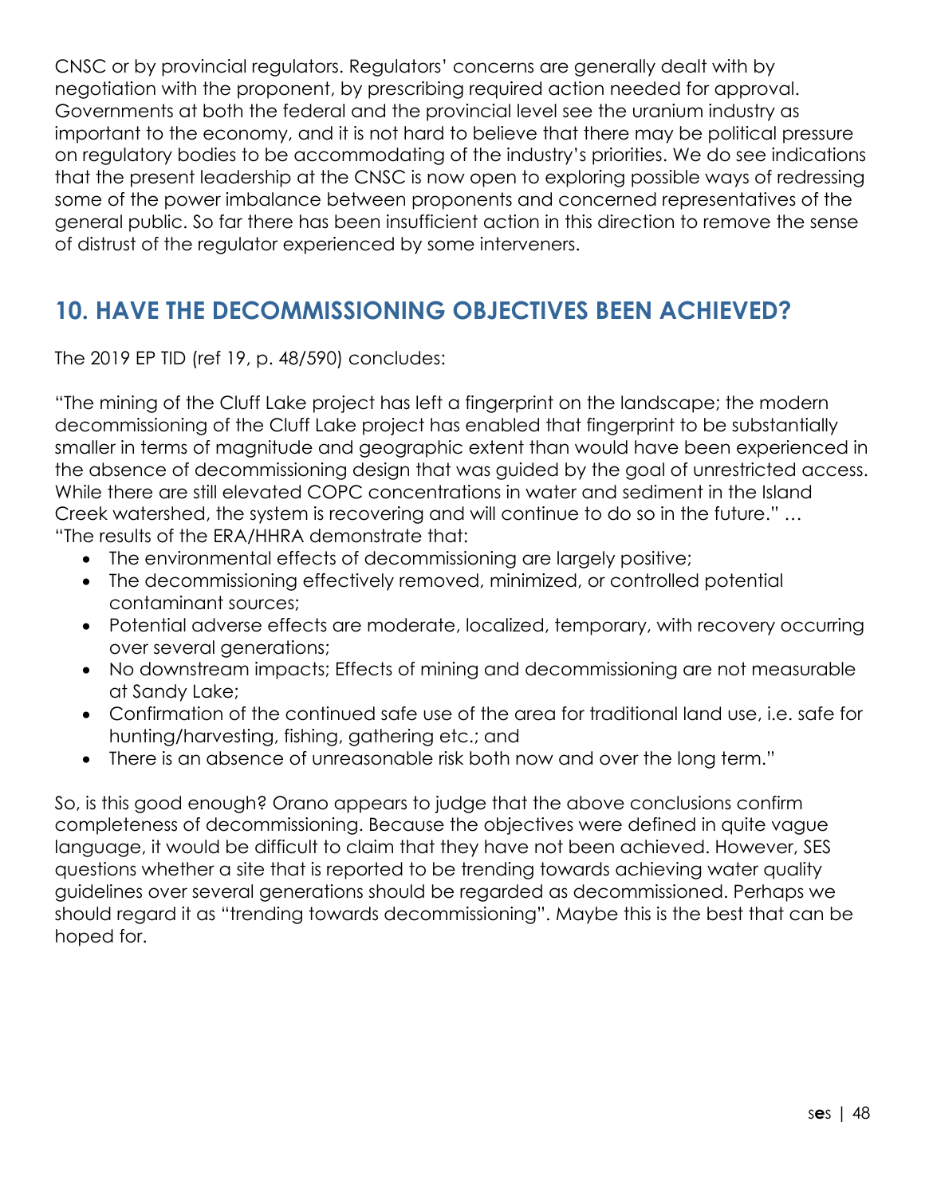CNSC or by provincial regulators. Regulators' concerns are generally dealt with by negotiation with the proponent, by prescribing required action needed for approval. Governments at both the federal and the provincial level see the uranium industry as important to the economy, and it is not hard to believe that there may be political pressure on regulatory bodies to be accommodating of the industry's priorities. We do see indications that the present leadership at the CNSC is now open to exploring possible ways of redressing some of the power imbalance between proponents and concerned representatives of the general public. So far there has been insufficient action in this direction to remove the sense of distrust of the regulator experienced by some interveners.

## 10. HAVE THE DECOMMISSIONING OBJECTIVES BEEN ACHIEVED?

The 2019 EP TID (ref 19, p. 48/590) concludes:

"The mining of the Cluff Lake project has left a fingerprint on the landscape; the modern decommissioning of the Cluff Lake project has enabled that fingerprint to be substantially smaller in terms of magnitude and geographic extent than would have been experienced in the absence of decommissioning design that was guided by the goal of unrestricted access. While there are still elevated COPC concentrations in water and sediment in the Island Creek watershed, the system is recovering and will continue to do so in the future." …
"The results of the ERA/HHRA demonstrate that:

- The environmental effects of decommissioning are largely positive;
- The decommissioning effectively removed, minimized, or controlled potential contaminant sources;
- Potential adverse effects are moderate, localized, temporary, with recovery occurring over several generations;
- No downstream impacts; Effects of mining and decommissioning are not measurable at Sandy Lake;
- Confirmation of the continued safe use of the area for traditional land use, i.e. safe for hunting/harvesting, fishing, gathering etc.; and
- There is an absence of unreasonable risk both now and over the long term."

So, is this good enough? Orano appears to judge that the above conclusions confirm completeness of decommissioning. Because the objectives were defined in quite vague language, it would be difficult to claim that they have not been achieved. However, SES questions whether a site that is reported to be trending towards achieving water quality guidelines over several generations should be regarded as decommissioned. Perhaps we should regard it as "trending towards decommissioning". Maybe this is the best that can be hoped for.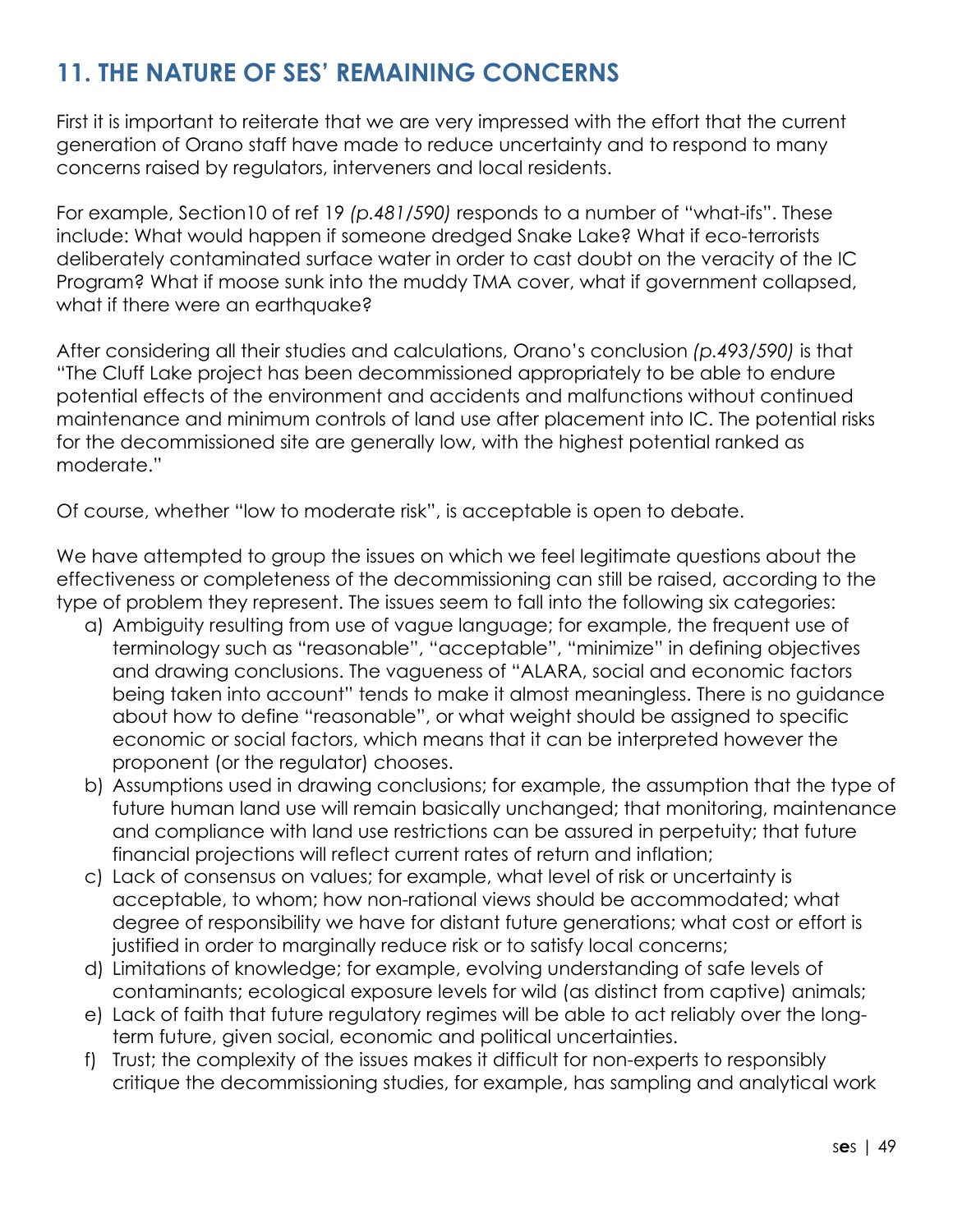## 11. THE NATURE OF SES' REMAINING CONCERNS

First it is important to reiterate that we are very impressed with the effort that the current generation of Orano staff have made to reduce uncertainty and to respond to many concerns raised by regulators, interveners and local residents.

For example, Section10 of ref 19 *(p.481/590)* responds to a number of "what-ifs". These include: What would happen if someone dredged Snake Lake? What if eco-terrorists deliberately contaminated surface water in order to cast doubt on the veracity of the IC Program? What if moose sunk into the muddy TMA cover, what if government collapsed, what if there were an earthquake?

After considering all their studies and calculations, Orano's conclusion *(p.493/590)* is that "The Cluff Lake project has been decommissioned appropriately to be able to endure potential effects of the environment and accidents and malfunctions without continued maintenance and minimum controls of land use after placement into IC. The potential risks for the decommissioned site are generally low, with the highest potential ranked as moderate."

Of course, whether "low to moderate risk", is acceptable is open to debate.

We have attempted to group the issues on which we feel legitimate questions about the effectiveness or completeness of the decommissioning can still be raised, according to the type of problem they represent. The issues seem to fall into the following six categories:

a) Ambiguity resulting from use of vague language; for example, the frequent use of terminology such as "reasonable", "acceptable", "minimize" in defining objectives and drawing conclusions. The vagueness of "ALARA, social and economic factors being taken into account" tends to make it almost meaningless. There is no guidance about how to define "reasonable", or what weight should be assigned to specific economic or social factors, which means that it can be interpreted however the proponent (or the regulator) chooses.
b) Assumptions used in drawing conclusions; for example, the assumption that the type of future human land use will remain basically unchanged; that monitoring, maintenance and compliance with land use restrictions can be assured in perpetuity; that future financial projections will reflect current rates of return and inflation;
c) Lack of consensus on values; for example, what level of risk or uncertainty is acceptable, to whom; how non-rational views should be accommodated; what degree of responsibility we have for distant future generations; what cost or effort is justified in order to marginally reduce risk or to satisfy local concerns;
d) Limitations of knowledge; for example, evolving understanding of safe levels of contaminants; ecological exposure levels for wild (as distinct from captive) animals;
e) Lack of faith that future regulatory regimes will be able to act reliably over the long-term future, given social, economic and political uncertainties.
f) Trust; the complexity of the issues makes it difficult for non-experts to responsibly critique the decommissioning studies, for example, has sampling and analytical work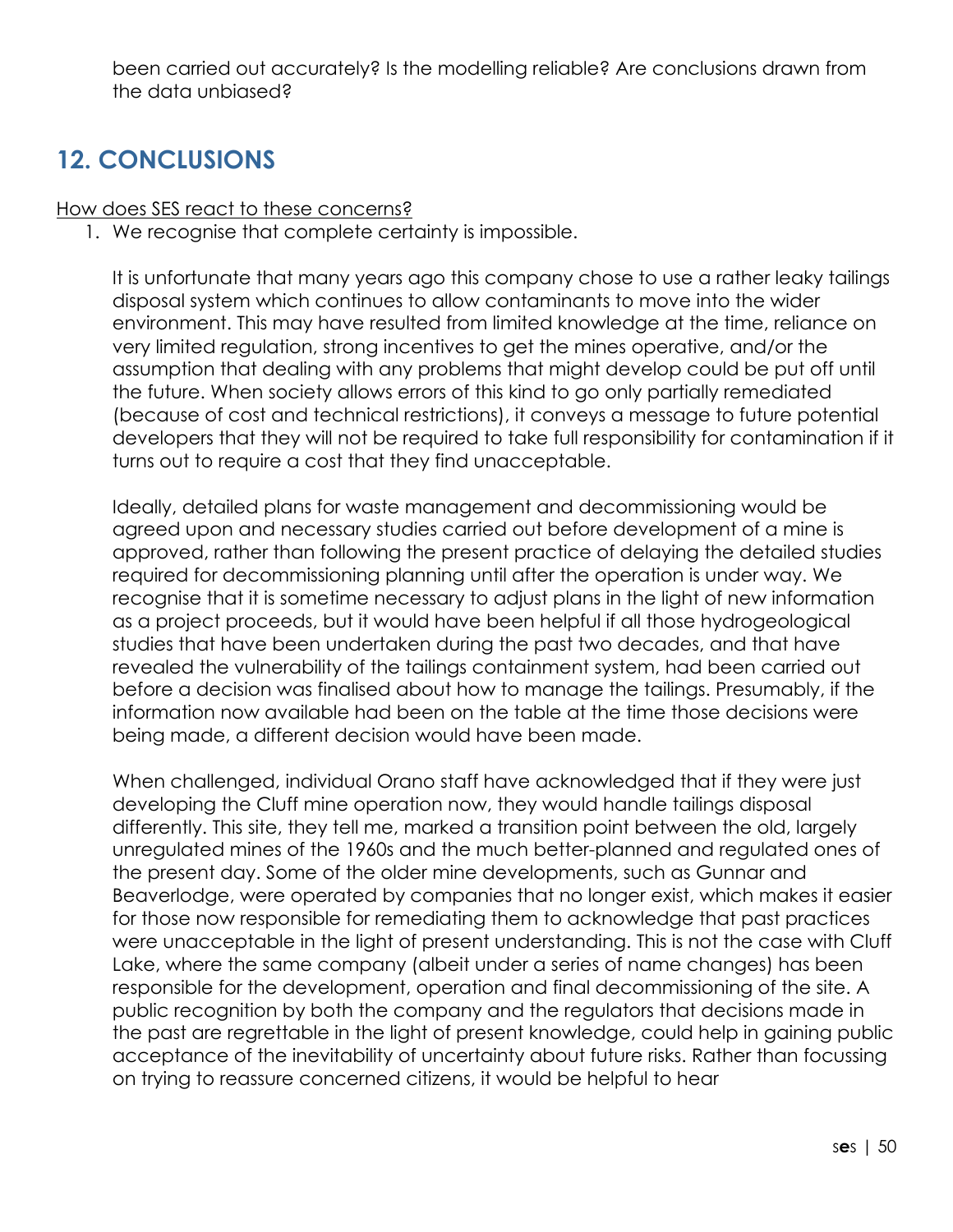been carried out accurately? Is the modelling reliable? Are conclusions drawn from the data unbiased?

## 12. CONCLUSIONS

<u>How does SES react to these concerns?</u>

1. We recognise that complete certainty is impossible.

   It is unfortunate that many years ago this company chose to use a rather leaky tailings disposal system which continues to allow contaminants to move into the wider environment. This may have resulted from limited knowledge at the time, reliance on very limited regulation, strong incentives to get the mines operative, and/or the assumption that dealing with any problems that might develop could be put off until the future. When society allows errors of this kind to go only partially remediated (because of cost and technical restrictions), it conveys a message to future potential developers that they will not be required to take full responsibility for contamination if it turns out to require a cost that they find unacceptable.

   Ideally, detailed plans for waste management and decommissioning would be agreed upon and necessary studies carried out before development of a mine is approved, rather than following the present practice of delaying the detailed studies required for decommissioning planning until after the operation is under way. We recognise that it is sometime necessary to adjust plans in the light of new information as a project proceeds, but it would have been helpful if all those hydrogeological studies that have been undertaken during the past two decades, and that have revealed the vulnerability of the tailings containment system, had been carried out before a decision was finalised about how to manage the tailings. Presumably, if the information now available had been on the table at the time those decisions were being made, a different decision would have been made.

   When challenged, individual Orano staff have acknowledged that if they were just developing the Cluff mine operation now, they would handle tailings disposal differently. This site, they tell me, marked a transition point between the old, largely unregulated mines of the 1960s and the much better-planned and regulated ones of the present day. Some of the older mine developments, such as Gunnar and Beaverlodge, were operated by companies that no longer exist, which makes it easier for those now responsible for remediating them to acknowledge that past practices were unacceptable in the light of present understanding. This is not the case with Cluff Lake, where the same company (albeit under a series of name changes) has been responsible for the development, operation and final decommissioning of the site. A public recognition by both the company and the regulators that decisions made in the past are regrettable in the light of present knowledge, could help in gaining public acceptance of the inevitability of uncertainty about future risks. Rather than focussing on trying to reassure concerned citizens, it would be helpful to hear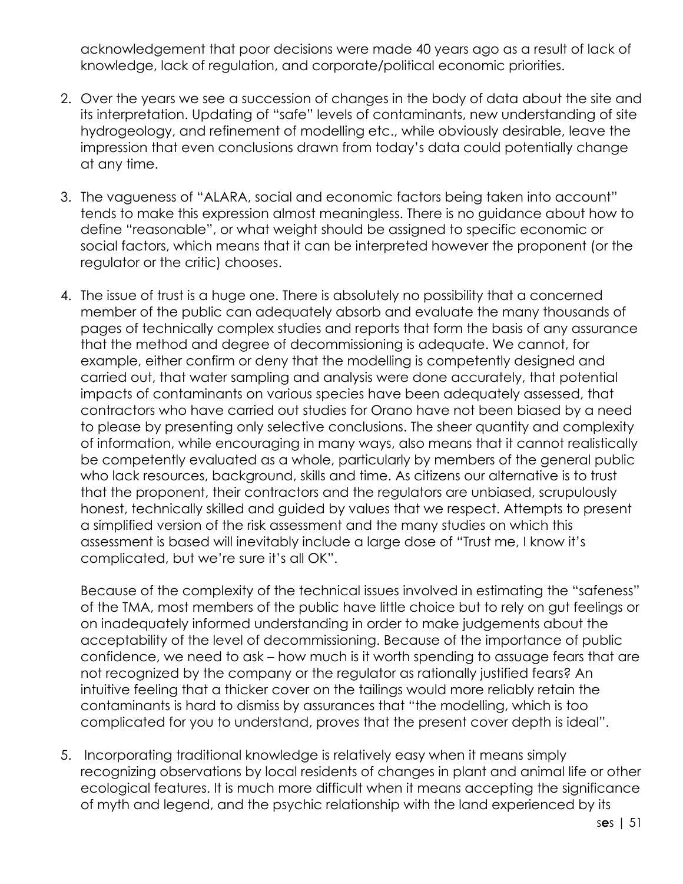acknowledgement that poor decisions were made 40 years ago as a result of lack of knowledge, lack of regulation, and corporate/political economic priorities.

2. Over the years we see a succession of changes in the body of data about the site and its interpretation. Updating of "safe" levels of contaminants, new understanding of site hydrogeology, and refinement of modelling etc., while obviously desirable, leave the impression that even conclusions drawn from today's data could potentially change at any time.

3. The vagueness of "ALARA, social and economic factors being taken into account" tends to make this expression almost meaningless. There is no guidance about how to define "reasonable", or what weight should be assigned to specific economic or social factors, which means that it can be interpreted however the proponent (or the regulator or the critic) chooses.

4. The issue of trust is a huge one. There is absolutely no possibility that a concerned member of the public can adequately absorb and evaluate the many thousands of pages of technically complex studies and reports that form the basis of any assurance that the method and degree of decommissioning is adequate. We cannot, for example, either confirm or deny that the modelling is competently designed and carried out, that water sampling and analysis were done accurately, that potential impacts of contaminants on various species have been adequately assessed, that contractors who have carried out studies for Orano have not been biased by a need to please by presenting only selective conclusions. The sheer quantity and complexity of information, while encouraging in many ways, also means that it cannot realistically be competently evaluated as a whole, particularly by members of the general public who lack resources, background, skills and time. As citizens our alternative is to trust that the proponent, their contractors and the regulators are unbiased, scrupulously honest, technically skilled and guided by values that we respect. Attempts to present a simplified version of the risk assessment and the many studies on which this assessment is based will inevitably include a large dose of "Trust me, I know it's complicated, but we're sure it's all OK".

   Because of the complexity of the technical issues involved in estimating the "safeness" of the TMA, most members of the public have little choice but to rely on gut feelings or on inadequately informed understanding in order to make judgements about the acceptability of the level of decommissioning. Because of the importance of public confidence, we need to ask – how much is it worth spending to assuage fears that are not recognized by the company or the regulator as rationally justified fears? An intuitive feeling that a thicker cover on the tailings would more reliably retain the contaminants is hard to dismiss by assurances that "the modelling, which is too complicated for you to understand, proves that the present cover depth is ideal".

5. Incorporating traditional knowledge is relatively easy when it means simply recognizing observations by local residents of changes in plant and animal life or other ecological features. It is much more difficult when it means accepting the significance of myth and legend, and the psychic relationship with the land experienced by its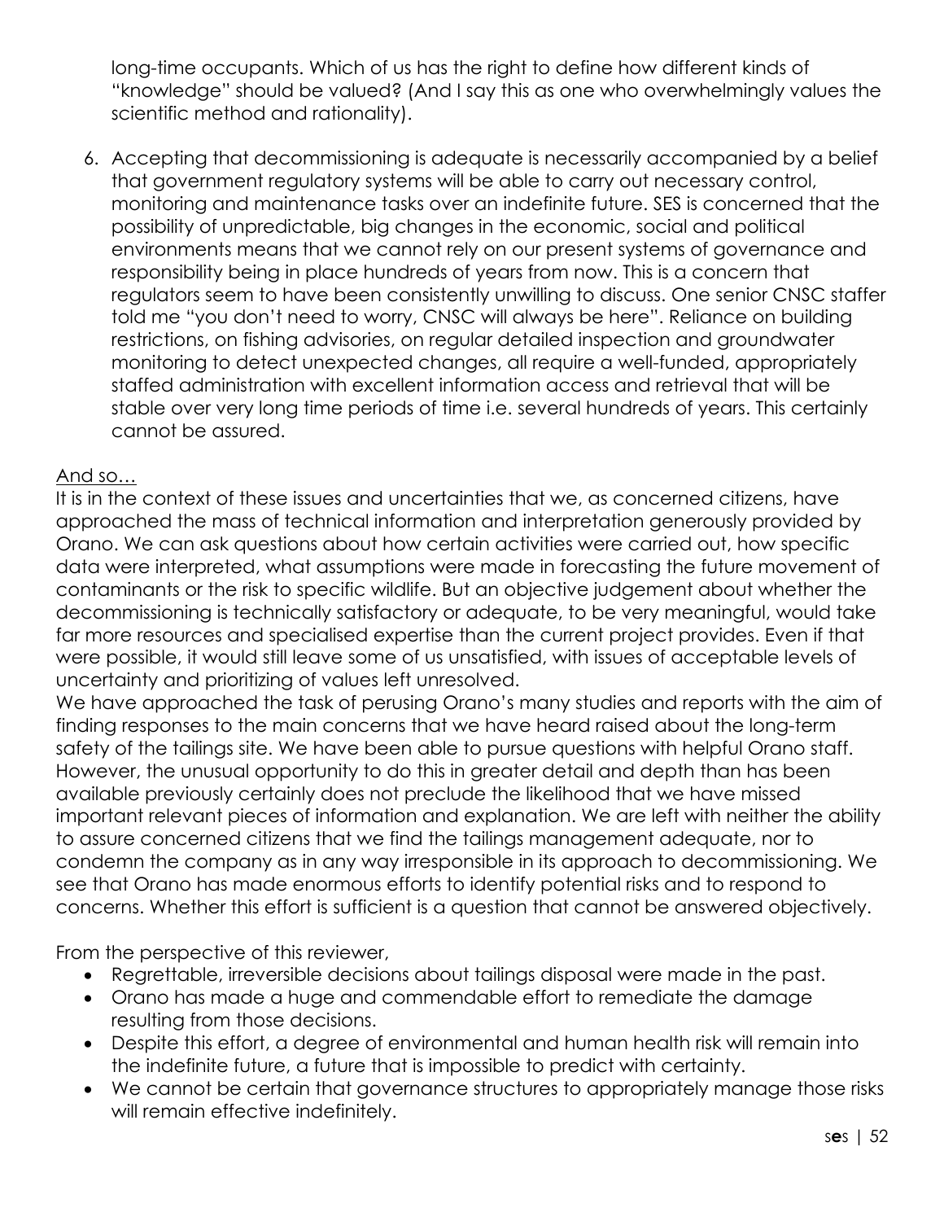long-time occupants. Which of us has the right to define how different kinds of "knowledge" should be valued? (And I say this as one who overwhelmingly values the scientific method and rationality).

6. Accepting that decommissioning is adequate is necessarily accompanied by a belief that government regulatory systems will be able to carry out necessary control, monitoring and maintenance tasks over an indefinite future. SES is concerned that the possibility of unpredictable, big changes in the economic, social and political environments means that we cannot rely on our present systems of governance and responsibility being in place hundreds of years from now. This is a concern that regulators seem to have been consistently unwilling to discuss. One senior CNSC staffer told me "you don't need to worry, CNSC will always be here". Reliance on building restrictions, on fishing advisories, on regular detailed inspection and groundwater monitoring to detect unexpected changes, all require a well-funded, appropriately staffed administration with excellent information access and retrieval that will be stable over very long time periods of time i.e. several hundreds of years. This certainly cannot be assured.

<u>And so…</u>

It is in the context of these issues and uncertainties that we, as concerned citizens, have approached the mass of technical information and interpretation generously provided by Orano. We can ask questions about how certain activities were carried out, how specific data were interpreted, what assumptions were made in forecasting the future movement of contaminants or the risk to specific wildlife. But an objective judgement about whether the decommissioning is technically satisfactory or adequate, to be very meaningful, would take far more resources and specialised expertise than the current project provides. Even if that were possible, it would still leave some of us unsatisfied, with issues of acceptable levels of uncertainty and prioritizing of values left unresolved.

We have approached the task of perusing Orano's many studies and reports with the aim of finding responses to the main concerns that we have heard raised about the long-term safety of the tailings site. We have been able to pursue questions with helpful Orano staff. However, the unusual opportunity to do this in greater detail and depth than has been available previously certainly does not preclude the likelihood that we have missed important relevant pieces of information and explanation. We are left with neither the ability to assure concerned citizens that we find the tailings management adequate, nor to condemn the company as in any way irresponsible in its approach to decommissioning. We see that Orano has made enormous efforts to identify potential risks and to respond to concerns. Whether this effort is sufficient is a question that cannot be answered objectively.

From the perspective of this reviewer,

- Regrettable, irreversible decisions about tailings disposal were made in the past.
- Orano has made a huge and commendable effort to remediate the damage resulting from those decisions.
- Despite this effort, a degree of environmental and human health risk will remain into the indefinite future, a future that is impossible to predict with certainty.
- We cannot be certain that governance structures to appropriately manage those risks will remain effective indefinitely.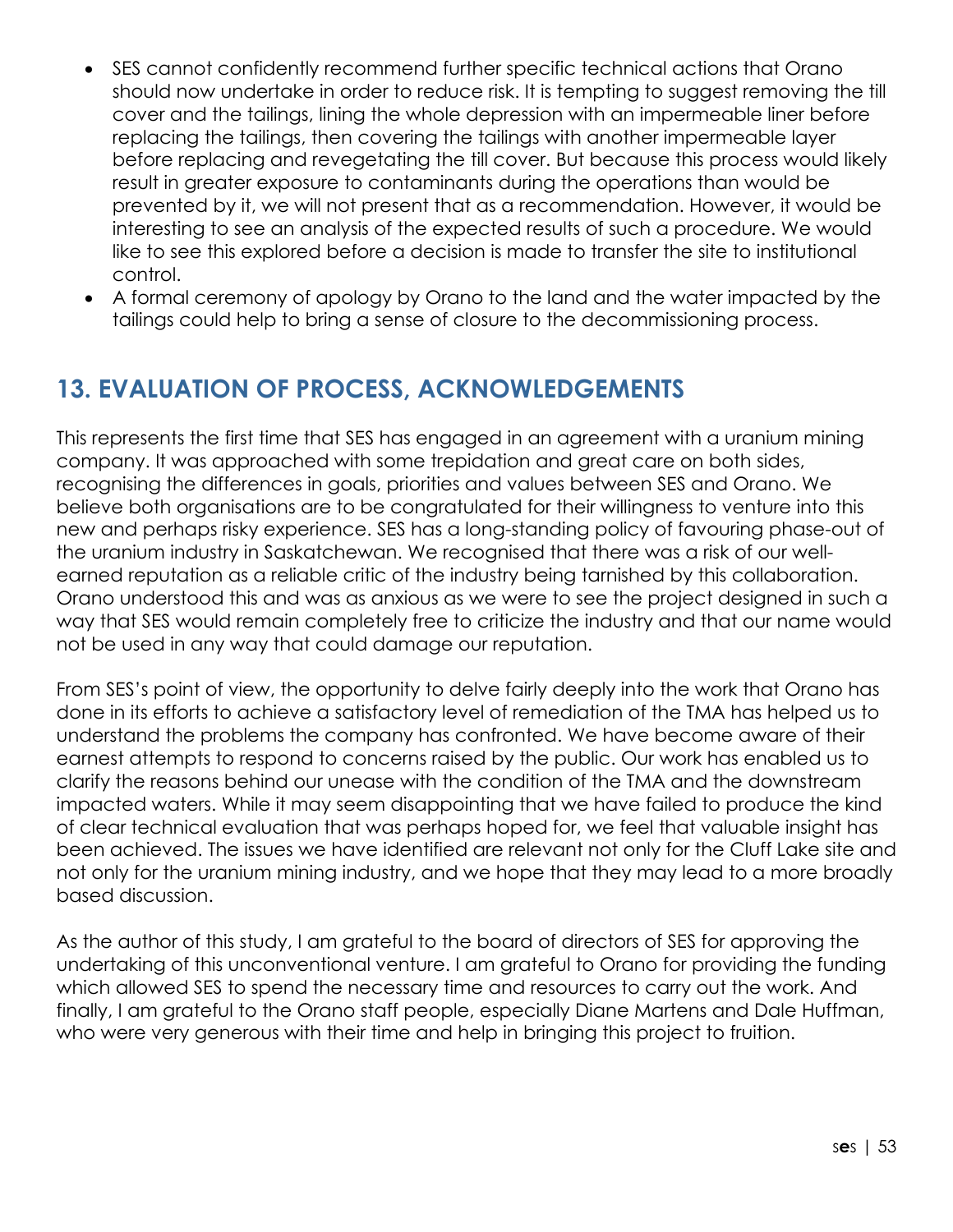- SES cannot confidently recommend further specific technical actions that Orano should now undertake in order to reduce risk. It is tempting to suggest removing the till cover and the tailings, lining the whole depression with an impermeable liner before replacing the tailings, then covering the tailings with another impermeable layer before replacing and revegetating the till cover. But because this process would likely result in greater exposure to contaminants during the operations than would be prevented by it, we will not present that as a recommendation. However, it would be interesting to see an analysis of the expected results of such a procedure. We would like to see this explored before a decision is made to transfer the site to institutional control.
- A formal ceremony of apology by Orano to the land and the water impacted by the tailings could help to bring a sense of closure to the decommissioning process.

## 13. EVALUATION OF PROCESS, ACKNOWLEDGEMENTS

This represents the first time that SES has engaged in an agreement with a uranium mining company. It was approached with some trepidation and great care on both sides, recognising the differences in goals, priorities and values between SES and Orano. We believe both organisations are to be congratulated for their willingness to venture into this new and perhaps risky experience. SES has a long-standing policy of favouring phase-out of the uranium industry in Saskatchewan. We recognised that there was a risk of our well-earned reputation as a reliable critic of the industry being tarnished by this collaboration. Orano understood this and was as anxious as we were to see the project designed in such a way that SES would remain completely free to criticize the industry and that our name would not be used in any way that could damage our reputation.

From SES's point of view, the opportunity to delve fairly deeply into the work that Orano has done in its efforts to achieve a satisfactory level of remediation of the TMA has helped us to understand the problems the company has confronted. We have become aware of their earnest attempts to respond to concerns raised by the public. Our work has enabled us to clarify the reasons behind our unease with the condition of the TMA and the downstream impacted waters. While it may seem disappointing that we have failed to produce the kind of clear technical evaluation that was perhaps hoped for, we feel that valuable insight has been achieved. The issues we have identified are relevant not only for the Cluff Lake site and not only for the uranium mining industry, and we hope that they may lead to a more broadly based discussion.

As the author of this study, I am grateful to the board of directors of SES for approving the undertaking of this unconventional venture. I am grateful to Orano for providing the funding which allowed SES to spend the necessary time and resources to carry out the work. And finally, I am grateful to the Orano staff people, especially Diane Martens and Dale Huffman, who were very generous with their time and help in bringing this project to fruition.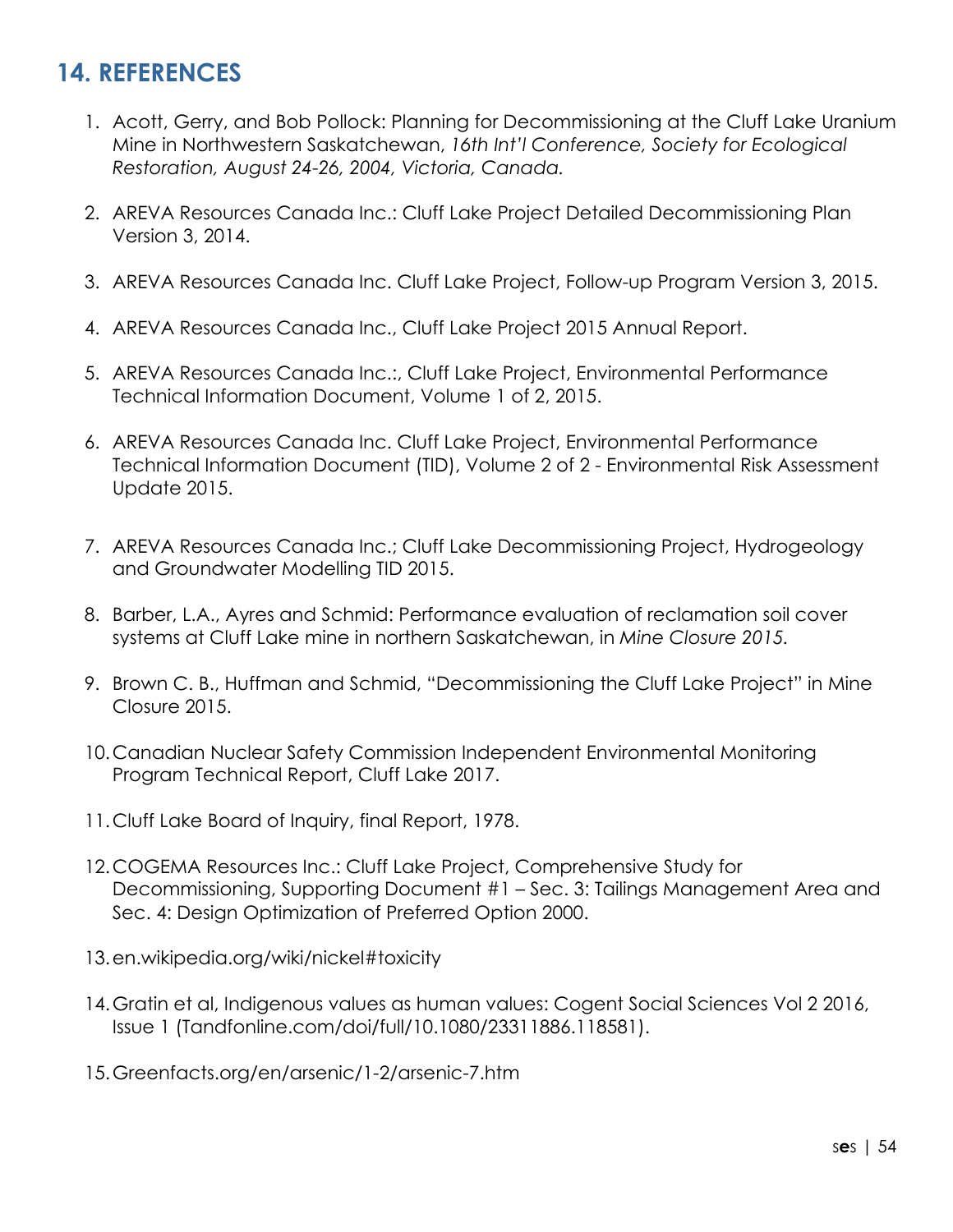## 14. REFERENCES

1. Acott, Gerry, and Bob Pollock: Planning for Decommissioning at the Cluff Lake Uranium Mine in Northwestern Saskatchewan, *16th Int'l Conference, Society for Ecological Restoration, August 24-26, 2004, Victoria, Canada.*

2. AREVA Resources Canada Inc.: Cluff Lake Project Detailed Decommissioning Plan Version 3, 2014.

3. AREVA Resources Canada Inc. Cluff Lake Project, Follow-up Program Version 3, 2015.

4. AREVA Resources Canada Inc., Cluff Lake Project 2015 Annual Report.

5. AREVA Resources Canada Inc.:, Cluff Lake Project, Environmental Performance Technical Information Document, Volume 1 of 2, 2015.

6. AREVA Resources Canada Inc. Cluff Lake Project, Environmental Performance Technical Information Document (TID), Volume 2 of 2 - Environmental Risk Assessment Update 2015.

7. AREVA Resources Canada Inc.; Cluff Lake Decommissioning Project, Hydrogeology and Groundwater Modelling TID 2015.

8. Barber, L.A., Ayres and Schmid: Performance evaluation of reclamation soil cover systems at Cluff Lake mine in northern Saskatchewan, in *Mine Closure 2015.*

9. Brown C. B., Huffman and Schmid, "Decommissioning the Cluff Lake Project" in Mine Closure 2015.

10. Canadian Nuclear Safety Commission Independent Environmental Monitoring Program Technical Report, Cluff Lake 2017.

11. Cluff Lake Board of Inquiry, final Report, 1978.

12. COGEMA Resources Inc.: Cluff Lake Project, Comprehensive Study for Decommissioning, Supporting Document #1 – Sec. 3: Tailings Management Area and Sec. 4: Design Optimization of Preferred Option 2000.

13. en.wikipedia.org/wiki/nickel#toxicity

14. Gratin et al, Indigenous values as human values: Cogent Social Sciences Vol 2 2016, Issue 1 (Tandfonline.com/doi/full/10.1080/23311886.118581).

15. Greenfacts.org/en/arsenic/1-2/arsenic-7.htm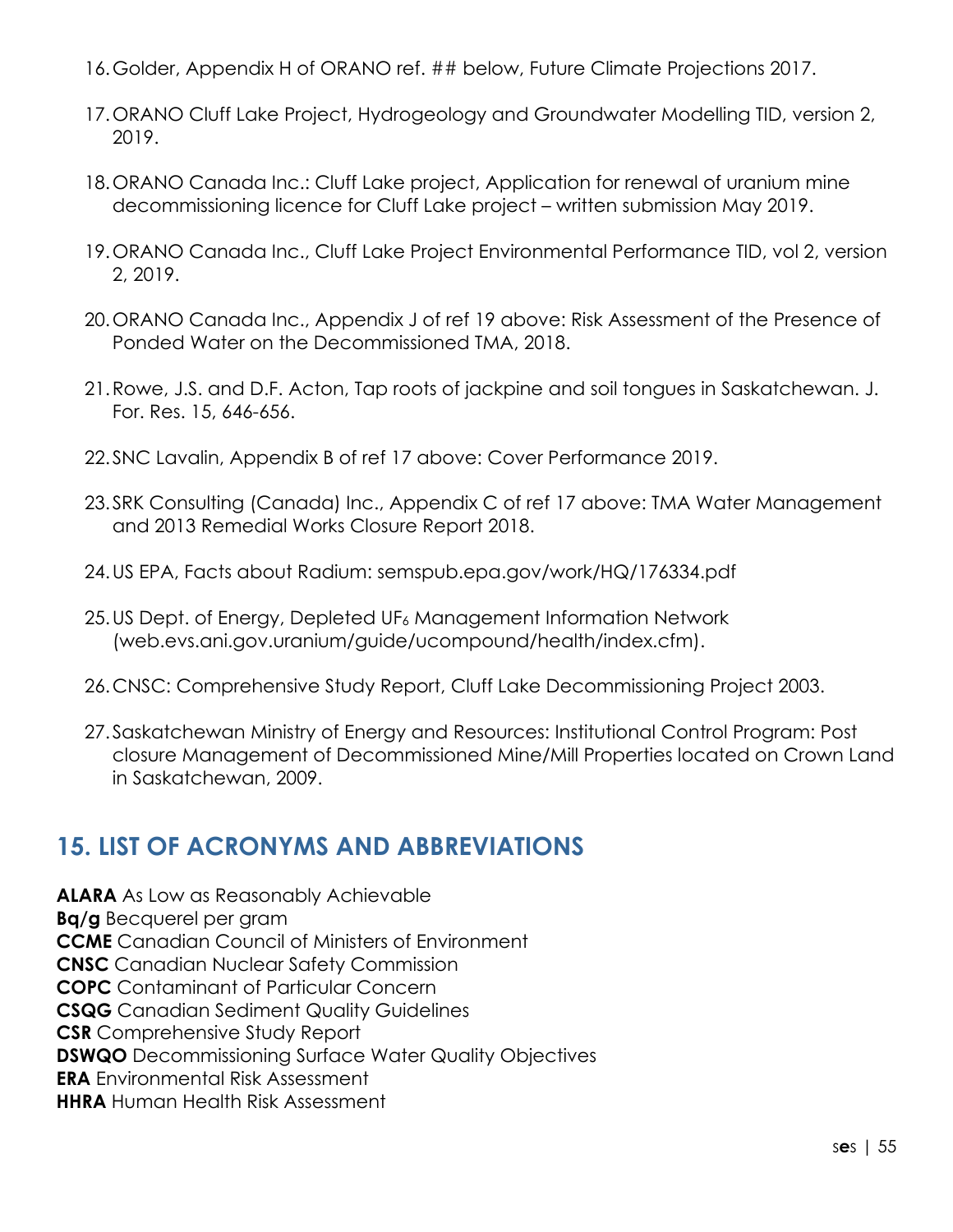16. Golder, Appendix H of ORANO ref. ## below, Future Climate Projections 2017.

17. ORANO Cluff Lake Project, Hydrogeology and Groundwater Modelling TID, version 2, 2019.

18. ORANO Canada Inc.: Cluff Lake project, Application for renewal of uranium mine decommissioning licence for Cluff Lake project – written submission May 2019.

19. ORANO Canada Inc., Cluff Lake Project Environmental Performance TID, vol 2, version 2, 2019.

20. ORANO Canada Inc., Appendix J of ref 19 above: Risk Assessment of the Presence of Ponded Water on the Decommissioned TMA, 2018.

21. Rowe, J.S. and D.F. Acton, Tap roots of jackpine and soil tongues in Saskatchewan. J. For. Res. 15, 646-656.

22. SNC Lavalin, Appendix B of ref 17 above: Cover Performance 2019.

23. SRK Consulting (Canada) Inc., Appendix C of ref 17 above: TMA Water Management and 2013 Remedial Works Closure Report 2018.

24. US EPA, Facts about Radium: semspub.epa.gov/work/HQ/176334.pdf

25. US Dept. of Energy, Depleted $UF_6$ Management Information Network (web.evs.ani.gov.uranium/guide/ucompound/health/index.cfm).

26. CNSC: Comprehensive Study Report, Cluff Lake Decommissioning Project 2003.

27. Saskatchewan Ministry of Energy and Resources: Institutional Control Program: Post closure Management of Decommissioned Mine/Mill Properties located on Crown Land in Saskatchewan, 2009.

## 15. LIST OF ACRONYMS AND ABBREVIATIONS

**ALARA** As Low as Reasonably Achievable
**Bq/g** Becquerel per gram
**CCME** Canadian Council of Ministers of Environment
**CNSC** Canadian Nuclear Safety Commission
**COPC** Contaminant of Particular Concern
**CSQG** Canadian Sediment Quality Guidelines
**CSR** Comprehensive Study Report
**DSWQO** Decommissioning Surface Water Quality Objectives
**ERA** Environmental Risk Assessment
**HHRA** Human Health Risk Assessment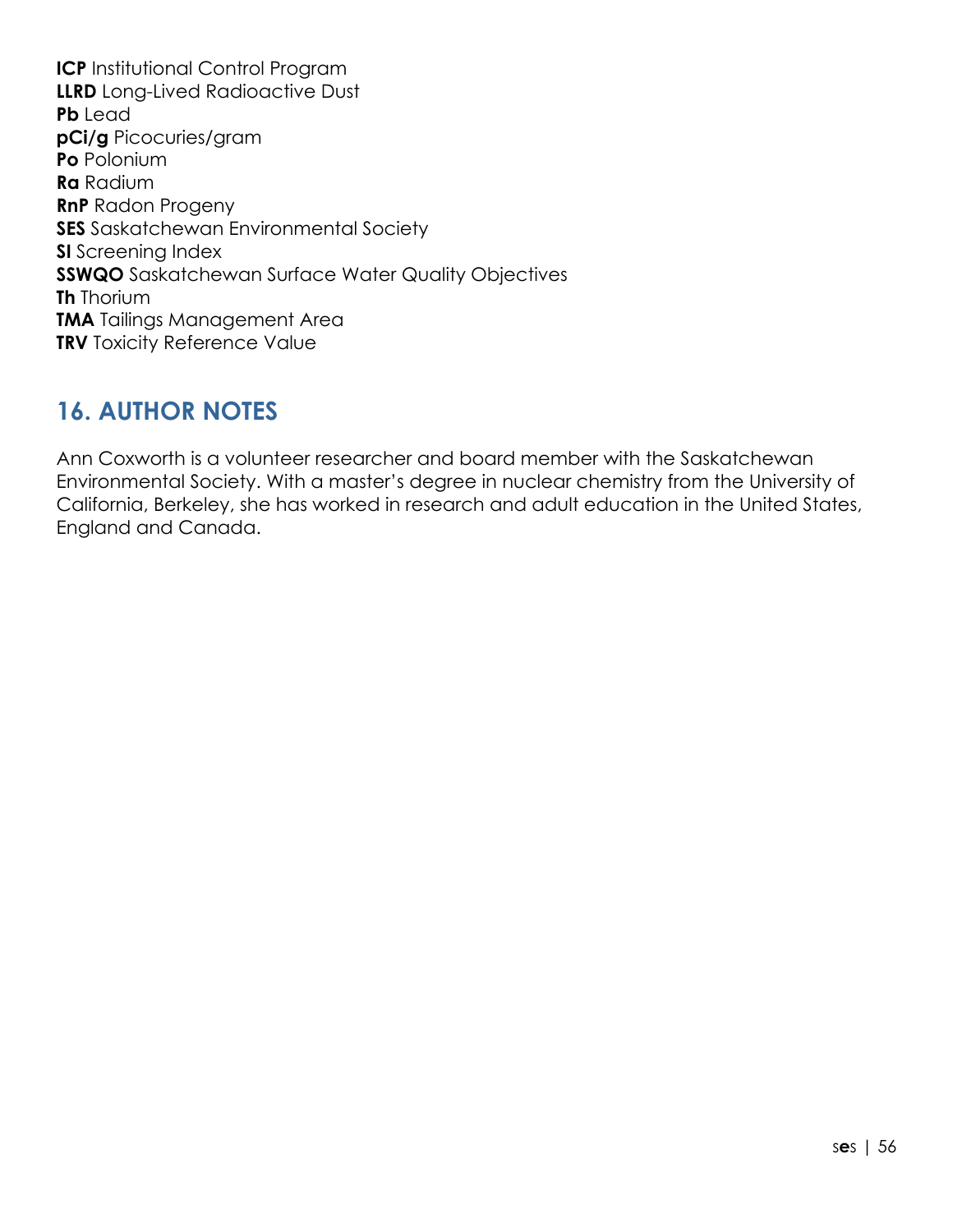**ICP** Institutional Control Program
**LLRD** Long-Lived Radioactive Dust
**Pb** Lead
**pCi/g** Picocuries/gram
**Po** Polonium
**Ra** Radium
**RnP** Radon Progeny
**SES** Saskatchewan Environmental Society
**SI** Screening Index
**SSWQO** Saskatchewan Surface Water Quality Objectives
**Th** Thorium
**TMA** Tailings Management Area
**TRV** Toxicity Reference Value

## 16. AUTHOR NOTES

Ann Coxworth is a volunteer researcher and board member with the Saskatchewan Environmental Society. With a master's degree in nuclear chemistry from the University of California, Berkeley, she has worked in research and adult education in the United States, England and Canada.